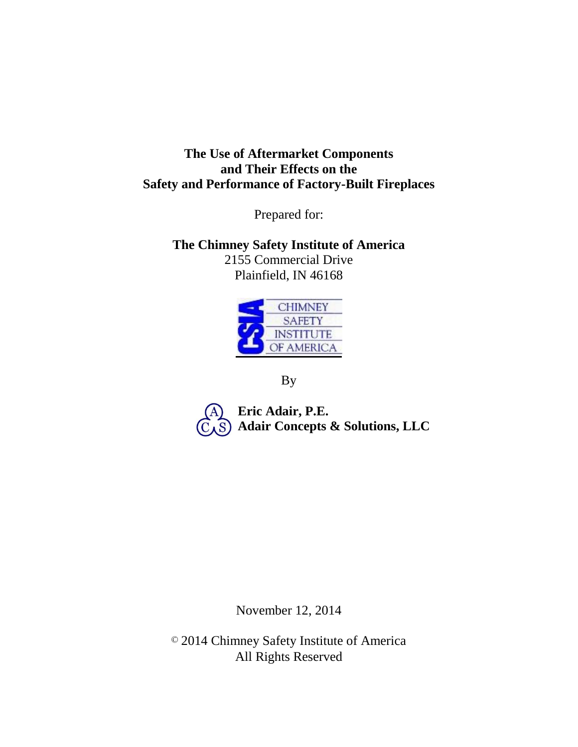# The Use of Aftermarket Components and Their Effects on the Safety and Performance of Factory-Built Fireplaces

Prepared for:

**The Chimney Safety Institute of America**
2155 Commercial Drive
Plainfield, IN 46168

CSIA CHIMNEY SAFETY INSTITUTE OF AMERICA

By

**Eric Adair, P.E.**
**Adair Concepts & Solutions, LLC**

November 12, 2014

© 2014 Chimney Safety Institute of America
All Rights Reserved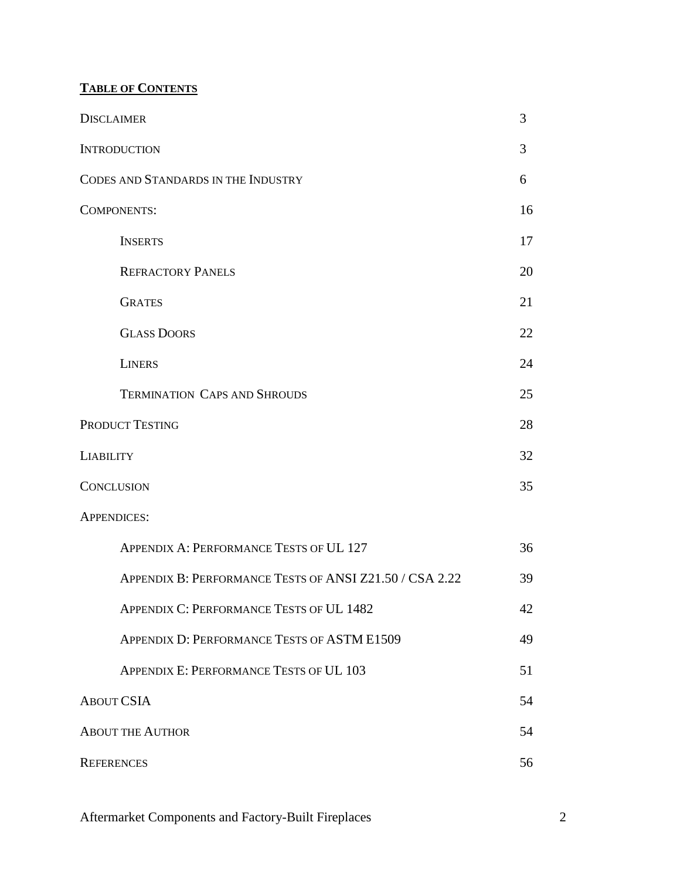## TABLE OF CONTENTS

| | |
|---|---|
| DISCLAIMER | 3 |
| INTRODUCTION | 3 |
| CODES AND STANDARDS IN THE INDUSTRY | 6 |
| COMPONENTS: | 16 |
| INSERTS | 17 |
| REFRACTORY PANELS | 20 |
| GRATES | 21 |
| GLASS DOORS | 22 |
| LINERS | 24 |
| TERMINATION CAPS AND SHROUDS | 25 |
| PRODUCT TESTING | 28 |
| LIABILITY | 32 |
| CONCLUSION | 35 |
| APPENDICES: | |
| APPENDIX A: PERFORMANCE TESTS OF UL 127 | 36 |
| APPENDIX B: PERFORMANCE TESTS OF ANSI Z21.50 / CSA 2.22 | 39 |
| APPENDIX C: PERFORMANCE TESTS OF UL 1482 | 42 |
| APPENDIX D: PERFORMANCE TESTS OF ASTM E1509 | 49 |
| APPENDIX E: PERFORMANCE TESTS OF UL 103 | 51 |
| ABOUT CSIA | 54 |
| ABOUT THE AUTHOR | 54 |
| REFERENCES | 56 |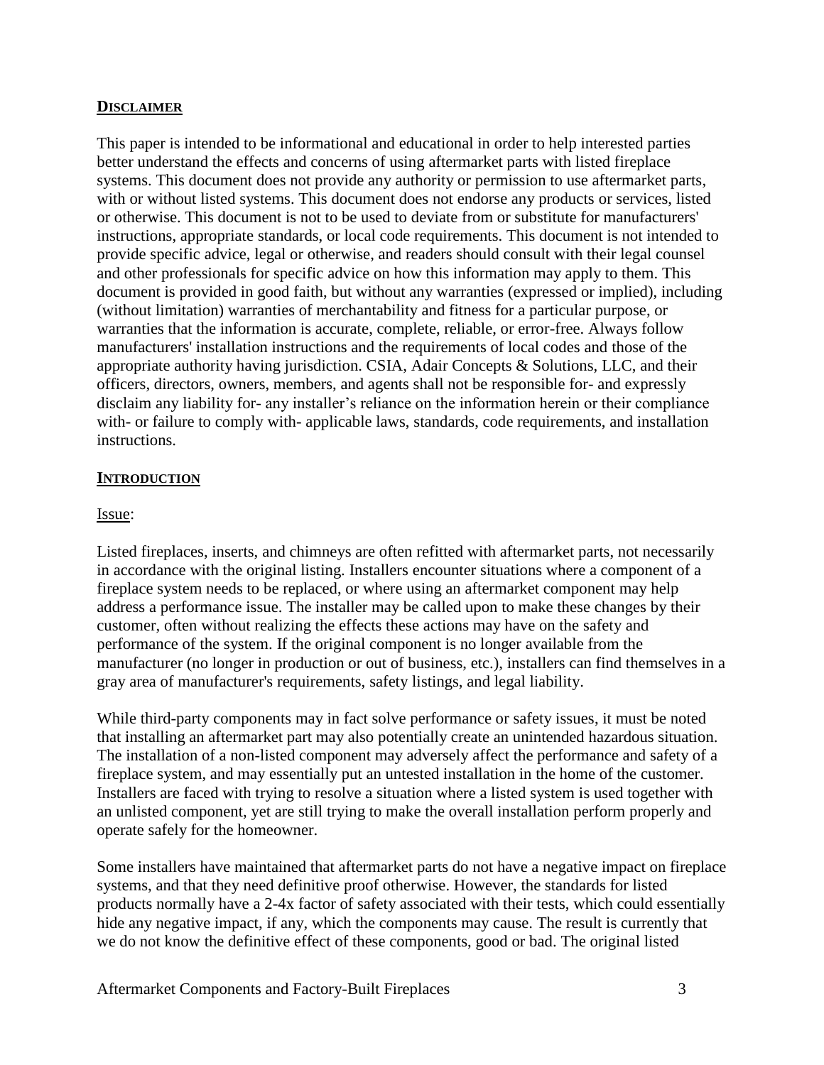## DISCLAIMER

This paper is intended to be informational and educational in order to help interested parties better understand the effects and concerns of using aftermarket parts with listed fireplace systems. This document does not provide any authority or permission to use aftermarket parts, with or without listed systems. This document does not endorse any products or services, listed or otherwise. This document is not to be used to deviate from or substitute for manufacturers' instructions, appropriate standards, or local code requirements. This document is not intended to provide specific advice, legal or otherwise, and readers should consult with their legal counsel and other professionals for specific advice on how this information may apply to them. This document is provided in good faith, but without any warranties (expressed or implied), including (without limitation) warranties of merchantability and fitness for a particular purpose, or warranties that the information is accurate, complete, reliable, or error-free. Always follow manufacturers' installation instructions and the requirements of local codes and those of the appropriate authority having jurisdiction. CSIA, Adair Concepts & Solutions, LLC, and their officers, directors, owners, members, and agents shall not be responsible for- and expressly disclaim any liability for- any installer's reliance on the information herein or their compliance with- or failure to comply with- applicable laws, standards, code requirements, and installation instructions.

## INTRODUCTION

Issue:

Listed fireplaces, inserts, and chimneys are often refitted with aftermarket parts, not necessarily in accordance with the original listing. Installers encounter situations where a component of a fireplace system needs to be replaced, or where using an aftermarket component may help address a performance issue. The installer may be called upon to make these changes by their customer, often without realizing the effects these actions may have on the safety and performance of the system. If the original component is no longer available from the manufacturer (no longer in production or out of business, etc.), installers can find themselves in a gray area of manufacturer's requirements, safety listings, and legal liability.

While third-party components may in fact solve performance or safety issues, it must be noted that installing an aftermarket part may also potentially create an unintended hazardous situation. The installation of a non-listed component may adversely affect the performance and safety of a fireplace system, and may essentially put an untested installation in the home of the customer. Installers are faced with trying to resolve a situation where a listed system is used together with an unlisted component, yet are still trying to make the overall installation perform properly and operate safely for the homeowner.

Some installers have maintained that aftermarket parts do not have a negative impact on fireplace systems, and that they need definitive proof otherwise. However, the standards for listed products normally have a 2-4x factor of safety associated with their tests, which could essentially hide any negative impact, if any, which the components may cause. The result is currently that we do not know the definitive effect of these components, good or bad. The original listed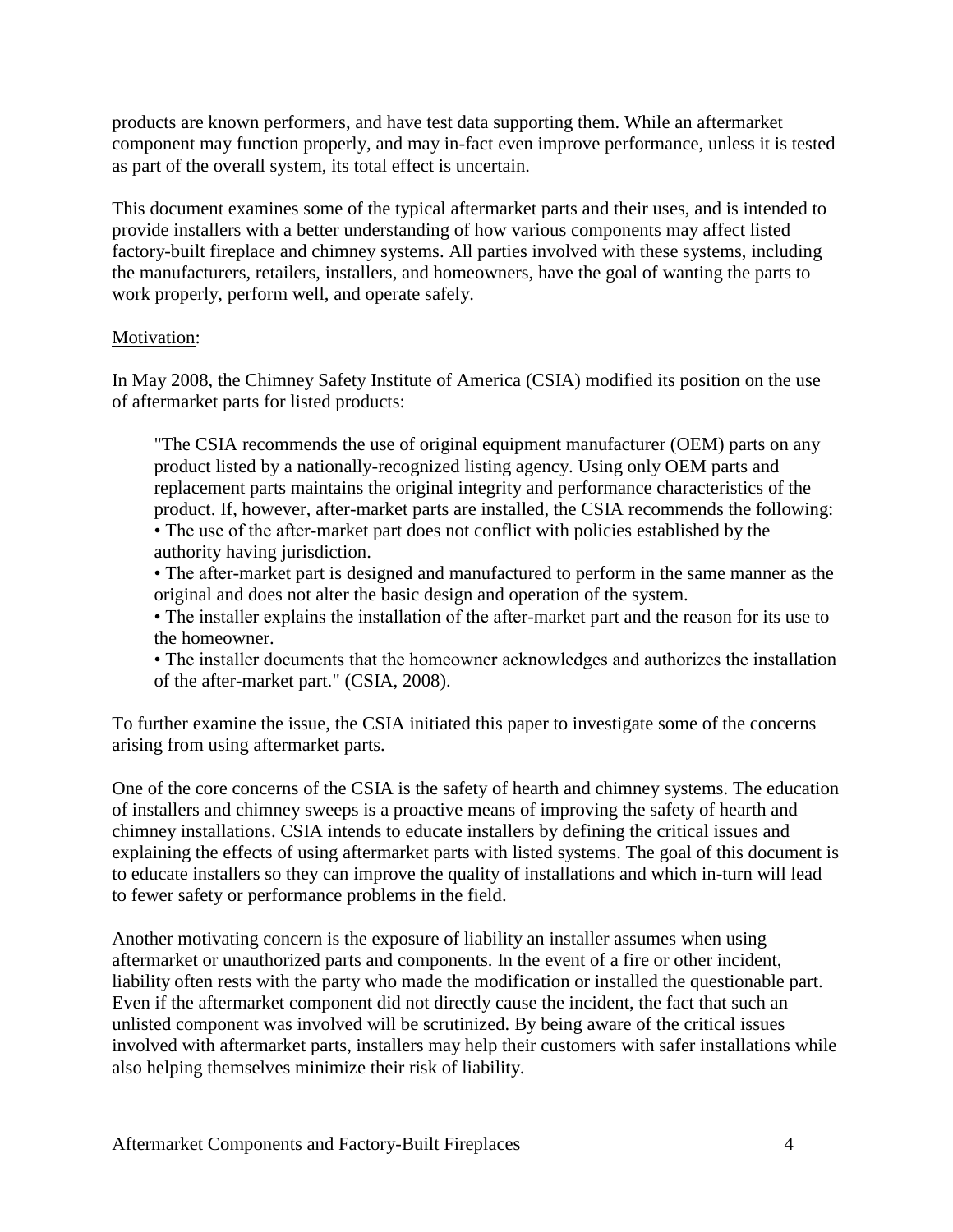products are known performers, and have test data supporting them. While an aftermarket component may function properly, and may in-fact even improve performance, unless it is tested as part of the overall system, its total effect is uncertain.

This document examines some of the typical aftermarket parts and their uses, and is intended to provide installers with a better understanding of how various components may affect listed factory-built fireplace and chimney systems. All parties involved with these systems, including the manufacturers, retailers, installers, and homeowners, have the goal of wanting the parts to work properly, perform well, and operate safely.

Motivation:

In May 2008, the Chimney Safety Institute of America (CSIA) modified its position on the use of aftermarket parts for listed products:

> "The CSIA recommends the use of original equipment manufacturer (OEM) parts on any product listed by a nationally-recognized listing agency. Using only OEM parts and replacement parts maintains the original integrity and performance characteristics of the product. If, however, after-market parts are installed, the CSIA recommends the following:
> • The use of the after-market part does not conflict with policies established by the authority having jurisdiction.
> • The after-market part is designed and manufactured to perform in the same manner as the original and does not alter the basic design and operation of the system.
> • The installer explains the installation of the after-market part and the reason for its use to the homeowner.
> • The installer documents that the homeowner acknowledges and authorizes the installation of the after-market part." (CSIA, 2008).

To further examine the issue, the CSIA initiated this paper to investigate some of the concerns arising from using aftermarket parts.

One of the core concerns of the CSIA is the safety of hearth and chimney systems. The education of installers and chimney sweeps is a proactive means of improving the safety of hearth and chimney installations. CSIA intends to educate installers by defining the critical issues and explaining the effects of using aftermarket parts with listed systems. The goal of this document is to educate installers so they can improve the quality of installations and which in-turn will lead to fewer safety or performance problems in the field.

Another motivating concern is the exposure of liability an installer assumes when using aftermarket or unauthorized parts and components. In the event of a fire or other incident, liability often rests with the party who made the modification or installed the questionable part. Even if the aftermarket component did not directly cause the incident, the fact that such an unlisted component was involved will be scrutinized. By being aware of the critical issues involved with aftermarket parts, installers may help their customers with safer installations while also helping themselves minimize their risk of liability.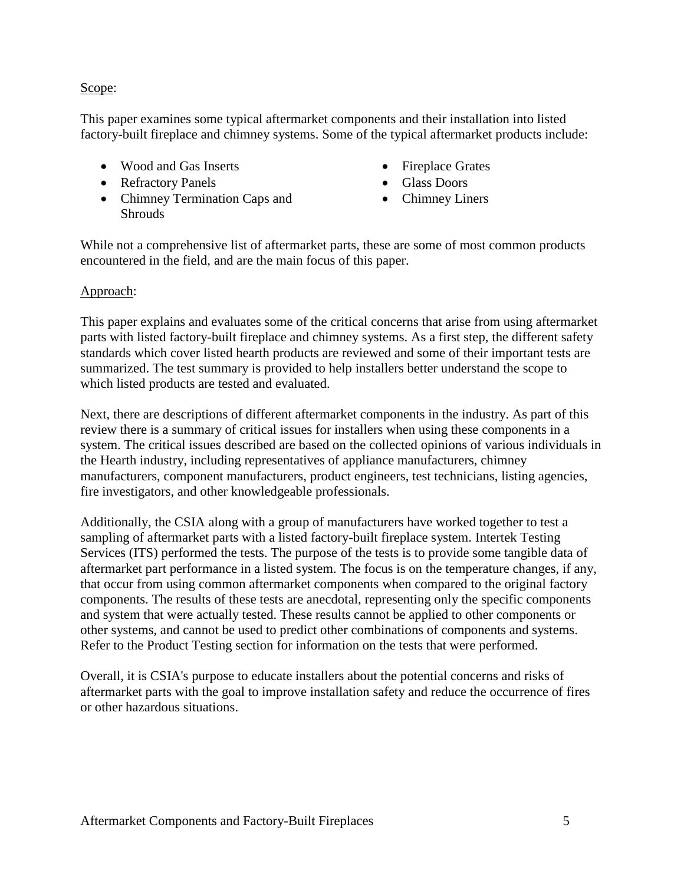Scope:

This paper examines some typical aftermarket components and their installation into listed factory-built fireplace and chimney systems. Some of the typical aftermarket products include:

- Wood and Gas Inserts
- Refractory Panels
- Chimney Termination Caps and Shrouds
- Fireplace Grates
- Glass Doors
- Chimney Liners

While not a comprehensive list of aftermarket parts, these are some of most common products encountered in the field, and are the main focus of this paper.

Approach:

This paper explains and evaluates some of the critical concerns that arise from using aftermarket parts with listed factory-built fireplace and chimney systems. As a first step, the different safety standards which cover listed hearth products are reviewed and some of their important tests are summarized. The test summary is provided to help installers better understand the scope to which listed products are tested and evaluated.

Next, there are descriptions of different aftermarket components in the industry. As part of this review there is a summary of critical issues for installers when using these components in a system. The critical issues described are based on the collected opinions of various individuals in the Hearth industry, including representatives of appliance manufacturers, chimney manufacturers, component manufacturers, product engineers, test technicians, listing agencies, fire investigators, and other knowledgeable professionals.

Additionally, the CSIA along with a group of manufacturers have worked together to test a sampling of aftermarket parts with a listed factory-built fireplace system. Intertek Testing Services (ITS) performed the tests. The purpose of the tests is to provide some tangible data of aftermarket part performance in a listed system. The focus is on the temperature changes, if any, that occur from using common aftermarket components when compared to the original factory components. The results of these tests are anecdotal, representing only the specific components and system that were actually tested. These results cannot be applied to other components or other systems, and cannot be used to predict other combinations of components and systems. Refer to the Product Testing section for information on the tests that were performed.

Overall, it is CSIA's purpose to educate installers about the potential concerns and risks of aftermarket parts with the goal to improve installation safety and reduce the occurrence of fires or other hazardous situations.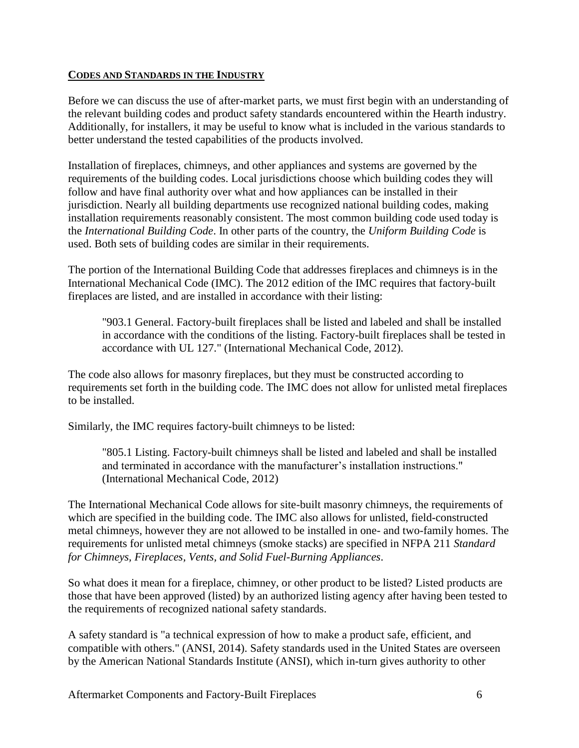## CODES AND STANDARDS IN THE INDUSTRY

Before we can discuss the use of after-market parts, we must first begin with an understanding of the relevant building codes and product safety standards encountered within the Hearth industry. Additionally, for installers, it may be useful to know what is included in the various standards to better understand the tested capabilities of the products involved.

Installation of fireplaces, chimneys, and other appliances and systems are governed by the requirements of the building codes. Local jurisdictions choose which building codes they will follow and have final authority over what and how appliances can be installed in their jurisdiction. Nearly all building departments use recognized national building codes, making installation requirements reasonably consistent. The most common building code used today is the *International Building Code*. In other parts of the country, the *Uniform Building Code* is used. Both sets of building codes are similar in their requirements.

The portion of the International Building Code that addresses fireplaces and chimneys is in the International Mechanical Code (IMC). The 2012 edition of the IMC requires that factory-built fireplaces are listed, and are installed in accordance with their listing:

> "903.1 General. Factory-built fireplaces shall be listed and labeled and shall be installed in accordance with the conditions of the listing. Factory-built fireplaces shall be tested in accordance with UL 127." (International Mechanical Code, 2012).

The code also allows for masonry fireplaces, but they must be constructed according to requirements set forth in the building code. The IMC does not allow for unlisted metal fireplaces to be installed.

Similarly, the IMC requires factory-built chimneys to be listed:

> "805.1 Listing. Factory-built chimneys shall be listed and labeled and shall be installed and terminated in accordance with the manufacturer's installation instructions." (International Mechanical Code, 2012)

The International Mechanical Code allows for site-built masonry chimneys, the requirements of which are specified in the building code. The IMC also allows for unlisted, field-constructed metal chimneys, however they are not allowed to be installed in one- and two-family homes. The requirements for unlisted metal chimneys (smoke stacks) are specified in NFPA 211 *Standard for Chimneys, Fireplaces, Vents, and Solid Fuel-Burning Appliances*.

So what does it mean for a fireplace, chimney, or other product to be listed? Listed products are those that have been approved (listed) by an authorized listing agency after having been tested to the requirements of recognized national safety standards.

A safety standard is "a technical expression of how to make a product safe, efficient, and compatible with others." (ANSI, 2014). Safety standards used in the United States are overseen by the American National Standards Institute (ANSI), which in-turn gives authority to other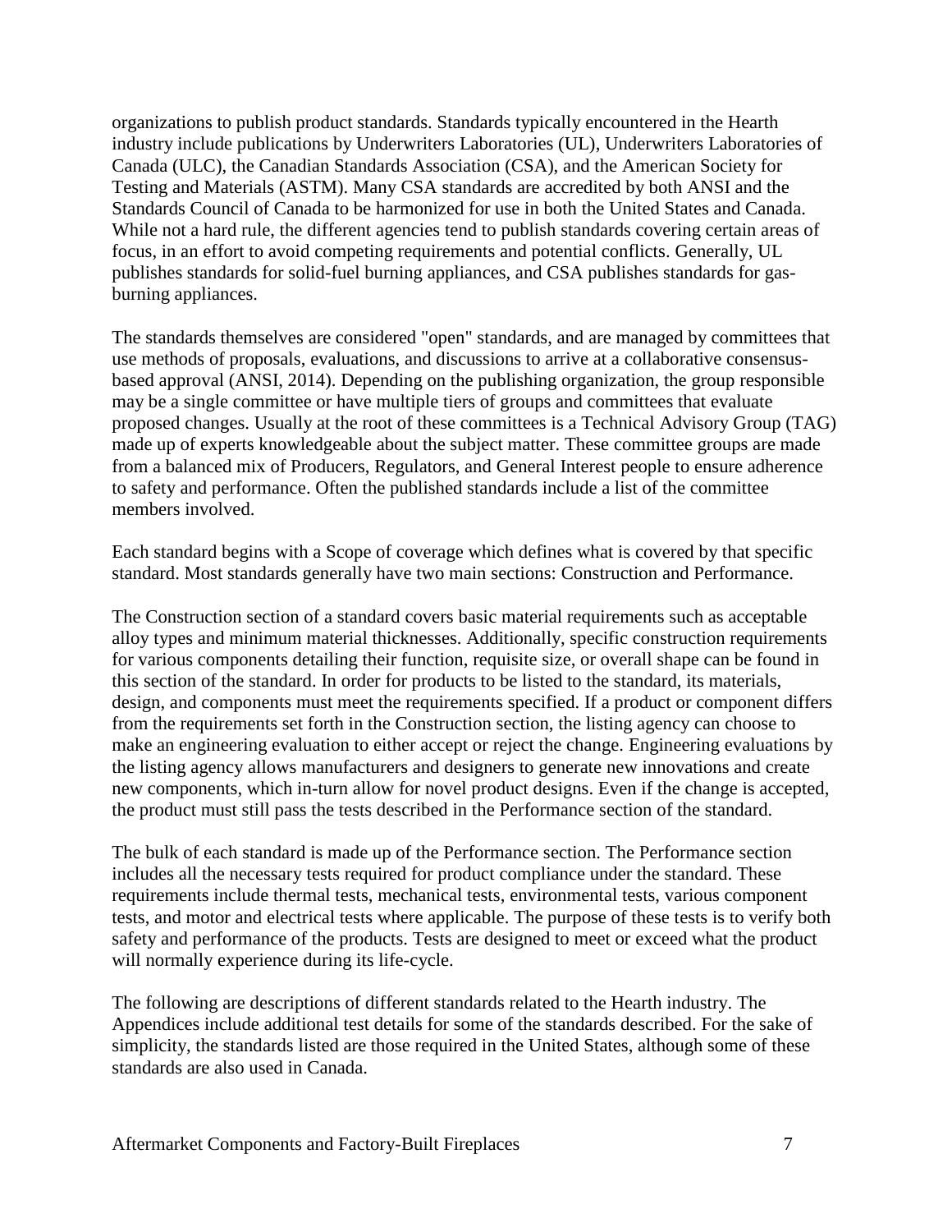organizations to publish product standards. Standards typically encountered in the Hearth industry include publications by Underwriters Laboratories (UL), Underwriters Laboratories of Canada (ULC), the Canadian Standards Association (CSA), and the American Society for Testing and Materials (ASTM). Many CSA standards are accredited by both ANSI and the Standards Council of Canada to be harmonized for use in both the United States and Canada. While not a hard rule, the different agencies tend to publish standards covering certain areas of focus, in an effort to avoid competing requirements and potential conflicts. Generally, UL publishes standards for solid-fuel burning appliances, and CSA publishes standards for gas-burning appliances.

The standards themselves are considered "open" standards, and are managed by committees that use methods of proposals, evaluations, and discussions to arrive at a collaborative consensus-based approval (ANSI, 2014). Depending on the publishing organization, the group responsible may be a single committee or have multiple tiers of groups and committees that evaluate proposed changes. Usually at the root of these committees is a Technical Advisory Group (TAG) made up of experts knowledgeable about the subject matter. These committee groups are made from a balanced mix of Producers, Regulators, and General Interest people to ensure adherence to safety and performance. Often the published standards include a list of the committee members involved.

Each standard begins with a Scope of coverage which defines what is covered by that specific standard. Most standards generally have two main sections: Construction and Performance.

The Construction section of a standard covers basic material requirements such as acceptable alloy types and minimum material thicknesses. Additionally, specific construction requirements for various components detailing their function, requisite size, or overall shape can be found in this section of the standard. In order for products to be listed to the standard, its materials, design, and components must meet the requirements specified. If a product or component differs from the requirements set forth in the Construction section, the listing agency can choose to make an engineering evaluation to either accept or reject the change. Engineering evaluations by the listing agency allows manufacturers and designers to generate new innovations and create new components, which in-turn allow for novel product designs. Even if the change is accepted, the product must still pass the tests described in the Performance section of the standard.

The bulk of each standard is made up of the Performance section. The Performance section includes all the necessary tests required for product compliance under the standard. These requirements include thermal tests, mechanical tests, environmental tests, various component tests, and motor and electrical tests where applicable. The purpose of these tests is to verify both safety and performance of the products. Tests are designed to meet or exceed what the product will normally experience during its life-cycle.

The following are descriptions of different standards related to the Hearth industry. The Appendices include additional test details for some of the standards described. For the sake of simplicity, the standards listed are those required in the United States, although some of these standards are also used in Canada.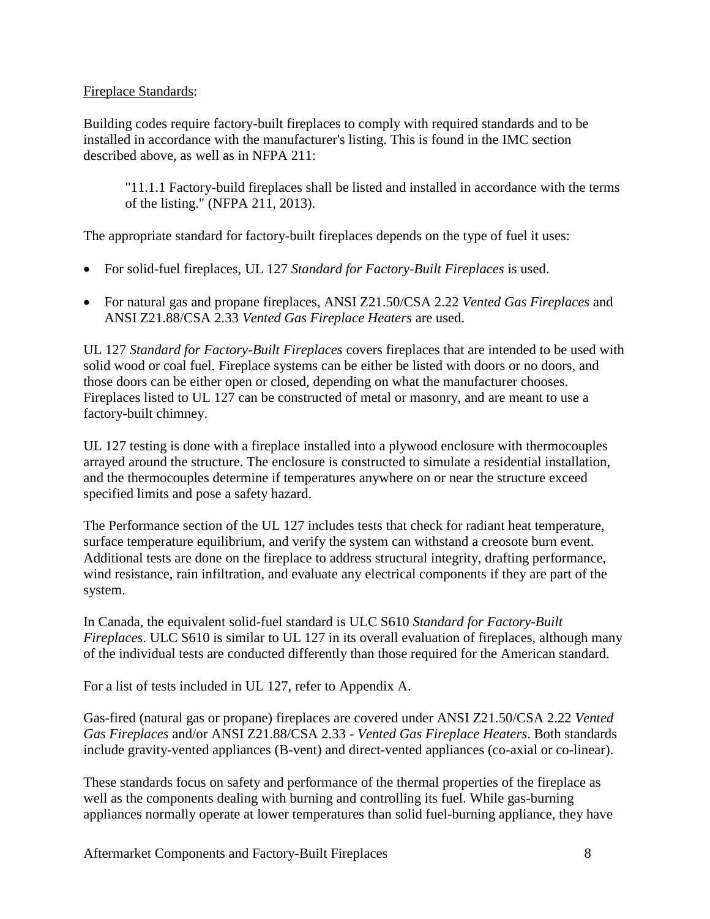Fireplace Standards:

Building codes require factory-built fireplaces to comply with required standards and to be installed in accordance with the manufacturer's listing. This is found in the IMC section described above, as well as in NFPA 211:

> "11.1.1 Factory-build fireplaces shall be listed and installed in accordance with the terms of the listing." (NFPA 211, 2013).

The appropriate standard for factory-built fireplaces depends on the type of fuel it uses:

- For solid-fuel fireplaces, UL 127 *Standard for Factory-Built Fireplaces* is used.
- For natural gas and propane fireplaces, ANSI Z21.50/CSA 2.22 *Vented Gas Fireplaces* and ANSI Z21.88/CSA 2.33 *Vented Gas Fireplace Heaters* are used.

UL 127 *Standard for Factory-Built Fireplaces* covers fireplaces that are intended to be used with solid wood or coal fuel. Fireplace systems can be either be listed with doors or no doors, and those doors can be either open or closed, depending on what the manufacturer chooses. Fireplaces listed to UL 127 can be constructed of metal or masonry, and are meant to use a factory-built chimney.

UL 127 testing is done with a fireplace installed into a plywood enclosure with thermocouples arrayed around the structure. The enclosure is constructed to simulate a residential installation, and the thermocouples determine if temperatures anywhere on or near the structure exceed specified limits and pose a safety hazard.

The Performance section of the UL 127 includes tests that check for radiant heat temperature, surface temperature equilibrium, and verify the system can withstand a creosote burn event. Additional tests are done on the fireplace to address structural integrity, drafting performance, wind resistance, rain infiltration, and evaluate any electrical components if they are part of the system.

In Canada, the equivalent solid-fuel standard is ULC S610 *Standard for Factory-Built Fireplaces*. ULC S610 is similar to UL 127 in its overall evaluation of fireplaces, although many of the individual tests are conducted differently than those required for the American standard.

For a list of tests included in UL 127, refer to Appendix A.

Gas-fired (natural gas or propane) fireplaces are covered under ANSI Z21.50/CSA 2.22 *Vented Gas Fireplaces* and/or ANSI Z21.88/CSA 2.33 - *Vented Gas Fireplace Heaters*. Both standards include gravity-vented appliances (B-vent) and direct-vented appliances (co-axial or co-linear).

These standards focus on safety and performance of the thermal properties of the fireplace as well as the components dealing with burning and controlling its fuel. While gas-burning appliances normally operate at lower temperatures than solid fuel-burning appliance, they have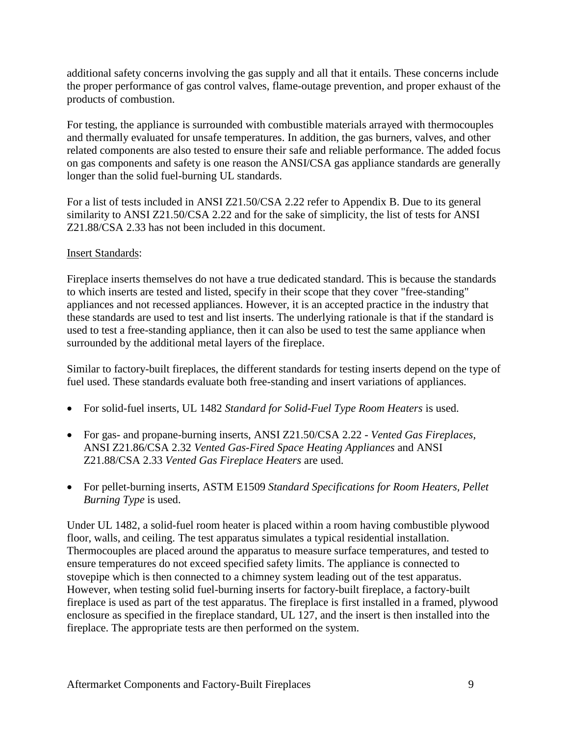additional safety concerns involving the gas supply and all that it entails. These concerns include the proper performance of gas control valves, flame-outage prevention, and proper exhaust of the products of combustion.

For testing, the appliance is surrounded with combustible materials arrayed with thermocouples and thermally evaluated for unsafe temperatures. In addition, the gas burners, valves, and other related components are also tested to ensure their safe and reliable performance. The added focus on gas components and safety is one reason the ANSI/CSA gas appliance standards are generally longer than the solid fuel-burning UL standards.

For a list of tests included in ANSI Z21.50/CSA 2.22 refer to Appendix B. Due to its general similarity to ANSI Z21.50/CSA 2.22 and for the sake of simplicity, the list of tests for ANSI Z21.88/CSA 2.33 has not been included in this document.

<u>Insert Standards</u>:

Fireplace inserts themselves do not have a true dedicated standard. This is because the standards to which inserts are tested and listed, specify in their scope that they cover "free-standing" appliances and not recessed appliances. However, it is an accepted practice in the industry that these standards are used to test and list inserts. The underlying rationale is that if the standard is used to test a free-standing appliance, then it can also be used to test the same appliance when surrounded by the additional metal layers of the fireplace.

Similar to factory-built fireplaces, the different standards for testing inserts depend on the type of fuel used. These standards evaluate both free-standing and insert variations of appliances.

- For solid-fuel inserts, UL 1482 *Standard for Solid-Fuel Type Room Heaters* is used.
- For gas- and propane-burning inserts, ANSI Z21.50/CSA 2.22 - *Vented Gas Fireplaces*, ANSI Z21.86/CSA 2.32 *Vented Gas-Fired Space Heating Appliances* and ANSI Z21.88/CSA 2.33 *Vented Gas Fireplace Heaters* are used.
- For pellet-burning inserts, ASTM E1509 *Standard Specifications for Room Heaters, Pellet Burning Type* is used.

Under UL 1482, a solid-fuel room heater is placed within a room having combustible plywood floor, walls, and ceiling. The test apparatus simulates a typical residential installation. Thermocouples are placed around the apparatus to measure surface temperatures, and tested to ensure temperatures do not exceed specified safety limits. The appliance is connected to stovepipe which is then connected to a chimney system leading out of the test apparatus. However, when testing solid fuel-burning inserts for factory-built fireplace, a factory-built fireplace is used as part of the test apparatus. The fireplace is first installed in a framed, plywood enclosure as specified in the fireplace standard, UL 127, and the insert is then installed into the fireplace. The appropriate tests are then performed on the system.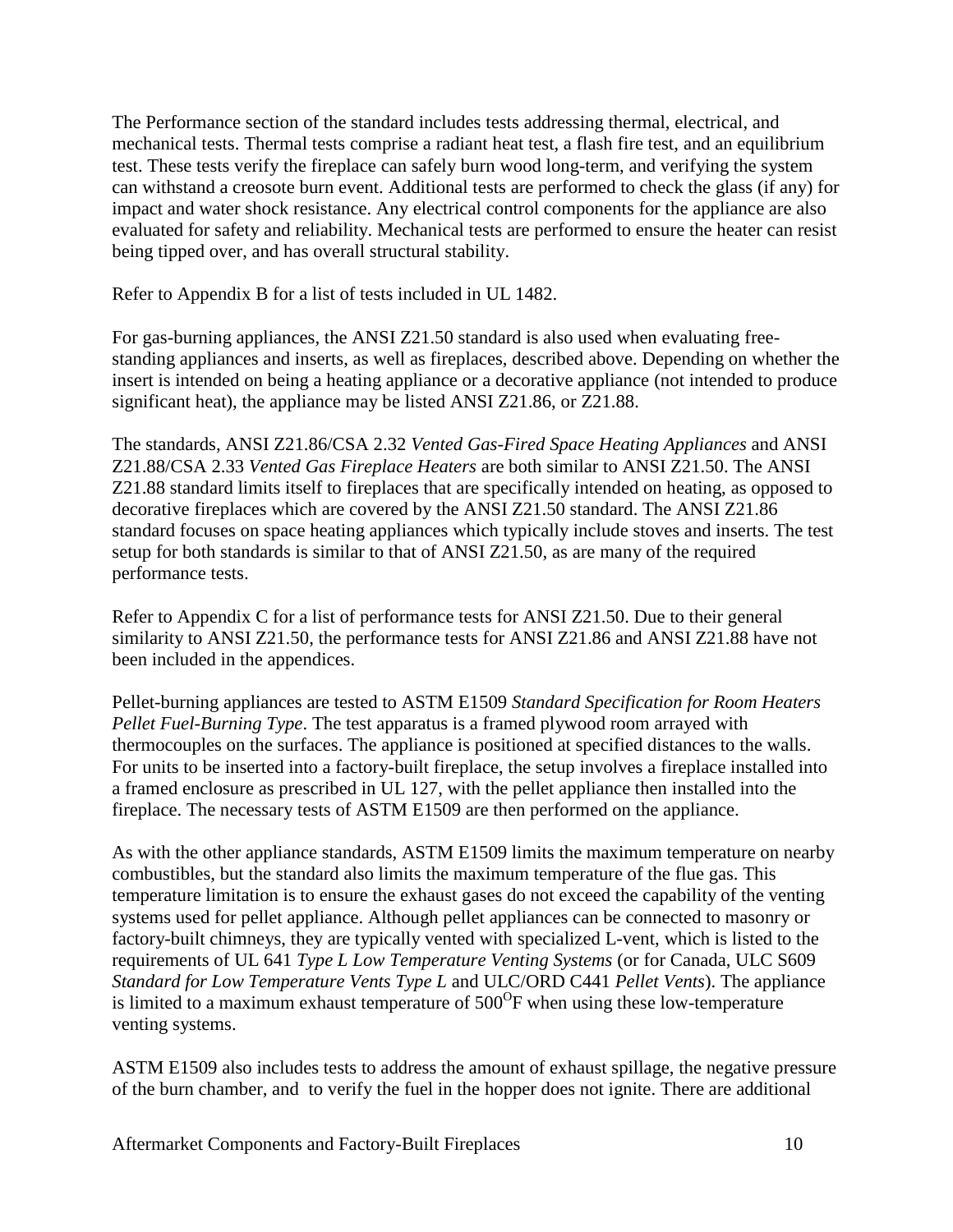The Performance section of the standard includes tests addressing thermal, electrical, and mechanical tests. Thermal tests comprise a radiant heat test, a flash fire test, and an equilibrium test. These tests verify the fireplace can safely burn wood long-term, and verifying the system can withstand a creosote burn event. Additional tests are performed to check the glass (if any) for impact and water shock resistance. Any electrical control components for the appliance are also evaluated for safety and reliability. Mechanical tests are performed to ensure the heater can resist being tipped over, and has overall structural stability.

Refer to Appendix B for a list of tests included in UL 1482.

For gas-burning appliances, the ANSI Z21.50 standard is also used when evaluating free-standing appliances and inserts, as well as fireplaces, described above. Depending on whether the insert is intended on being a heating appliance or a decorative appliance (not intended to produce significant heat), the appliance may be listed ANSI Z21.86, or Z21.88.

The standards, ANSI Z21.86/CSA 2.32 *Vented Gas-Fired Space Heating Appliances* and ANSI Z21.88/CSA 2.33 *Vented Gas Fireplace Heaters* are both similar to ANSI Z21.50. The ANSI Z21.88 standard limits itself to fireplaces that are specifically intended on heating, as opposed to decorative fireplaces which are covered by the ANSI Z21.50 standard. The ANSI Z21.86 standard focuses on space heating appliances which typically include stoves and inserts. The test setup for both standards is similar to that of ANSI Z21.50, as are many of the required performance tests.

Refer to Appendix C for a list of performance tests for ANSI Z21.50. Due to their general similarity to ANSI Z21.50, the performance tests for ANSI Z21.86 and ANSI Z21.88 have not been included in the appendices.

Pellet-burning appliances are tested to ASTM E1509 *Standard Specification for Room Heaters Pellet Fuel-Burning Type*. The test apparatus is a framed plywood room arrayed with thermocouples on the surfaces. The appliance is positioned at specified distances to the walls. For units to be inserted into a factory-built fireplace, the setup involves a fireplace installed into a framed enclosure as prescribed in UL 127, with the pellet appliance then installed into the fireplace. The necessary tests of ASTM E1509 are then performed on the appliance.

As with the other appliance standards, ASTM E1509 limits the maximum temperature on nearby combustibles, but the standard also limits the maximum temperature of the flue gas. This temperature limitation is to ensure the exhaust gases do not exceed the capability of the venting systems used for pellet appliance. Although pellet appliances can be connected to masonry or factory-built chimneys, they are typically vented with specialized L-vent, which is listed to the requirements of UL 641 *Type L Low Temperature Venting Systems* (or for Canada, ULC S609 *Standard for Low Temperature Vents Type L* and ULC/ORD C441 *Pellet Vents*). The appliance is limited to a maximum exhaust temperature of $500^{O}$F when using these low-temperature venting systems.

ASTM E1509 also includes tests to address the amount of exhaust spillage, the negative pressure of the burn chamber, and to verify the fuel in the hopper does not ignite. There are additional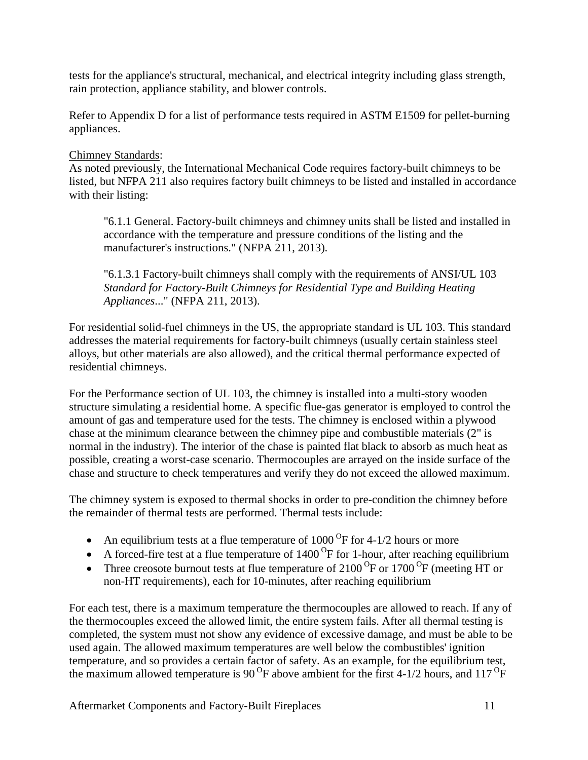tests for the appliance's structural, mechanical, and electrical integrity including glass strength, rain protection, appliance stability, and blower controls.

Refer to Appendix D for a list of performance tests required in ASTM E1509 for pellet-burning appliances.

Chimney Standards:

As noted previously, the International Mechanical Code requires factory-built chimneys to be listed, but NFPA 211 also requires factory built chimneys to be listed and installed in accordance with their listing:

> "6.1.1 General. Factory-built chimneys and chimney units shall be listed and installed in accordance with the temperature and pressure conditions of the listing and the manufacturer's instructions." (NFPA 211, 2013).
>
> "6.1.3.1 Factory-built chimneys shall comply with the requirements of ANSI/UL 103 *Standard for Factory-Built Chimneys for Residential Type and Building Heating Appliances*..." (NFPA 211, 2013).

For residential solid-fuel chimneys in the US, the appropriate standard is UL 103. This standard addresses the material requirements for factory-built chimneys (usually certain stainless steel alloys, but other materials are also allowed), and the critical thermal performance expected of residential chimneys.

For the Performance section of UL 103, the chimney is installed into a multi-story wooden structure simulating a residential home. A specific flue-gas generator is employed to control the amount of gas and temperature used for the tests. The chimney is enclosed within a plywood chase at the minimum clearance between the chimney pipe and combustible materials (2" is normal in the industry). The interior of the chase is painted flat black to absorb as much heat as possible, creating a worst-case scenario. Thermocouples are arrayed on the inside surface of the chase and structure to check temperatures and verify they do not exceed the allowed maximum.

The chimney system is exposed to thermal shocks in order to pre-condition the chimney before the remainder of thermal tests are performed. Thermal tests include:

- An equilibrium tests at a flue temperature of 1000 $^{O}$F for 4-1/2 hours or more
- A forced-fire test at a flue temperature of 1400 $^{O}$F for 1-hour, after reaching equilibrium
- Three creosote burnout tests at flue temperature of 2100 $^{O}$F or 1700 $^{O}$F (meeting HT or non-HT requirements), each for 10-minutes, after reaching equilibrium

For each test, there is a maximum temperature the thermocouples are allowed to reach. If any of the thermocouples exceed the allowed limit, the entire system fails. After all thermal testing is completed, the system must not show any evidence of excessive damage, and must be able to be used again. The allowed maximum temperatures are well below the combustibles' ignition temperature, and so provides a certain factor of safety. As an example, for the equilibrium test, the maximum allowed temperature is 90 $^{O}$F above ambient for the first 4-1/2 hours, and 117 $^{O}$F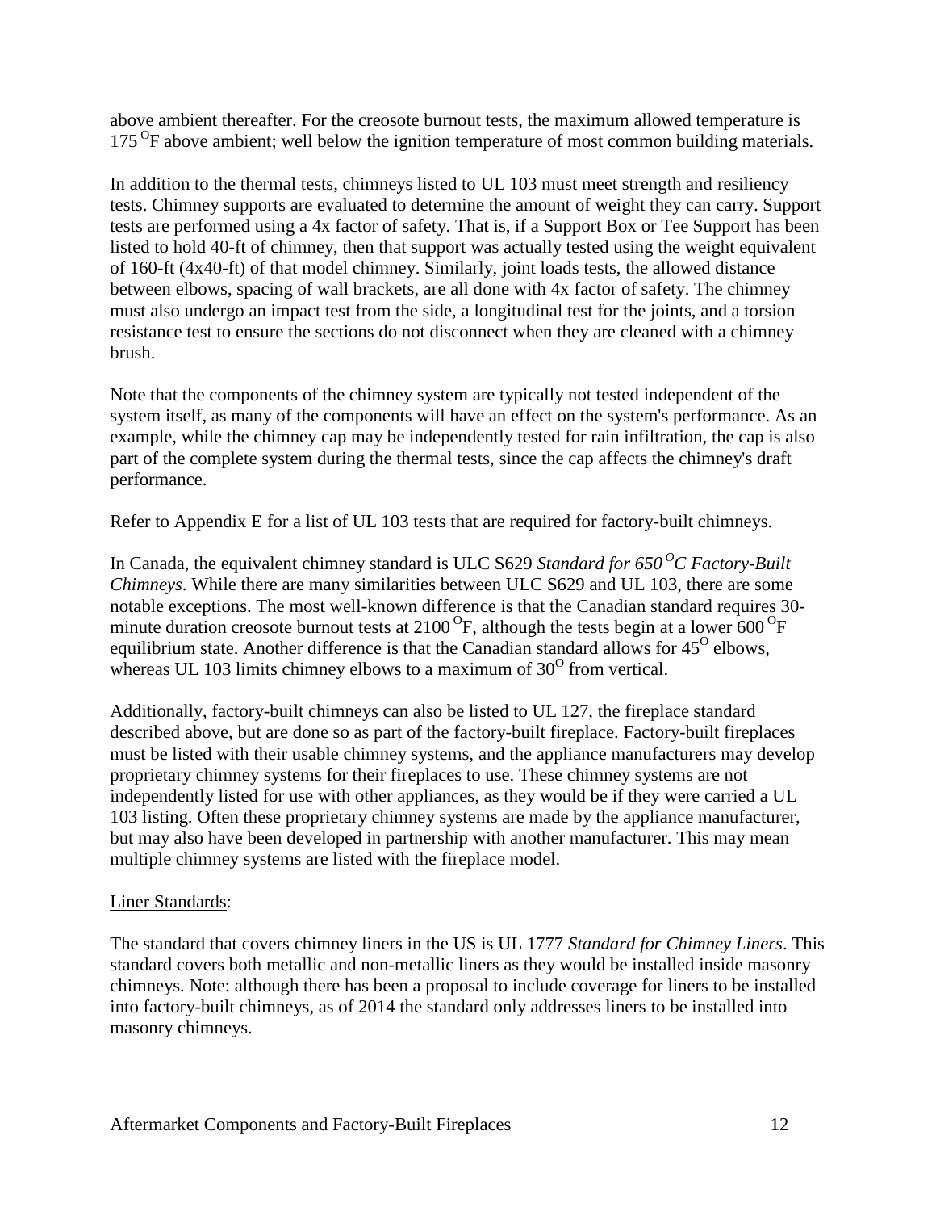above ambient thereafter. For the creosote burnout tests, the maximum allowed temperature is 175 $^{O}$F above ambient; well below the ignition temperature of most common building materials.

In addition to the thermal tests, chimneys listed to UL 103 must meet strength and resiliency tests. Chimney supports are evaluated to determine the amount of weight they can carry. Support tests are performed using a 4x factor of safety. That is, if a Support Box or Tee Support has been listed to hold 40-ft of chimney, then that support was actually tested using the weight equivalent of 160-ft (4x40-ft) of that model chimney. Similarly, joint loads tests, the allowed distance between elbows, spacing of wall brackets, are all done with 4x factor of safety. The chimney must also undergo an impact test from the side, a longitudinal test for the joints, and a torsion resistance test to ensure the sections do not disconnect when they are cleaned with a chimney brush.

Note that the components of the chimney system are typically not tested independent of the system itself, as many of the components will have an effect on the system's performance. As an example, while the chimney cap may be independently tested for rain infiltration, the cap is also part of the complete system during the thermal tests, since the cap affects the chimney's draft performance.

Refer to Appendix E for a list of UL 103 tests that are required for factory-built chimneys.

In Canada, the equivalent chimney standard is ULC S629 *Standard for 650 $^{O}$C Factory-Built Chimneys*. While there are many similarities between ULC S629 and UL 103, there are some notable exceptions. The most well-known difference is that the Canadian standard requires 30-minute duration creosote burnout tests at 2100 $^{O}$F, although the tests begin at a lower 600 $^{O}$F equilibrium state. Another difference is that the Canadian standard allows for 45$^{O}$ elbows, whereas UL 103 limits chimney elbows to a maximum of 30$^{O}$ from vertical.

Additionally, factory-built chimneys can also be listed to UL 127, the fireplace standard described above, but are done so as part of the factory-built fireplace. Factory-built fireplaces must be listed with their usable chimney systems, and the appliance manufacturers may develop proprietary chimney systems for their fireplaces to use. These chimney systems are not independently listed for use with other appliances, as they would be if they were carried a UL 103 listing. Often these proprietary chimney systems are made by the appliance manufacturer, but may also have been developed in partnership with another manufacturer. This may mean multiple chimney systems are listed with the fireplace model.

<u>Liner Standards</u>:

The standard that covers chimney liners in the US is UL 1777 *Standard for Chimney Liners*. This standard covers both metallic and non-metallic liners as they would be installed inside masonry chimneys. Note: although there has been a proposal to include coverage for liners to be installed into factory-built chimneys, as of 2014 the standard only addresses liners to be installed into masonry chimneys.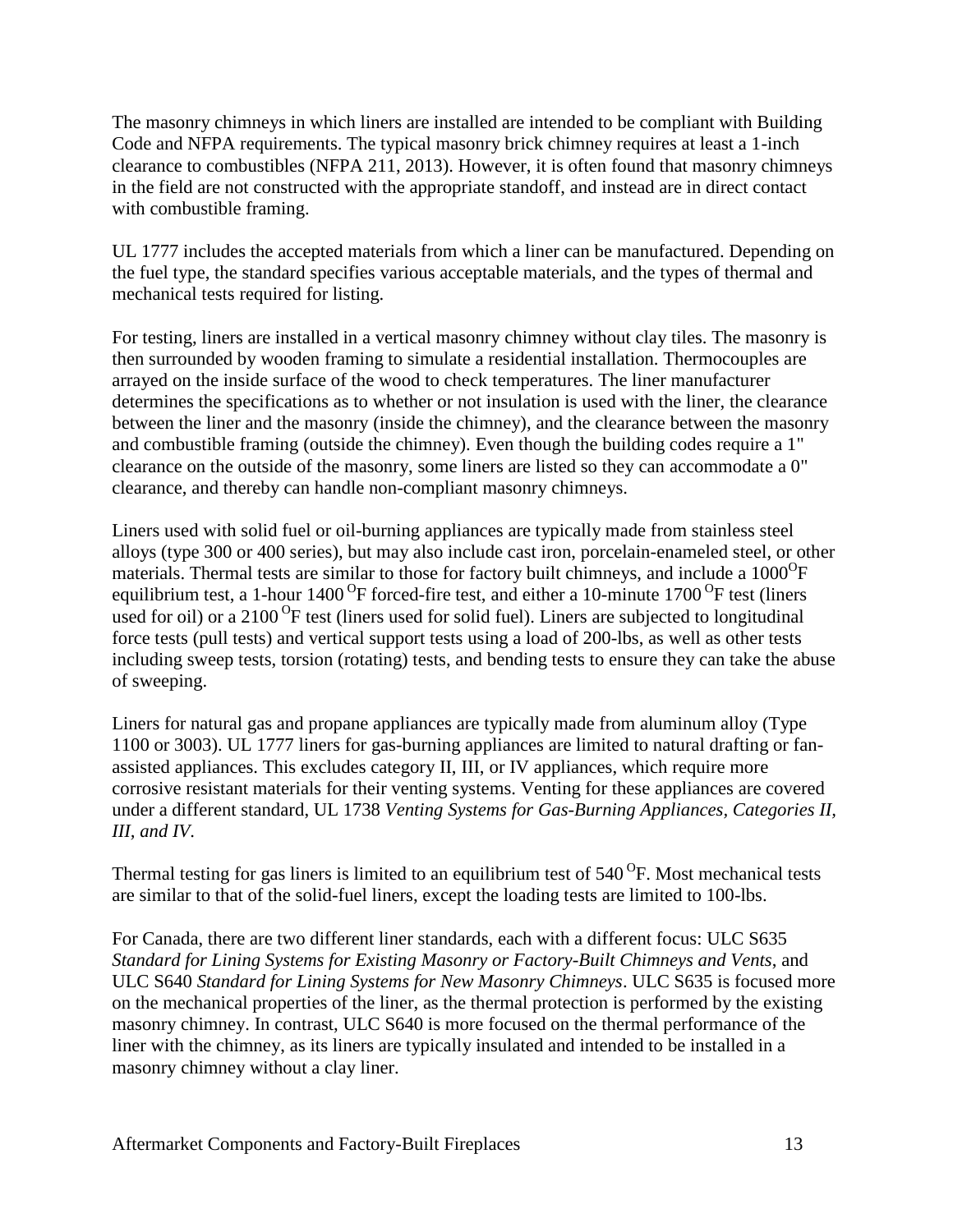The masonry chimneys in which liners are installed are intended to be compliant with Building Code and NFPA requirements. The typical masonry brick chimney requires at least a 1-inch clearance to combustibles (NFPA 211, 2013). However, it is often found that masonry chimneys in the field are not constructed with the appropriate standoff, and instead are in direct contact with combustible framing.

UL 1777 includes the accepted materials from which a liner can be manufactured. Depending on the fuel type, the standard specifies various acceptable materials, and the types of thermal and mechanical tests required for listing.

For testing, liners are installed in a vertical masonry chimney without clay tiles. The masonry is then surrounded by wooden framing to simulate a residential installation. Thermocouples are arrayed on the inside surface of the wood to check temperatures. The liner manufacturer determines the specifications as to whether or not insulation is used with the liner, the clearance between the liner and the masonry (inside the chimney), and the clearance between the masonry and combustible framing (outside the chimney). Even though the building codes require a 1" clearance on the outside of the masonry, some liners are listed so they can accommodate a 0" clearance, and thereby can handle non-compliant masonry chimneys.

Liners used with solid fuel or oil-burning appliances are typically made from stainless steel alloys (type 300 or 400 series), but may also include cast iron, porcelain-enameled steel, or other materials. Thermal tests are similar to those for factory built chimneys, and include a 1000$^{O}$F equilibrium test, a 1-hour 1400$^{O}$F forced-fire test, and either a 10-minute 1700$^{O}$F test (liners used for oil) or a 2100$^{O}$F test (liners used for solid fuel). Liners are subjected to longitudinal force tests (pull tests) and vertical support tests using a load of 200-lbs, as well as other tests including sweep tests, torsion (rotating) tests, and bending tests to ensure they can take the abuse of sweeping.

Liners for natural gas and propane appliances are typically made from aluminum alloy (Type 1100 or 3003). UL 1777 liners for gas-burning appliances are limited to natural drafting or fan-assisted appliances. This excludes category II, III, or IV appliances, which require more corrosive resistant materials for their venting systems. Venting for these appliances are covered under a different standard, UL 1738 *Venting Systems for Gas-Burning Appliances, Categories II, III, and IV*.

Thermal testing for gas liners is limited to an equilibrium test of 540$^{O}$F. Most mechanical tests are similar to that of the solid-fuel liners, except the loading tests are limited to 100-lbs.

For Canada, there are two different liner standards, each with a different focus: ULC S635 *Standard for Lining Systems for Existing Masonry or Factory-Built Chimneys and Vents*, and ULC S640 *Standard for Lining Systems for New Masonry Chimneys*. ULC S635 is focused more on the mechanical properties of the liner, as the thermal protection is performed by the existing masonry chimney. In contrast, ULC S640 is more focused on the thermal performance of the liner with the chimney, as its liners are typically insulated and intended to be installed in a masonry chimney without a clay liner.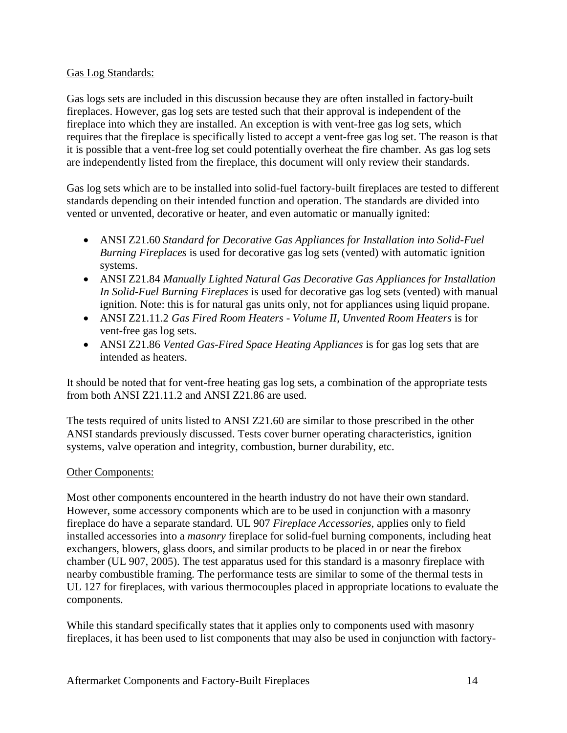Gas Log Standards:

Gas logs sets are included in this discussion because they are often installed in factory-built fireplaces. However, gas log sets are tested such that their approval is independent of the fireplace into which they are installed. An exception is with vent-free gas log sets, which requires that the fireplace is specifically listed to accept a vent-free gas log set. The reason is that it is possible that a vent-free log set could potentially overheat the fire chamber. As gas log sets are independently listed from the fireplace, this document will only review their standards.

Gas log sets which are to be installed into solid-fuel factory-built fireplaces are tested to different standards depending on their intended function and operation. The standards are divided into vented or unvented, decorative or heater, and even automatic or manually ignited:

- ANSI Z21.60 *Standard for Decorative Gas Appliances for Installation into Solid-Fuel Burning Fireplaces* is used for decorative gas log sets (vented) with automatic ignition systems.
- ANSI Z21.84 *Manually Lighted Natural Gas Decorative Gas Appliances for Installation In Solid-Fuel Burning Fireplaces* is used for decorative gas log sets (vented) with manual ignition. Note: this is for natural gas units only, not for appliances using liquid propane.
- ANSI Z21.11.2 *Gas Fired Room Heaters - Volume II, Unvented Room Heaters* is for vent-free gas log sets.
- ANSI Z21.86 *Vented Gas-Fired Space Heating Appliances* is for gas log sets that are intended as heaters.

It should be noted that for vent-free heating gas log sets, a combination of the appropriate tests from both ANSI Z21.11.2 and ANSI Z21.86 are used.

The tests required of units listed to ANSI Z21.60 are similar to those prescribed in the other ANSI standards previously discussed. Tests cover burner operating characteristics, ignition systems, valve operation and integrity, combustion, burner durability, etc.

Other Components:

Most other components encountered in the hearth industry do not have their own standard. However, some accessory components which are to be used in conjunction with a masonry fireplace do have a separate standard. UL 907 *Fireplace Accessories*, applies only to field installed accessories into a *masonry* fireplace for solid-fuel burning components, including heat exchangers, blowers, glass doors, and similar products to be placed in or near the firebox chamber (UL 907, 2005). The test apparatus used for this standard is a masonry fireplace with nearby combustible framing. The performance tests are similar to some of the thermal tests in UL 127 for fireplaces, with various thermocouples placed in appropriate locations to evaluate the components.

While this standard specifically states that it applies only to components used with masonry fireplaces, it has been used to list components that may also be used in conjunction with factory-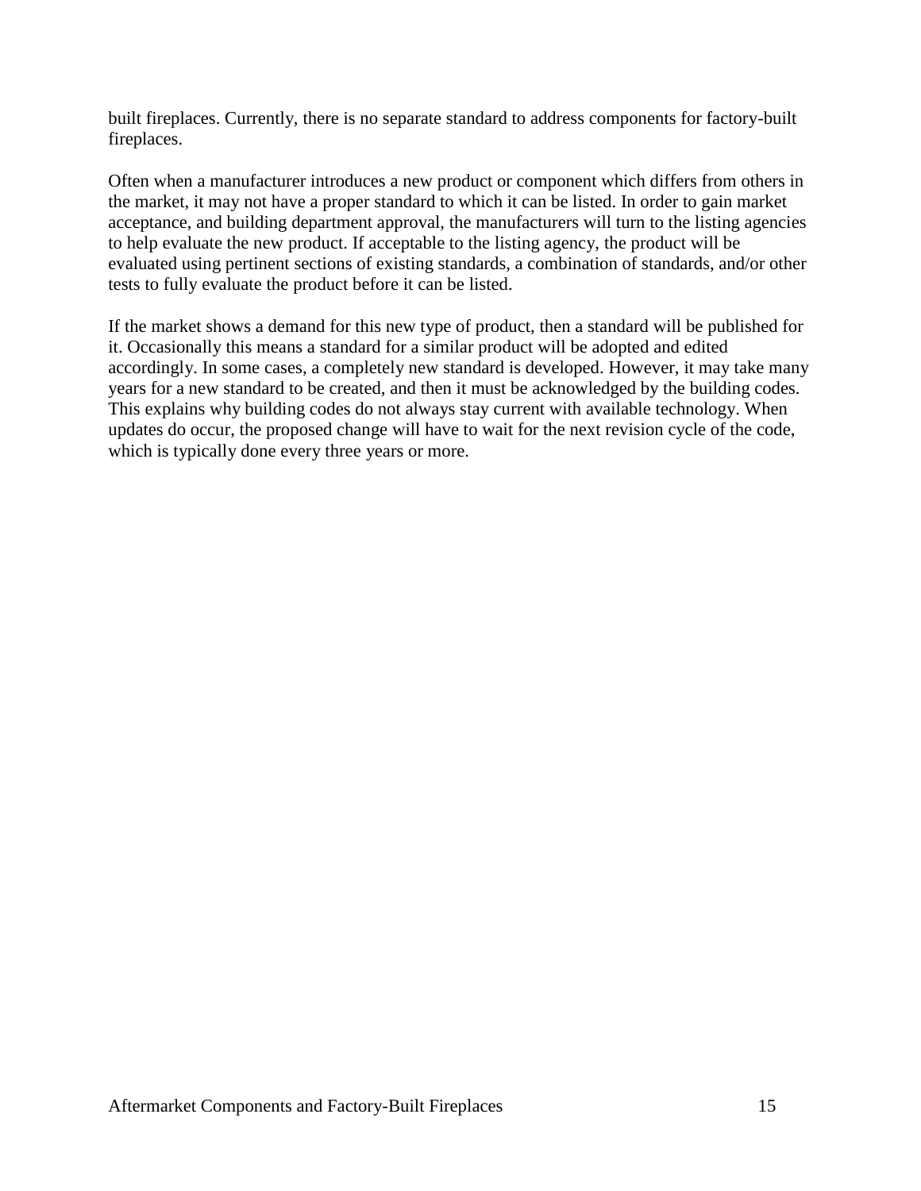built fireplaces. Currently, there is no separate standard to address components for factory-built fireplaces.

Often when a manufacturer introduces a new product or component which differs from others in the market, it may not have a proper standard to which it can be listed. In order to gain market acceptance, and building department approval, the manufacturers will turn to the listing agencies to help evaluate the new product. If acceptable to the listing agency, the product will be evaluated using pertinent sections of existing standards, a combination of standards, and/or other tests to fully evaluate the product before it can be listed.

If the market shows a demand for this new type of product, then a standard will be published for it. Occasionally this means a standard for a similar product will be adopted and edited accordingly. In some cases, a completely new standard is developed. However, it may take many years for a new standard to be created, and then it must be acknowledged by the building codes. This explains why building codes do not always stay current with available technology. When updates do occur, the proposed change will have to wait for the next revision cycle of the code, which is typically done every three years or more.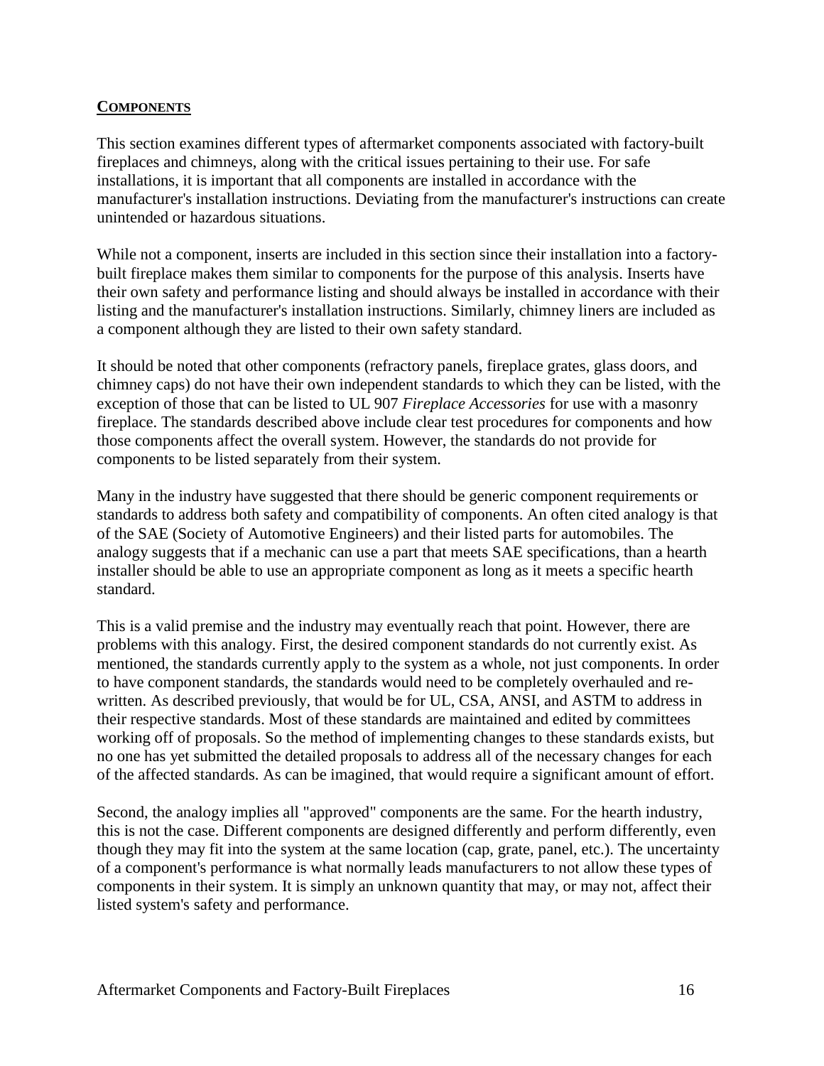## COMPONENTS

This section examines different types of aftermarket components associated with factory-built fireplaces and chimneys, along with the critical issues pertaining to their use. For safe installations, it is important that all components are installed in accordance with the manufacturer's installation instructions. Deviating from the manufacturer's instructions can create unintended or hazardous situations.

While not a component, inserts are included in this section since their installation into a factory-built fireplace makes them similar to components for the purpose of this analysis. Inserts have their own safety and performance listing and should always be installed in accordance with their listing and the manufacturer's installation instructions. Similarly, chimney liners are included as a component although they are listed to their own safety standard.

It should be noted that other components (refractory panels, fireplace grates, glass doors, and chimney caps) do not have their own independent standards to which they can be listed, with the exception of those that can be listed to UL 907 *Fireplace Accessories* for use with a masonry fireplace. The standards described above include clear test procedures for components and how those components affect the overall system. However, the standards do not provide for components to be listed separately from their system.

Many in the industry have suggested that there should be generic component requirements or standards to address both safety and compatibility of components. An often cited analogy is that of the SAE (Society of Automotive Engineers) and their listed parts for automobiles. The analogy suggests that if a mechanic can use a part that meets SAE specifications, than a hearth installer should be able to use an appropriate component as long as it meets a specific hearth standard.

This is a valid premise and the industry may eventually reach that point. However, there are problems with this analogy. First, the desired component standards do not currently exist. As mentioned, the standards currently apply to the system as a whole, not just components. In order to have component standards, the standards would need to be completely overhauled and re-written. As described previously, that would be for UL, CSA, ANSI, and ASTM to address in their respective standards. Most of these standards are maintained and edited by committees working off of proposals. So the method of implementing changes to these standards exists, but no one has yet submitted the detailed proposals to address all of the necessary changes for each of the affected standards. As can be imagined, that would require a significant amount of effort.

Second, the analogy implies all "approved" components are the same. For the hearth industry, this is not the case. Different components are designed differently and perform differently, even though they may fit into the system at the same location (cap, grate, panel, etc.). The uncertainty of a component's performance is what normally leads manufacturers to not allow these types of components in their system. It is simply an unknown quantity that may, or may not, affect their listed system's safety and performance.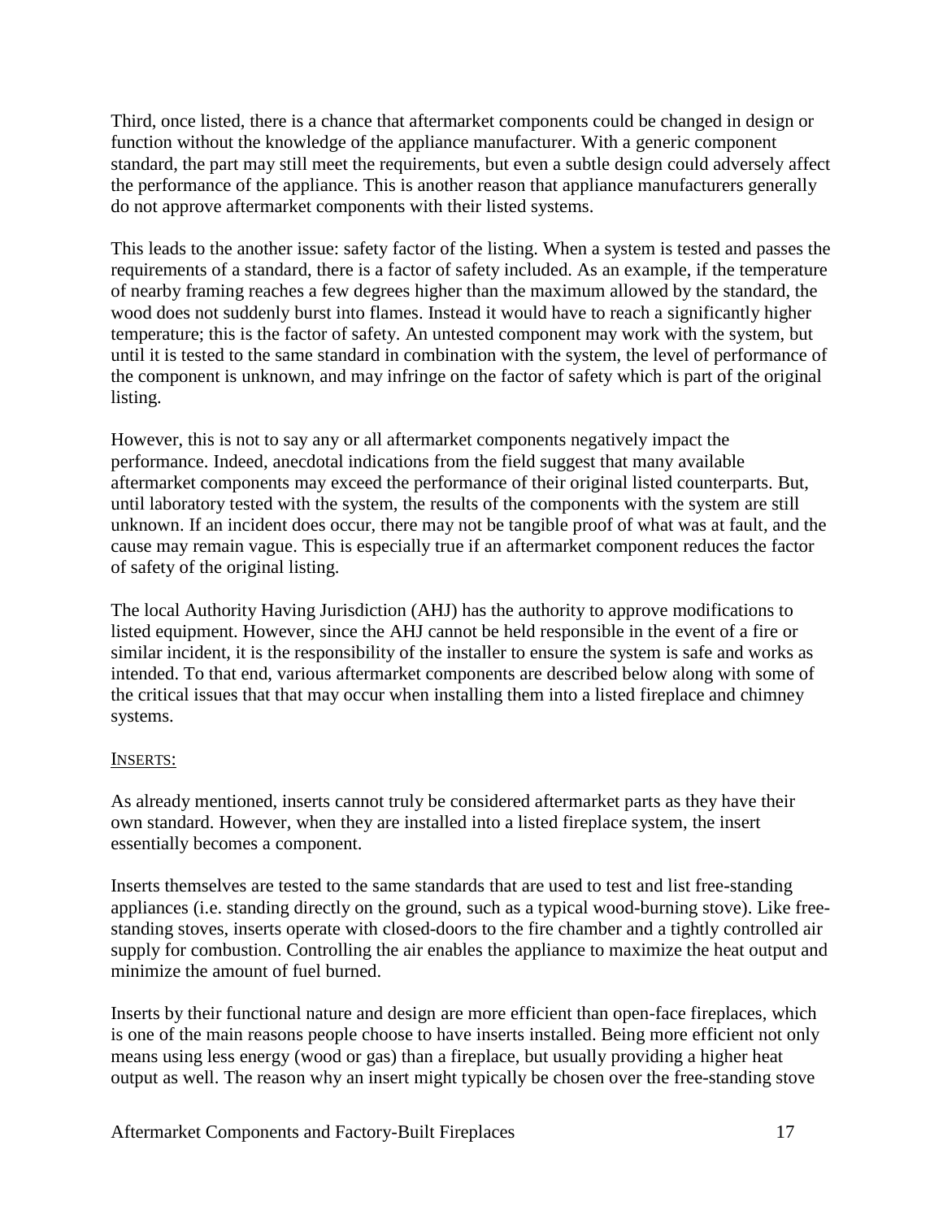Third, once listed, there is a chance that aftermarket components could be changed in design or function without the knowledge of the appliance manufacturer. With a generic component standard, the part may still meet the requirements, but even a subtle design could adversely affect the performance of the appliance. This is another reason that appliance manufacturers generally do not approve aftermarket components with their listed systems.

This leads to the another issue: safety factor of the listing. When a system is tested and passes the requirements of a standard, there is a factor of safety included. As an example, if the temperature of nearby framing reaches a few degrees higher than the maximum allowed by the standard, the wood does not suddenly burst into flames. Instead it would have to reach a significantly higher temperature; this is the factor of safety. An untested component may work with the system, but until it is tested to the same standard in combination with the system, the level of performance of the component is unknown, and may infringe on the factor of safety which is part of the original listing.

However, this is not to say any or all aftermarket components negatively impact the performance. Indeed, anecdotal indications from the field suggest that many available aftermarket components may exceed the performance of their original listed counterparts. But, until laboratory tested with the system, the results of the components with the system are still unknown. If an incident does occur, there may not be tangible proof of what was at fault, and the cause may remain vague. This is especially true if an aftermarket component reduces the factor of safety of the original listing.

The local Authority Having Jurisdiction (AHJ) has the authority to approve modifications to listed equipment. However, since the AHJ cannot be held responsible in the event of a fire or similar incident, it is the responsibility of the installer to ensure the system is safe and works as intended. To that end, various aftermarket components are described below along with some of the critical issues that that may occur when installing them into a listed fireplace and chimney systems.

INSERTS:

As already mentioned, inserts cannot truly be considered aftermarket parts as they have their own standard. However, when they are installed into a listed fireplace system, the insert essentially becomes a component.

Inserts themselves are tested to the same standards that are used to test and list free-standing appliances (i.e. standing directly on the ground, such as a typical wood-burning stove). Like free-standing stoves, inserts operate with closed-doors to the fire chamber and a tightly controlled air supply for combustion. Controlling the air enables the appliance to maximize the heat output and minimize the amount of fuel burned.

Inserts by their functional nature and design are more efficient than open-face fireplaces, which is one of the main reasons people choose to have inserts installed. Being more efficient not only means using less energy (wood or gas) than a fireplace, but usually providing a higher heat output as well. The reason why an insert might typically be chosen over the free-standing stove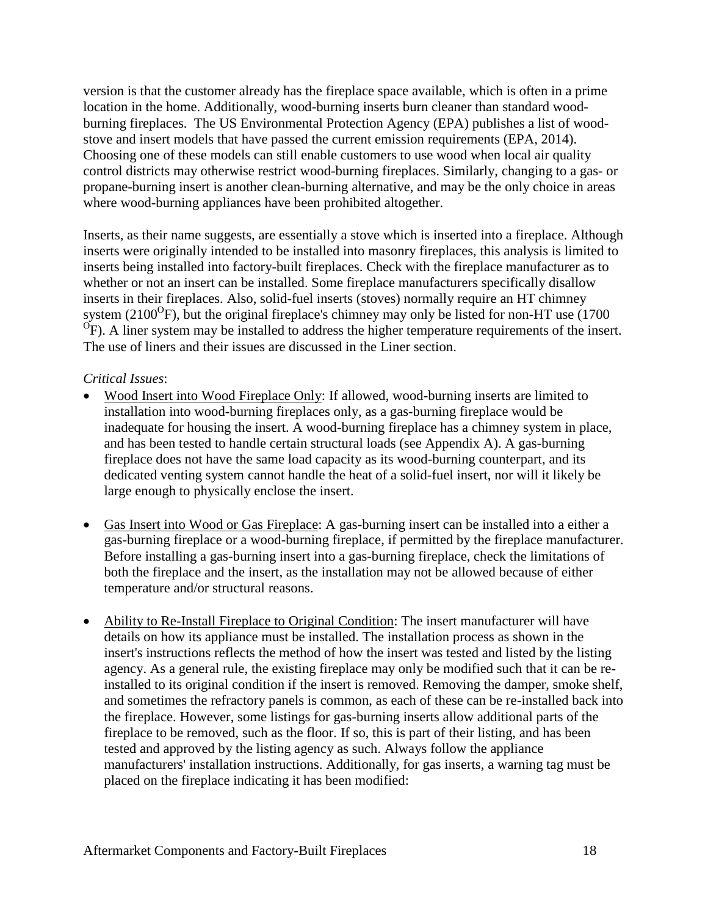version is that the customer already has the fireplace space available, which is often in a prime location in the home. Additionally, wood-burning inserts burn cleaner than standard wood-burning fireplaces. The US Environmental Protection Agency (EPA) publishes a list of wood-stove and insert models that have passed the current emission requirements (EPA, 2014). Choosing one of these models can still enable customers to use wood when local air quality control districts may otherwise restrict wood-burning fireplaces. Similarly, changing to a gas- or propane-burning insert is another clean-burning alternative, and may be the only choice in areas where wood-burning appliances have been prohibited altogether.

Inserts, as their name suggests, are essentially a stove which is inserted into a fireplace. Although inserts were originally intended to be installed into masonry fireplaces, this analysis is limited to inserts being installed into factory-built fireplaces. Check with the fireplace manufacturer as to whether or not an insert can be installed. Some fireplace manufacturers specifically disallow inserts in their fireplaces. Also, solid-fuel inserts (stoves) normally require an HT chimney system (2100$^{O}$F), but the original fireplace's chimney may only be listed for non-HT use (1700 $^{O}$F). A liner system may be installed to address the higher temperature requirements of the insert. The use of liners and their issues are discussed in the Liner section.

*Critical Issues*:

- Wood Insert into Wood Fireplace Only: If allowed, wood-burning inserts are limited to installation into wood-burning fireplaces only, as a gas-burning fireplace would be inadequate for housing the insert. A wood-burning fireplace has a chimney system in place, and has been tested to handle certain structural loads (see Appendix A). A gas-burning fireplace does not have the same load capacity as its wood-burning counterpart, and its dedicated venting system cannot handle the heat of a solid-fuel insert, nor will it likely be large enough to physically enclose the insert.

- Gas Insert into Wood or Gas Fireplace: A gas-burning insert can be installed into a either a gas-burning fireplace or a wood-burning fireplace, if permitted by the fireplace manufacturer. Before installing a gas-burning insert into a gas-burning fireplace, check the limitations of both the fireplace and the insert, as the installation may not be allowed because of either temperature and/or structural reasons.

- Ability to Re-Install Fireplace to Original Condition: The insert manufacturer will have details on how its appliance must be installed. The installation process as shown in the insert's instructions reflects the method of how the insert was tested and listed by the listing agency. As a general rule, the existing fireplace may only be modified such that it can be re-installed to its original condition if the insert is removed. Removing the damper, smoke shelf, and sometimes the refractory panels is common, as each of these can be re-installed back into the fireplace. However, some listings for gas-burning inserts allow additional parts of the fireplace to be removed, such as the floor. If so, this is part of their listing, and has been tested and approved by the listing agency as such. Always follow the appliance manufacturers' installation instructions. Additionally, for gas inserts, a warning tag must be placed on the fireplace indicating it has been modified: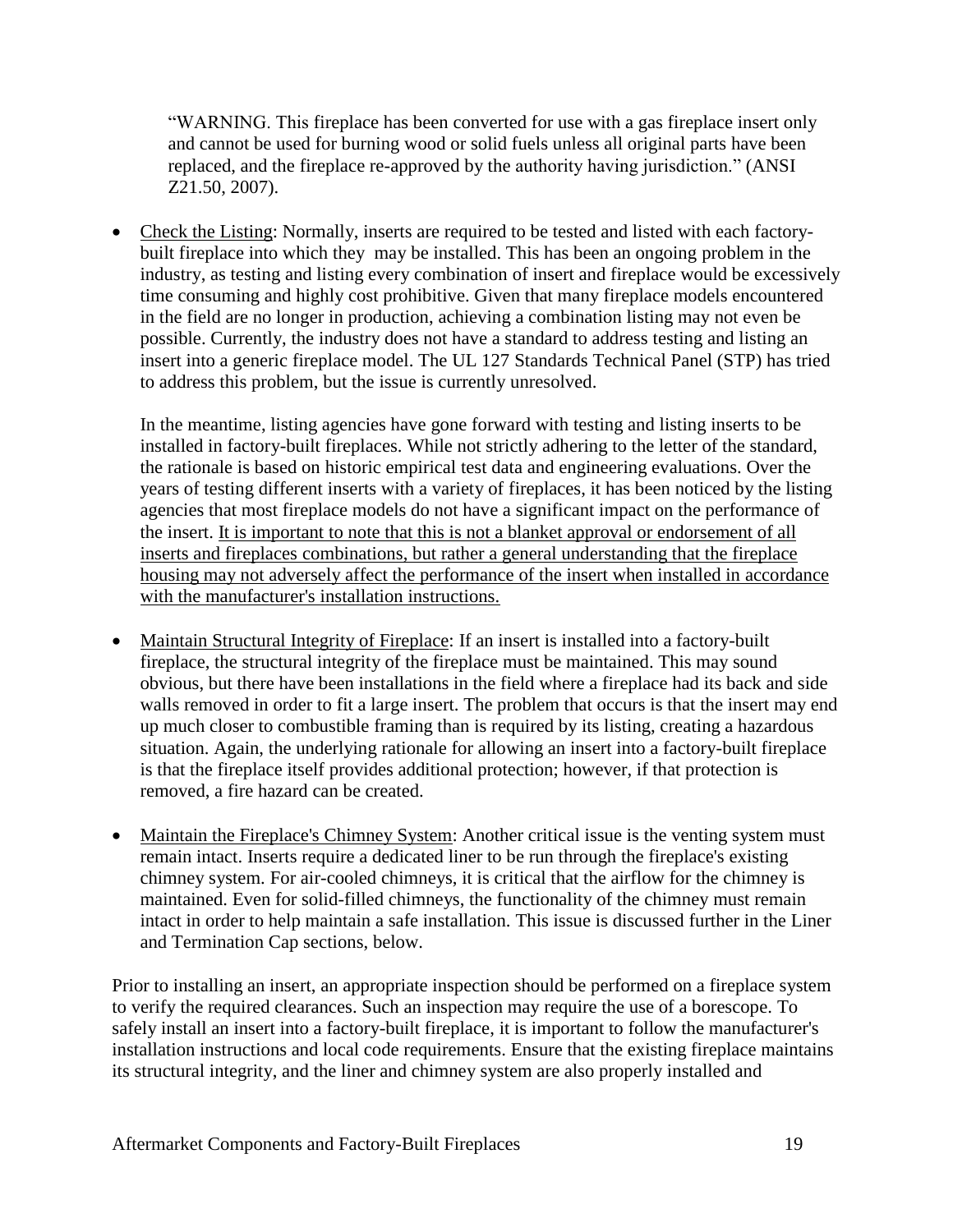"WARNING. This fireplace has been converted for use with a gas fireplace insert only and cannot be used for burning wood or solid fuels unless all original parts have been replaced, and the fireplace re-approved by the authority having jurisdiction." (ANSI Z21.50, 2007).

- <u>Check the Listing</u>: Normally, inserts are required to be tested and listed with each factory-built fireplace into which they may be installed. This has been an ongoing problem in the industry, as testing and listing every combination of insert and fireplace would be excessively time consuming and highly cost prohibitive. Given that many fireplace models encountered in the field are no longer in production, achieving a combination listing may not even be possible. Currently, the industry does not have a standard to address testing and listing an insert into a generic fireplace model. The UL 127 Standards Technical Panel (STP) has tried to address this problem, but the issue is currently unresolved.

  In the meantime, listing agencies have gone forward with testing and listing inserts to be installed in factory-built fireplaces. While not strictly adhering to the letter of the standard, the rationale is based on historic empirical test data and engineering evaluations. Over the years of testing different inserts with a variety of fireplaces, it has been noticed by the listing agencies that most fireplace models do not have a significant impact on the performance of the insert. <u>It is important to note that this is not a blanket approval or endorsement of all inserts and fireplaces combinations, but rather a general understanding that the fireplace housing may not adversely affect the performance of the insert when installed in accordance with the manufacturer's installation instructions.</u>

- <u>Maintain Structural Integrity of Fireplace</u>: If an insert is installed into a factory-built fireplace, the structural integrity of the fireplace must be maintained. This may sound obvious, but there have been installations in the field where a fireplace had its back and side walls removed in order to fit a large insert. The problem that occurs is that the insert may end up much closer to combustible framing than is required by its listing, creating a hazardous situation. Again, the underlying rationale for allowing an insert into a factory-built fireplace is that the fireplace itself provides additional protection; however, if that protection is removed, a fire hazard can be created.

- <u>Maintain the Fireplace's Chimney System</u>: Another critical issue is the venting system must remain intact. Inserts require a dedicated liner to be run through the fireplace's existing chimney system. For air-cooled chimneys, it is critical that the airflow for the chimney is maintained. Even for solid-filled chimneys, the functionality of the chimney must remain intact in order to help maintain a safe installation. This issue is discussed further in the Liner and Termination Cap sections, below.

Prior to installing an insert, an appropriate inspection should be performed on a fireplace system to verify the required clearances. Such an inspection may require the use of a borescope. To safely install an insert into a factory-built fireplace, it is important to follow the manufacturer's installation instructions and local code requirements. Ensure that the existing fireplace maintains its structural integrity, and the liner and chimney system are also properly installed and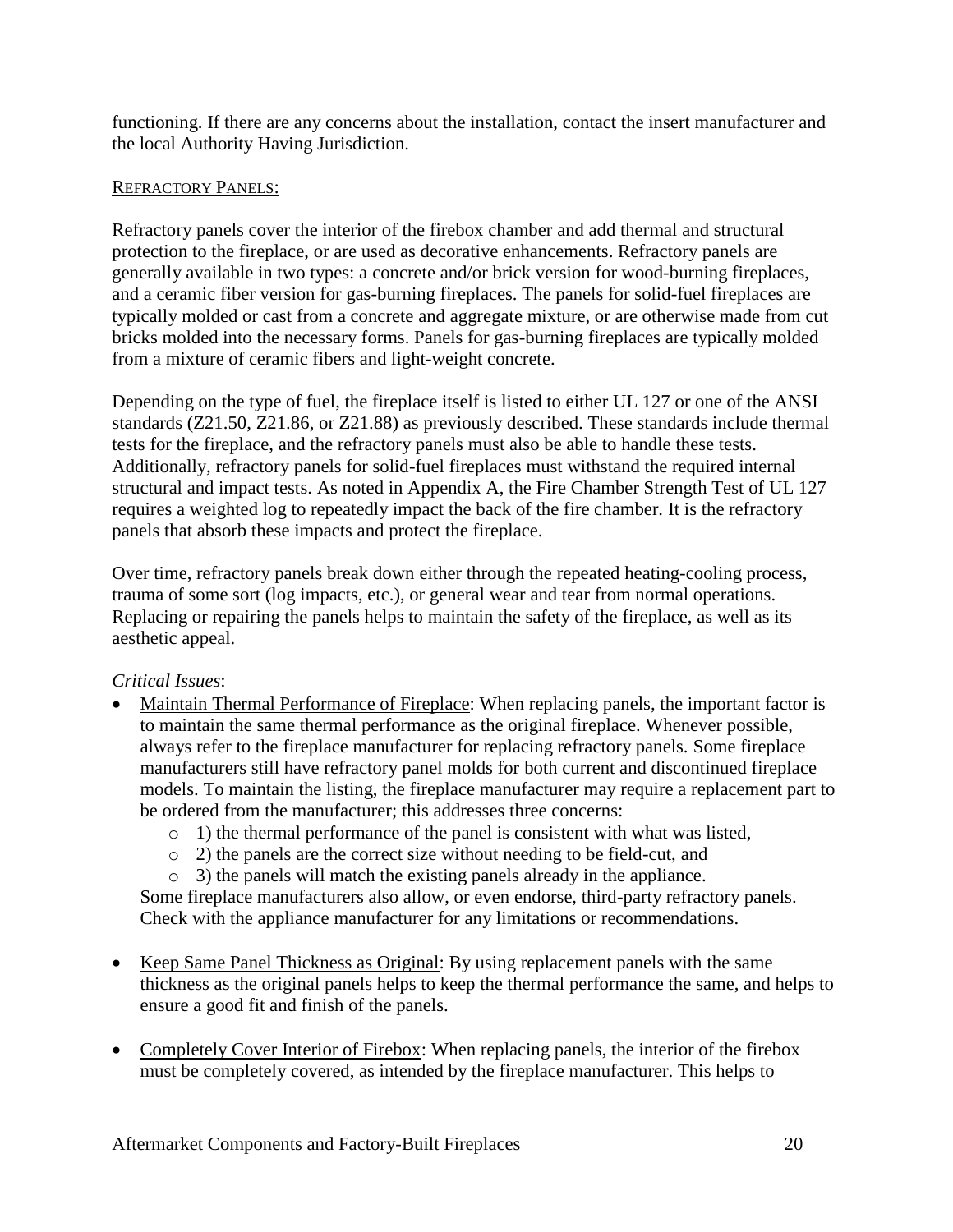functioning. If there are any concerns about the installation, contact the insert manufacturer and the local Authority Having Jurisdiction.

### Refractory Panels:

Refractory panels cover the interior of the firebox chamber and add thermal and structural protection to the fireplace, or are used as decorative enhancements. Refractory panels are generally available in two types: a concrete and/or brick version for wood-burning fireplaces, and a ceramic fiber version for gas-burning fireplaces. The panels for solid-fuel fireplaces are typically molded or cast from a concrete and aggregate mixture, or are otherwise made from cut bricks molded into the necessary forms. Panels for gas-burning fireplaces are typically molded from a mixture of ceramic fibers and light-weight concrete.

Depending on the type of fuel, the fireplace itself is listed to either UL 127 or one of the ANSI standards (Z21.50, Z21.86, or Z21.88) as previously described. These standards include thermal tests for the fireplace, and the refractory panels must also be able to handle these tests. Additionally, refractory panels for solid-fuel fireplaces must withstand the required internal structural and impact tests. As noted in Appendix A, the Fire Chamber Strength Test of UL 127 requires a weighted log to repeatedly impact the back of the fire chamber. It is the refractory panels that absorb these impacts and protect the fireplace.

Over time, refractory panels break down either through the repeated heating-cooling process, trauma of some sort (log impacts, etc.), or general wear and tear from normal operations. Replacing or repairing the panels helps to maintain the safety of the fireplace, as well as its aesthetic appeal.

*Critical Issues*:

- Maintain Thermal Performance of Fireplace: When replacing panels, the important factor is to maintain the same thermal performance as the original fireplace. Whenever possible, always refer to the fireplace manufacturer for replacing refractory panels. Some fireplace manufacturers still have refractory panel molds for both current and discontinued fireplace models. To maintain the listing, the fireplace manufacturer may require a replacement part to be ordered from the manufacturer; this addresses three concerns:
  - 1) the thermal performance of the panel is consistent with what was listed,
  - 2) the panels are the correct size without needing to be field-cut, and
  - 3) the panels will match the existing panels already in the appliance.

  Some fireplace manufacturers also allow, or even endorse, third-party refractory panels. Check with the appliance manufacturer for any limitations or recommendations.

- Keep Same Panel Thickness as Original: By using replacement panels with the same thickness as the original panels helps to keep the thermal performance the same, and helps to ensure a good fit and finish of the panels.

- Completely Cover Interior of Firebox: When replacing panels, the interior of the firebox must be completely covered, as intended by the fireplace manufacturer. This helps to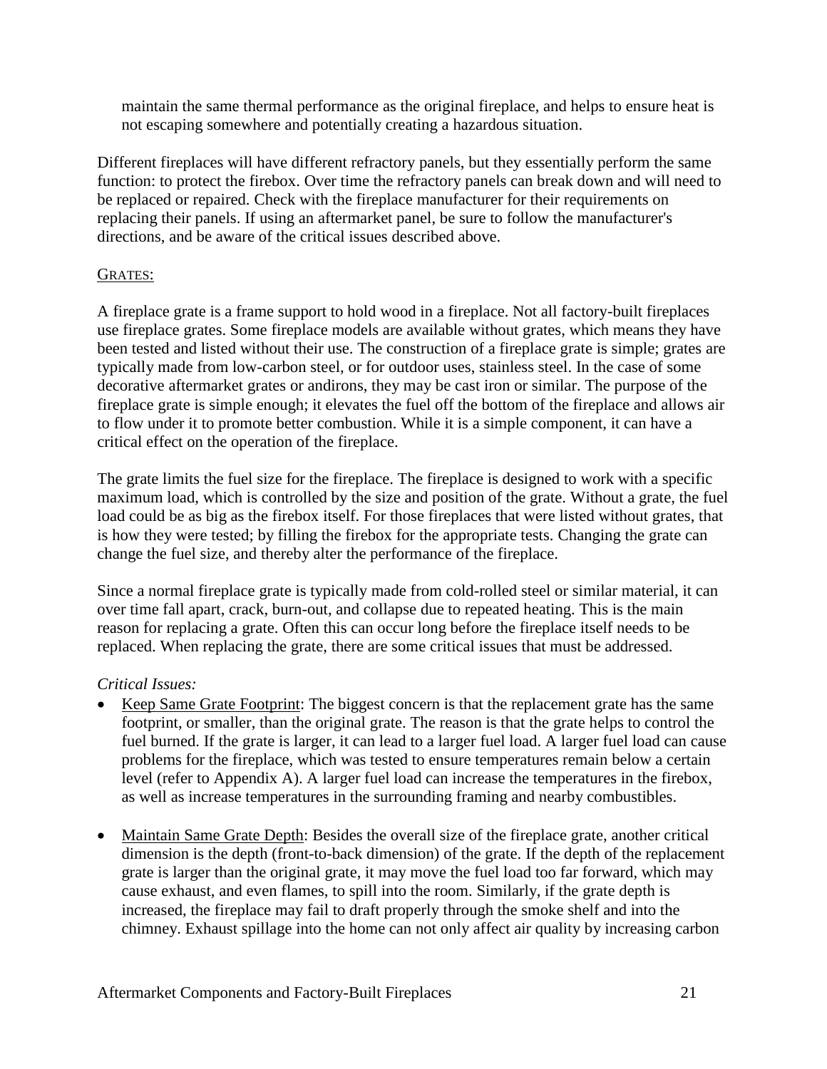maintain the same thermal performance as the original fireplace, and helps to ensure heat is not escaping somewhere and potentially creating a hazardous situation.

Different fireplaces will have different refractory panels, but they essentially perform the same function: to protect the firebox. Over time the refractory panels can break down and will need to be replaced or repaired. Check with the fireplace manufacturer for their requirements on replacing their panels. If using an aftermarket panel, be sure to follow the manufacturer's directions, and be aware of the critical issues described above.

GRATES:

A fireplace grate is a frame support to hold wood in a fireplace. Not all factory-built fireplaces use fireplace grates. Some fireplace models are available without grates, which means they have been tested and listed without their use. The construction of a fireplace grate is simple; grates are typically made from low-carbon steel, or for outdoor uses, stainless steel. In the case of some decorative aftermarket grates or andirons, they may be cast iron or similar. The purpose of the fireplace grate is simple enough; it elevates the fuel off the bottom of the fireplace and allows air to flow under it to promote better combustion. While it is a simple component, it can have a critical effect on the operation of the fireplace.

The grate limits the fuel size for the fireplace. The fireplace is designed to work with a specific maximum load, which is controlled by the size and position of the grate. Without a grate, the fuel load could be as big as the firebox itself. For those fireplaces that were listed without grates, that is how they were tested; by filling the firebox for the appropriate tests. Changing the grate can change the fuel size, and thereby alter the performance of the fireplace.

Since a normal fireplace grate is typically made from cold-rolled steel or similar material, it can over time fall apart, crack, burn-out, and collapse due to repeated heating. This is the main reason for replacing a grate. Often this can occur long before the fireplace itself needs to be replaced. When replacing the grate, there are some critical issues that must be addressed.

*Critical Issues:*

- Keep Same Grate Footprint: The biggest concern is that the replacement grate has the same footprint, or smaller, than the original grate. The reason is that the grate helps to control the fuel burned. If the grate is larger, it can lead to a larger fuel load. A larger fuel load can cause problems for the fireplace, which was tested to ensure temperatures remain below a certain level (refer to Appendix A). A larger fuel load can increase the temperatures in the firebox, as well as increase temperatures in the surrounding framing and nearby combustibles.

- Maintain Same Grate Depth: Besides the overall size of the fireplace grate, another critical dimension is the depth (front-to-back dimension) of the grate. If the depth of the replacement grate is larger than the original grate, it may move the fuel load too far forward, which may cause exhaust, and even flames, to spill into the room. Similarly, if the grate depth is increased, the fireplace may fail to draft properly through the smoke shelf and into the chimney. Exhaust spillage into the home can not only affect air quality by increasing carbon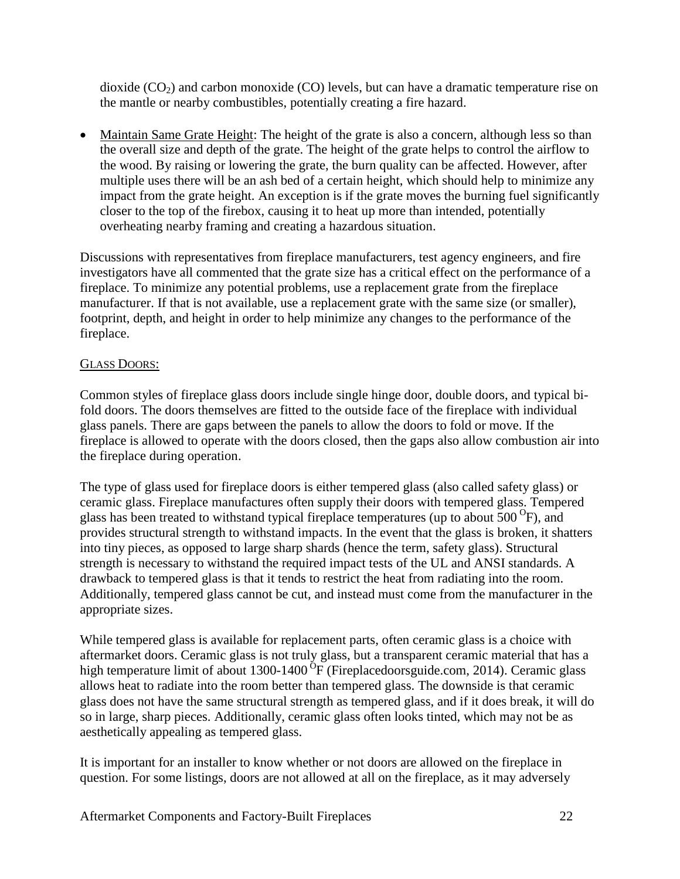dioxide ($CO_2$) and carbon monoxide (CO) levels, but can have a dramatic temperature rise on the mantle or nearby combustibles, potentially creating a fire hazard.

- Maintain Same Grate Height: The height of the grate is also a concern, although less so than the overall size and depth of the grate. The height of the grate helps to control the airflow to the wood. By raising or lowering the grate, the burn quality can be affected. However, after multiple uses there will be an ash bed of a certain height, which should help to minimize any impact from the grate height. An exception is if the grate moves the burning fuel significantly closer to the top of the firebox, causing it to heat up more than intended, potentially overheating nearby framing and creating a hazardous situation.

Discussions with representatives from fireplace manufacturers, test agency engineers, and fire investigators have all commented that the grate size has a critical effect on the performance of a fireplace. To minimize any potential problems, use a replacement grate from the fireplace manufacturer. If that is not available, use a replacement grate with the same size (or smaller), footprint, depth, and height in order to help minimize any changes to the performance of the fireplace.

GLASS DOORS:

Common styles of fireplace glass doors include single hinge door, double doors, and typical bi-fold doors. The doors themselves are fitted to the outside face of the fireplace with individual glass panels. There are gaps between the panels to allow the doors to fold or move. If the fireplace is allowed to operate with the doors closed, then the gaps also allow combustion air into the fireplace during operation.

The type of glass used for fireplace doors is either tempered glass (also called safety glass) or ceramic glass. Fireplace manufactures often supply their doors with tempered glass. Tempered glass has been treated to withstand typical fireplace temperatures (up to about 500 $^{O}$F), and provides structural strength to withstand impacts. In the event that the glass is broken, it shatters into tiny pieces, as opposed to large sharp shards (hence the term, safety glass). Structural strength is necessary to withstand the required impact tests of the UL and ANSI standards. A drawback to tempered glass is that it tends to restrict the heat from radiating into the room. Additionally, tempered glass cannot be cut, and instead must come from the manufacturer in the appropriate sizes.

While tempered glass is available for replacement parts, often ceramic glass is a choice with aftermarket doors. Ceramic glass is not truly glass, but a transparent ceramic material that has a high temperature limit of about 1300-1400 $^{O}$F (Fireplacedoorsguide.com, 2014). Ceramic glass allows heat to radiate into the room better than tempered glass. The downside is that ceramic glass does not have the same structural strength as tempered glass, and if it does break, it will do so in large, sharp pieces. Additionally, ceramic glass often looks tinted, which may not be as aesthetically appealing as tempered glass.

It is important for an installer to know whether or not doors are allowed on the fireplace in question. For some listings, doors are not allowed at all on the fireplace, as it may adversely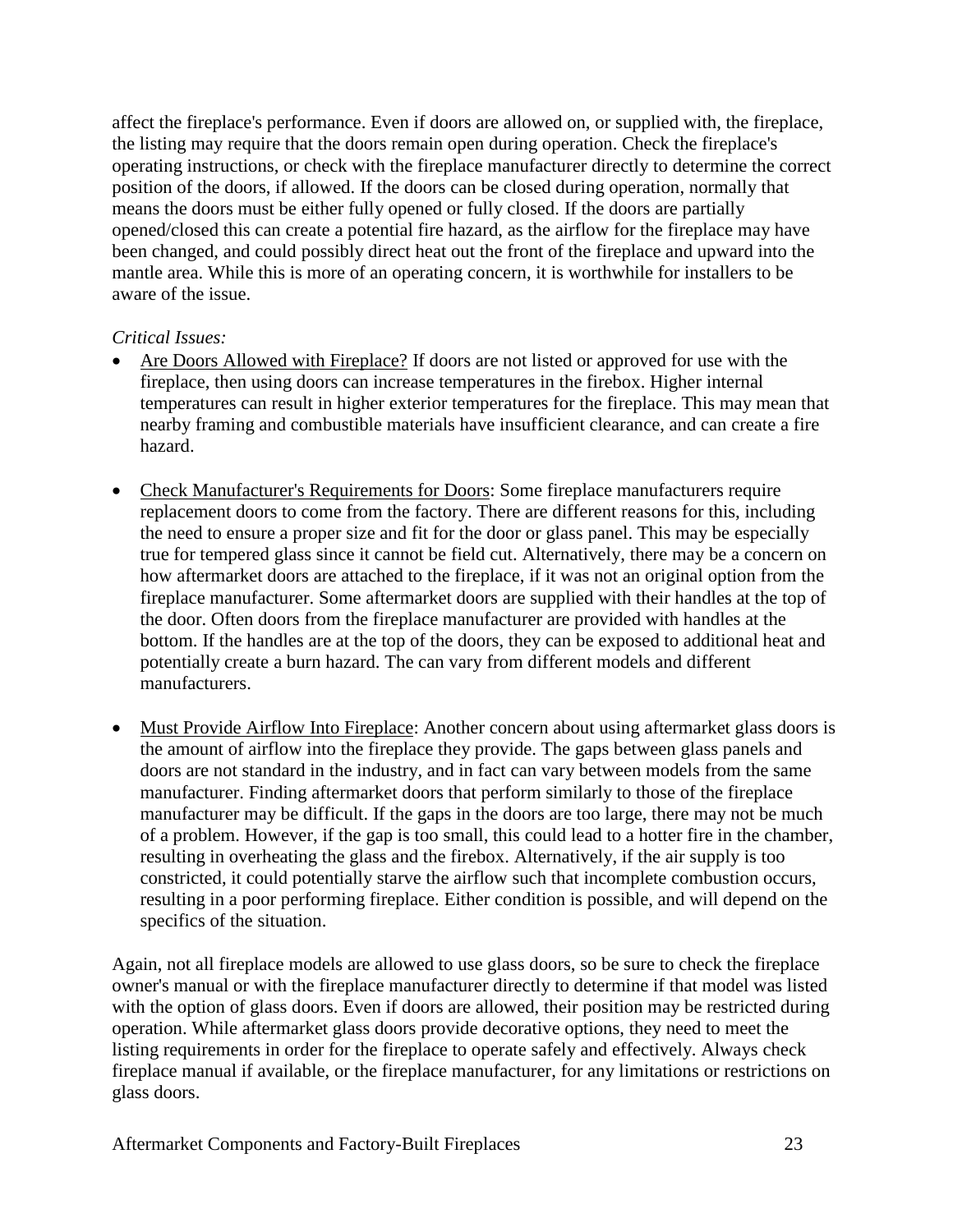affect the fireplace's performance. Even if doors are allowed on, or supplied with, the fireplace, the listing may require that the doors remain open during operation. Check the fireplace's operating instructions, or check with the fireplace manufacturer directly to determine the correct position of the doors, if allowed. If the doors can be closed during operation, normally that means the doors must be either fully opened or fully closed. If the doors are partially opened/closed this can create a potential fire hazard, as the airflow for the fireplace may have been changed, and could possibly direct heat out the front of the fireplace and upward into the mantle area. While this is more of an operating concern, it is worthwhile for installers to be aware of the issue.

*Critical Issues:*

- Are Doors Allowed with Fireplace? If doors are not listed or approved for use with the fireplace, then using doors can increase temperatures in the firebox. Higher internal temperatures can result in higher exterior temperatures for the fireplace. This may mean that nearby framing and combustible materials have insufficient clearance, and can create a fire hazard.

- Check Manufacturer's Requirements for Doors: Some fireplace manufacturers require replacement doors to come from the factory. There are different reasons for this, including the need to ensure a proper size and fit for the door or glass panel. This may be especially true for tempered glass since it cannot be field cut. Alternatively, there may be a concern on how aftermarket doors are attached to the fireplace, if it was not an original option from the fireplace manufacturer. Some aftermarket doors are supplied with their handles at the top of the door. Often doors from the fireplace manufacturer are provided with handles at the bottom. If the handles are at the top of the doors, they can be exposed to additional heat and potentially create a burn hazard. The can vary from different models and different manufacturers.

- Must Provide Airflow Into Fireplace: Another concern about using aftermarket glass doors is the amount of airflow into the fireplace they provide. The gaps between glass panels and doors are not standard in the industry, and in fact can vary between models from the same manufacturer. Finding aftermarket doors that perform similarly to those of the fireplace manufacturer may be difficult. If the gaps in the doors are too large, there may not be much of a problem. However, if the gap is too small, this could lead to a hotter fire in the chamber, resulting in overheating the glass and the firebox. Alternatively, if the air supply is too constricted, it could potentially starve the airflow such that incomplete combustion occurs, resulting in a poor performing fireplace. Either condition is possible, and will depend on the specifics of the situation.

Again, not all fireplace models are allowed to use glass doors, so be sure to check the fireplace owner's manual or with the fireplace manufacturer directly to determine if that model was listed with the option of glass doors. Even if doors are allowed, their position may be restricted during operation. While aftermarket glass doors provide decorative options, they need to meet the listing requirements in order for the fireplace to operate safely and effectively. Always check fireplace manual if available, or the fireplace manufacturer, for any limitations or restrictions on glass doors.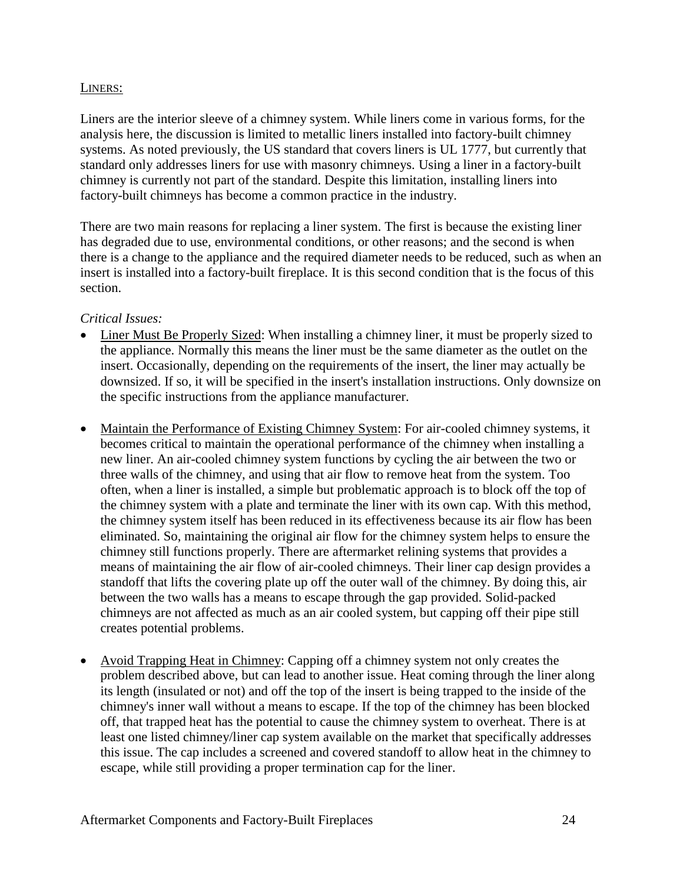## LINERS:

Liners are the interior sleeve of a chimney system. While liners come in various forms, for the analysis here, the discussion is limited to metallic liners installed into factory-built chimney systems. As noted previously, the US standard that covers liners is UL 1777, but currently that standard only addresses liners for use with masonry chimneys. Using a liner in a factory-built chimney is currently not part of the standard. Despite this limitation, installing liners into factory-built chimneys has become a common practice in the industry.

There are two main reasons for replacing a liner system. The first is because the existing liner has degraded due to use, environmental conditions, or other reasons; and the second is when there is a change to the appliance and the required diameter needs to be reduced, such as when an insert is installed into a factory-built fireplace. It is this second condition that is the focus of this section.

*Critical Issues:*

- Liner Must Be Properly Sized: When installing a chimney liner, it must be properly sized to the appliance. Normally this means the liner must be the same diameter as the outlet on the insert. Occasionally, depending on the requirements of the insert, the liner may actually be downsized. If so, it will be specified in the insert's installation instructions. Only downsize on the specific instructions from the appliance manufacturer.

- Maintain the Performance of Existing Chimney System: For air-cooled chimney systems, it becomes critical to maintain the operational performance of the chimney when installing a new liner. An air-cooled chimney system functions by cycling the air between the two or three walls of the chimney, and using that air flow to remove heat from the system. Too often, when a liner is installed, a simple but problematic approach is to block off the top of the chimney system with a plate and terminate the liner with its own cap. With this method, the chimney system itself has been reduced in its effectiveness because its air flow has been eliminated. So, maintaining the original air flow for the chimney system helps to ensure the chimney still functions properly. There are aftermarket relining systems that provides a means of maintaining the air flow of air-cooled chimneys. Their liner cap design provides a standoff that lifts the covering plate up off the outer wall of the chimney. By doing this, air between the two walls has a means to escape through the gap provided. Solid-packed chimneys are not affected as much as an air cooled system, but capping off their pipe still creates potential problems.

- Avoid Trapping Heat in Chimney: Capping off a chimney system not only creates the problem described above, but can lead to another issue. Heat coming through the liner along its length (insulated or not) and off the top of the insert is being trapped to the inside of the chimney's inner wall without a means to escape. If the top of the chimney has been blocked off, that trapped heat has the potential to cause the chimney system to overheat. There is at least one listed chimney/liner cap system available on the market that specifically addresses this issue. The cap includes a screened and covered standoff to allow heat in the chimney to escape, while still providing a proper termination cap for the liner.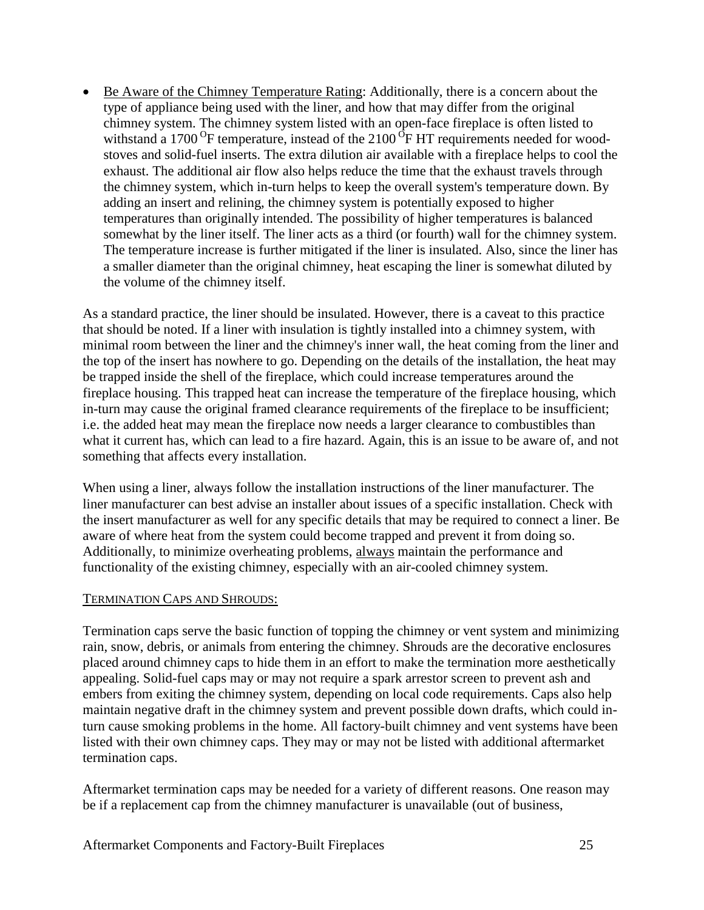- Be Aware of the Chimney Temperature Rating: Additionally, there is a concern about the type of appliance being used with the liner, and how that may differ from the original chimney system. The chimney system listed with an open-face fireplace is often listed to withstand a 1700 $^{O}$F temperature, instead of the 2100 $^{O}$F HT requirements needed for wood-stoves and solid-fuel inserts. The extra dilution air available with a fireplace helps to cool the exhaust. The additional air flow also helps reduce the time that the exhaust travels through the chimney system, which in-turn helps to keep the overall system's temperature down. By adding an insert and relining, the chimney system is potentially exposed to higher temperatures than originally intended. The possibility of higher temperatures is balanced somewhat by the liner itself. The liner acts as a third (or fourth) wall for the chimney system. The temperature increase is further mitigated if the liner is insulated. Also, since the liner has a smaller diameter than the original chimney, heat escaping the liner is somewhat diluted by the volume of the chimney itself.

As a standard practice, the liner should be insulated. However, there is a caveat to this practice that should be noted. If a liner with insulation is tightly installed into a chimney system, with minimal room between the liner and the chimney's inner wall, the heat coming from the liner and the top of the insert has nowhere to go. Depending on the details of the installation, the heat may be trapped inside the shell of the fireplace, which could increase temperatures around the fireplace housing. This trapped heat can increase the temperature of the fireplace housing, which in-turn may cause the original framed clearance requirements of the fireplace to be insufficient; i.e. the added heat may mean the fireplace now needs a larger clearance to combustibles than what it current has, which can lead to a fire hazard. Again, this is an issue to be aware of, and not something that affects every installation.

When using a liner, always follow the installation instructions of the liner manufacturer. The liner manufacturer can best advise an installer about issues of a specific installation. Check with the insert manufacturer as well for any specific details that may be required to connect a liner. Be aware of where heat from the system could become trapped and prevent it from doing so. Additionally, to minimize overheating problems, always maintain the performance and functionality of the existing chimney, especially with an air-cooled chimney system.

TERMINATION CAPS AND SHROUDS:

Termination caps serve the basic function of topping the chimney or vent system and minimizing rain, snow, debris, or animals from entering the chimney. Shrouds are the decorative enclosures placed around chimney caps to hide them in an effort to make the termination more aesthetically appealing. Solid-fuel caps may or may not require a spark arrestor screen to prevent ash and embers from exiting the chimney system, depending on local code requirements. Caps also help maintain negative draft in the chimney system and prevent possible down drafts, which could in-turn cause smoking problems in the home. All factory-built chimney and vent systems have been listed with their own chimney caps. They may or may not be listed with additional aftermarket termination caps.

Aftermarket termination caps may be needed for a variety of different reasons. One reason may be if a replacement cap from the chimney manufacturer is unavailable (out of business,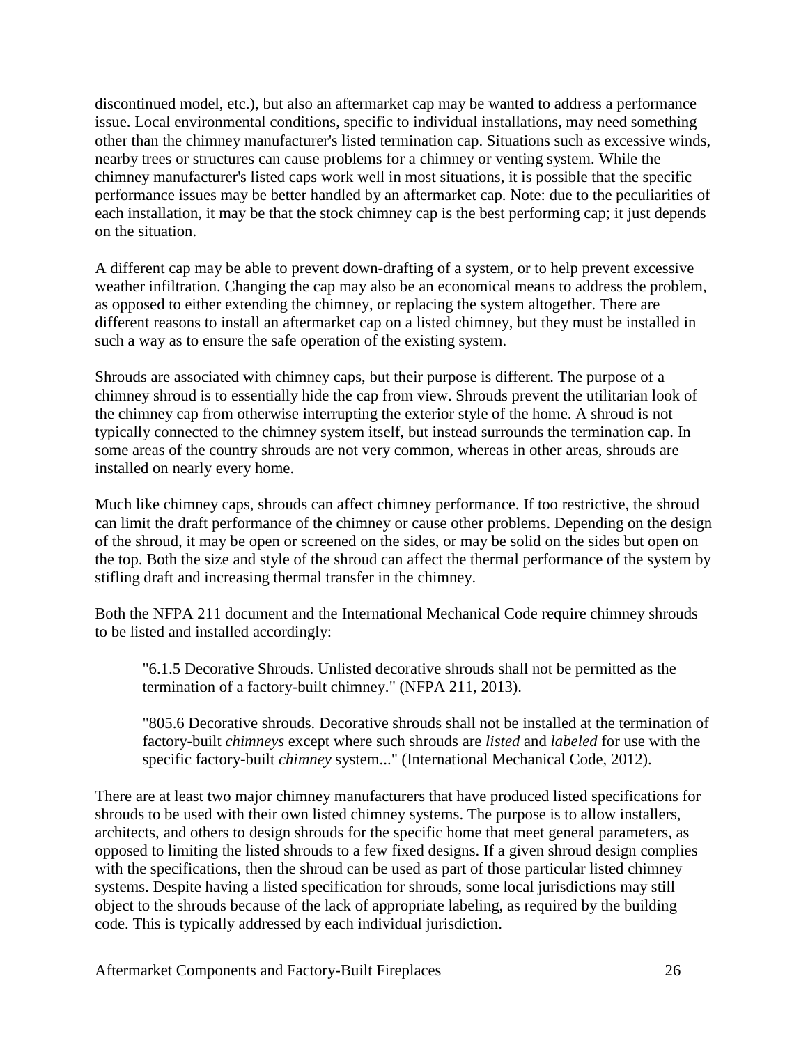discontinued model, etc.), but also an aftermarket cap may be wanted to address a performance issue. Local environmental conditions, specific to individual installations, may need something other than the chimney manufacturer's listed termination cap. Situations such as excessive winds, nearby trees or structures can cause problems for a chimney or venting system. While the chimney manufacturer's listed caps work well in most situations, it is possible that the specific performance issues may be better handled by an aftermarket cap. Note: due to the peculiarities of each installation, it may be that the stock chimney cap is the best performing cap; it just depends on the situation.

A different cap may be able to prevent down-drafting of a system, or to help prevent excessive weather infiltration. Changing the cap may also be an economical means to address the problem, as opposed to either extending the chimney, or replacing the system altogether. There are different reasons to install an aftermarket cap on a listed chimney, but they must be installed in such a way as to ensure the safe operation of the existing system.

Shrouds are associated with chimney caps, but their purpose is different. The purpose of a chimney shroud is to essentially hide the cap from view. Shrouds prevent the utilitarian look of the chimney cap from otherwise interrupting the exterior style of the home. A shroud is not typically connected to the chimney system itself, but instead surrounds the termination cap. In some areas of the country shrouds are not very common, whereas in other areas, shrouds are installed on nearly every home.

Much like chimney caps, shrouds can affect chimney performance. If too restrictive, the shroud can limit the draft performance of the chimney or cause other problems. Depending on the design of the shroud, it may be open or screened on the sides, or may be solid on the sides but open on the top. Both the size and style of the shroud can affect the thermal performance of the system by stifling draft and increasing thermal transfer in the chimney.

Both the NFPA 211 document and the International Mechanical Code require chimney shrouds to be listed and installed accordingly:

> "6.1.5 Decorative Shrouds. Unlisted decorative shrouds shall not be permitted as the termination of a factory-built chimney." (NFPA 211, 2013).
>
> "805.6 Decorative shrouds. Decorative shrouds shall not be installed at the termination of factory-built *chimneys* except where such shrouds are *listed* and *labeled* for use with the specific factory-built *chimney* system..." (International Mechanical Code, 2012).

There are at least two major chimney manufacturers that have produced listed specifications for shrouds to be used with their own listed chimney systems. The purpose is to allow installers, architects, and others to design shrouds for the specific home that meet general parameters, as opposed to limiting the listed shrouds to a few fixed designs. If a given shroud design complies with the specifications, then the shroud can be used as part of those particular listed chimney systems. Despite having a listed specification for shrouds, some local jurisdictions may still object to the shrouds because of the lack of appropriate labeling, as required by the building code. This is typically addressed by each individual jurisdiction.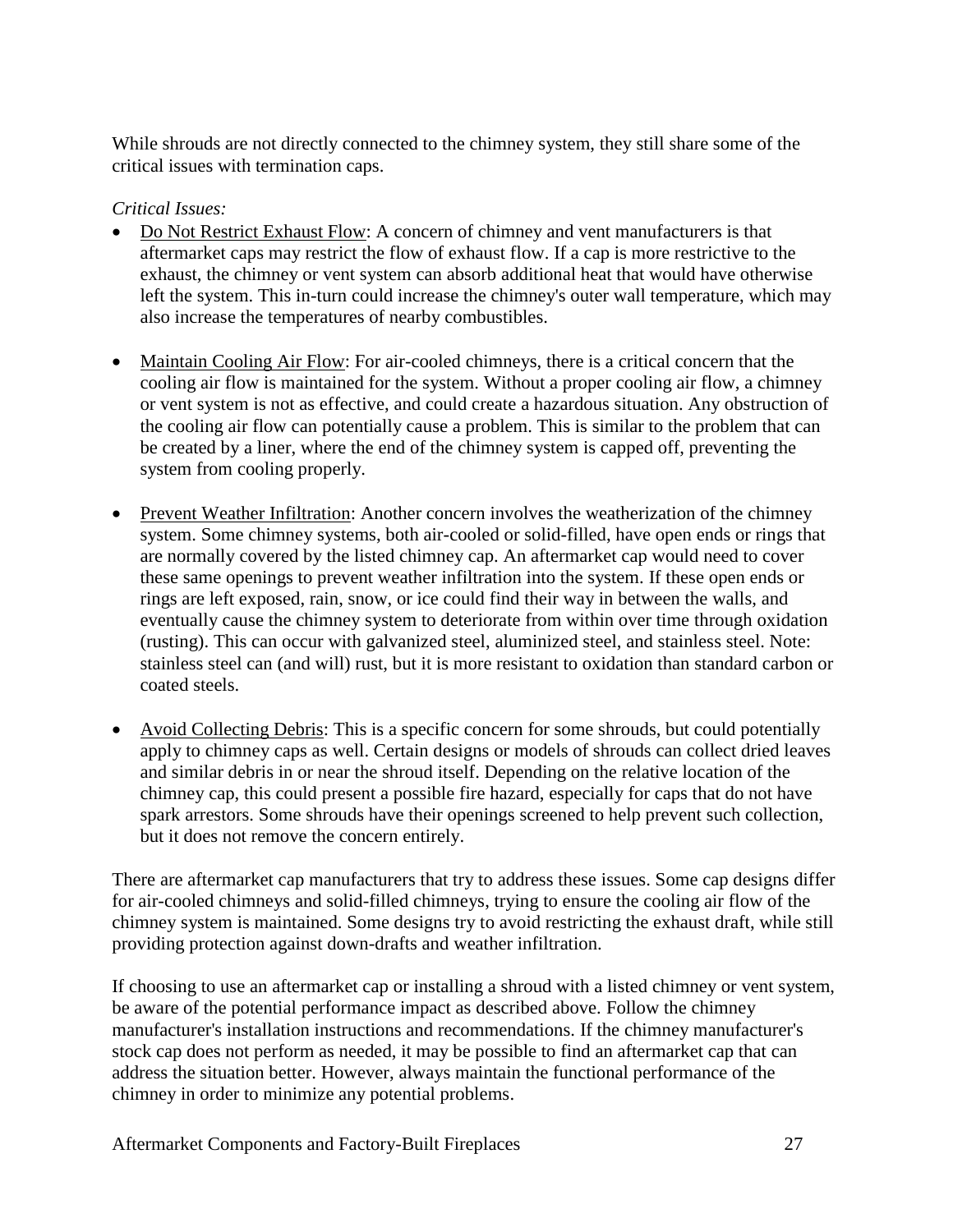While shrouds are not directly connected to the chimney system, they still share some of the critical issues with termination caps.

*Critical Issues:*

- Do Not Restrict Exhaust Flow: A concern of chimney and vent manufacturers is that aftermarket caps may restrict the flow of exhaust flow. If a cap is more restrictive to the exhaust, the chimney or vent system can absorb additional heat that would have otherwise left the system. This in-turn could increase the chimney's outer wall temperature, which may also increase the temperatures of nearby combustibles.

- Maintain Cooling Air Flow: For air-cooled chimneys, there is a critical concern that the cooling air flow is maintained for the system. Without a proper cooling air flow, a chimney or vent system is not as effective, and could create a hazardous situation. Any obstruction of the cooling air flow can potentially cause a problem. This is similar to the problem that can be created by a liner, where the end of the chimney system is capped off, preventing the system from cooling properly.

- Prevent Weather Infiltration: Another concern involves the weatherization of the chimney system. Some chimney systems, both air-cooled or solid-filled, have open ends or rings that are normally covered by the listed chimney cap. An aftermarket cap would need to cover these same openings to prevent weather infiltration into the system. If these open ends or rings are left exposed, rain, snow, or ice could find their way in between the walls, and eventually cause the chimney system to deteriorate from within over time through oxidation (rusting). This can occur with galvanized steel, aluminized steel, and stainless steel. Note: stainless steel can (and will) rust, but it is more resistant to oxidation than standard carbon or coated steels.

- Avoid Collecting Debris: This is a specific concern for some shrouds, but could potentially apply to chimney caps as well. Certain designs or models of shrouds can collect dried leaves and similar debris in or near the shroud itself. Depending on the relative location of the chimney cap, this could present a possible fire hazard, especially for caps that do not have spark arrestors. Some shrouds have their openings screened to help prevent such collection, but it does not remove the concern entirely.

There are aftermarket cap manufacturers that try to address these issues. Some cap designs differ for air-cooled chimneys and solid-filled chimneys, trying to ensure the cooling air flow of the chimney system is maintained. Some designs try to avoid restricting the exhaust draft, while still providing protection against down-drafts and weather infiltration.

If choosing to use an aftermarket cap or installing a shroud with a listed chimney or vent system, be aware of the potential performance impact as described above. Follow the chimney manufacturer's installation instructions and recommendations. If the chimney manufacturer's stock cap does not perform as needed, it may be possible to find an aftermarket cap that can address the situation better. However, always maintain the functional performance of the chimney in order to minimize any potential problems.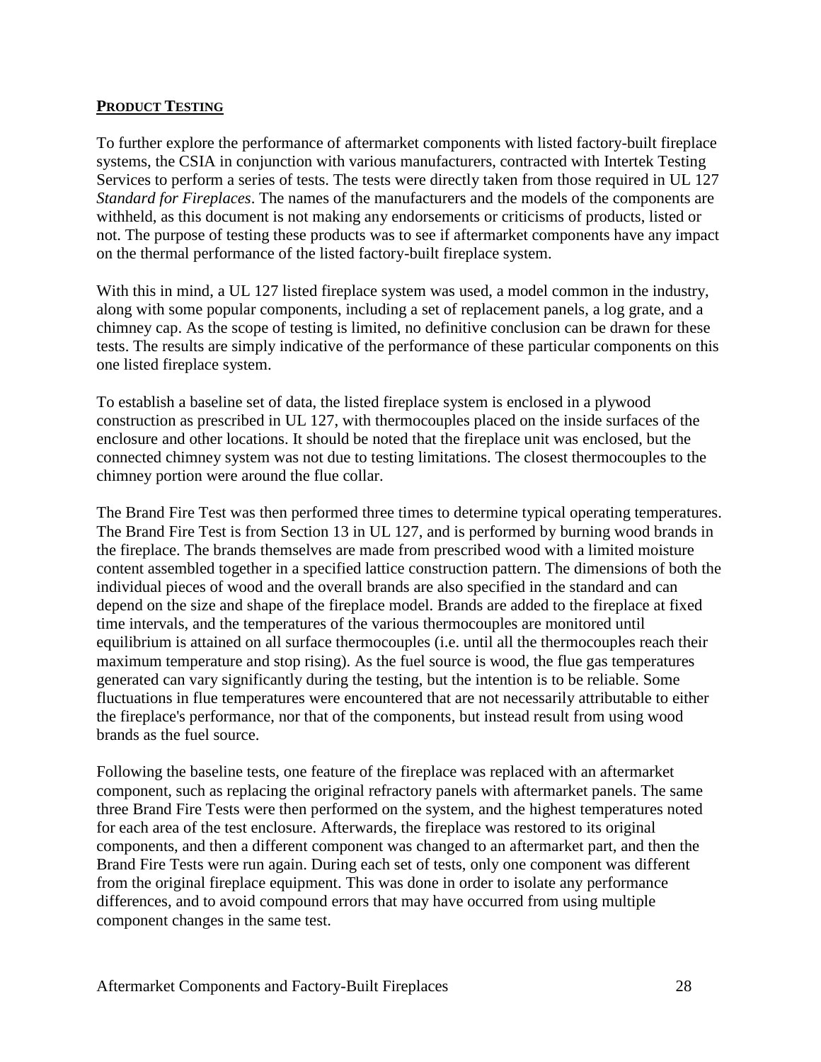## PRODUCT TESTING

To further explore the performance of aftermarket components with listed factory-built fireplace systems, the CSIA in conjunction with various manufacturers, contracted with Intertek Testing Services to perform a series of tests. The tests were directly taken from those required in UL 127 *Standard for Fireplaces*. The names of the manufacturers and the models of the components are withheld, as this document is not making any endorsements or criticisms of products, listed or not. The purpose of testing these products was to see if aftermarket components have any impact on the thermal performance of the listed factory-built fireplace system.

With this in mind, a UL 127 listed fireplace system was used, a model common in the industry, along with some popular components, including a set of replacement panels, a log grate, and a chimney cap. As the scope of testing is limited, no definitive conclusion can be drawn for these tests. The results are simply indicative of the performance of these particular components on this one listed fireplace system.

To establish a baseline set of data, the listed fireplace system is enclosed in a plywood construction as prescribed in UL 127, with thermocouples placed on the inside surfaces of the enclosure and other locations. It should be noted that the fireplace unit was enclosed, but the connected chimney system was not due to testing limitations. The closest thermocouples to the chimney portion were around the flue collar.

The Brand Fire Test was then performed three times to determine typical operating temperatures. The Brand Fire Test is from Section 13 in UL 127, and is performed by burning wood brands in the fireplace. The brands themselves are made from prescribed wood with a limited moisture content assembled together in a specified lattice construction pattern. The dimensions of both the individual pieces of wood and the overall brands are also specified in the standard and can depend on the size and shape of the fireplace model. Brands are added to the fireplace at fixed time intervals, and the temperatures of the various thermocouples are monitored until equilibrium is attained on all surface thermocouples (i.e. until all the thermocouples reach their maximum temperature and stop rising). As the fuel source is wood, the flue gas temperatures generated can vary significantly during the testing, but the intention is to be reliable. Some fluctuations in flue temperatures were encountered that are not necessarily attributable to either the fireplace's performance, nor that of the components, but instead result from using wood brands as the fuel source.

Following the baseline tests, one feature of the fireplace was replaced with an aftermarket component, such as replacing the original refractory panels with aftermarket panels. The same three Brand Fire Tests were then performed on the system, and the highest temperatures noted for each area of the test enclosure. Afterwards, the fireplace was restored to its original components, and then a different component was changed to an aftermarket part, and then the Brand Fire Tests were run again. During each set of tests, only one component was different from the original fireplace equipment. This was done in order to isolate any performance differences, and to avoid compound errors that may have occurred from using multiple component changes in the same test.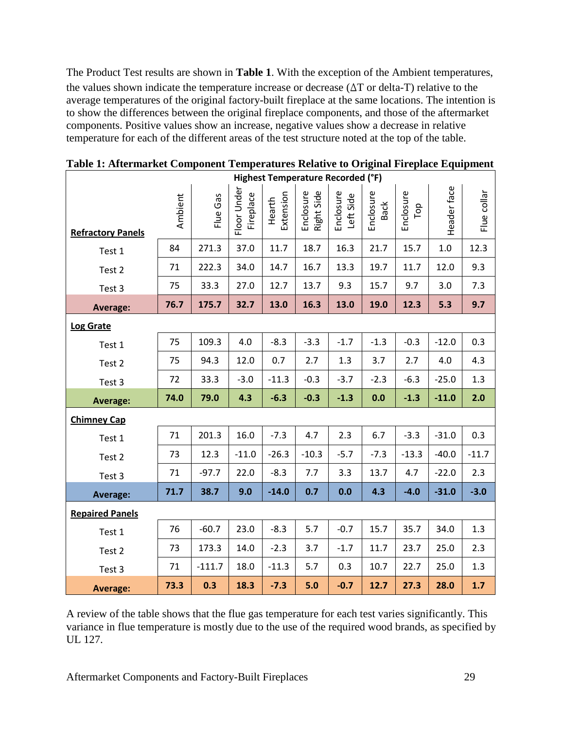The Product Test results are shown in **Table 1**. With the exception of the Ambient temperatures, the values shown indicate the temperature increase or decrease (ΔT or delta-T) relative to the average temperatures of the original factory-built fireplace at the same locations. The intention is to show the differences between the original fireplace components, and those of the aftermarket components. Positive values show an increase, negative values show a decrease in relative temperature for each of the different areas of the test structure noted at the top of the table.

**Table 1: Aftermarket Component Temperatures Relative to Original Fireplace Equipment**

| | Highest Temperature Recorded (°F) | | | | | | | | | |
|---|---|---|---|---|---|---|---|---|---|---|
| | Ambient | Flue Gas | Floor Under Fireplace | Hearth Extension | Enclosure Right Side | Enclosure Left Side | Enclosure Back | Enclosure Top | Header face | Flue collar |
| **Refractory Panels** | | | | | | | | | | |
| Test 1 | 84 | 271.3 | 37.0 | 11.7 | 18.7 | 16.3 | 21.7 | 15.7 | 1.0 | 12.3 |
| Test 2 | 71 | 222.3 | 34.0 | 14.7 | 16.7 | 13.3 | 19.7 | 11.7 | 12.0 | 9.3 |
| Test 3 | 75 | 33.3 | 27.0 | 12.7 | 13.7 | 9.3 | 15.7 | 9.7 | 3.0 | 7.3 |
| **Average:** | **76.7** | **175.7** | **32.7** | **13.0** | **16.3** | **13.0** | **19.0** | **12.3** | **5.3** | **9.7** |
| **Log Grate** | | | | | | | | | | |
| Test 1 | 75 | 109.3 | 4.0 | -8.3 | -3.3 | -1.7 | -1.3 | -0.3 | -12.0 | 0.3 |
| Test 2 | 75 | 94.3 | 12.0 | 0.7 | 2.7 | 1.3 | 3.7 | 2.7 | 4.0 | 4.3 |
| Test 3 | 72 | 33.3 | -3.0 | -11.3 | -0.3 | -3.7 | -2.3 | -6.3 | -25.0 | 1.3 |
| **Average:** | **74.0** | **79.0** | **4.3** | **-6.3** | **-0.3** | **-1.3** | **0.0** | **-1.3** | **-11.0** | **2.0** |
| **Chimney Cap** | | | | | | | | | | |
| Test 1 | 71 | 201.3 | 16.0 | -7.3 | 4.7 | 2.3 | 6.7 | -3.3 | -31.0 | 0.3 |
| Test 2 | 73 | 12.3 | -11.0 | -26.3 | -10.3 | -5.7 | -7.3 | -13.3 | -40.0 | -11.7 |
| Test 3 | 71 | -97.7 | 22.0 | -8.3 | 7.7 | 3.3 | 13.7 | 4.7 | -22.0 | 2.3 |
| **Average:** | **71.7** | **38.7** | **9.0** | **-14.0** | **0.7** | **0.0** | **4.3** | **-4.0** | **-31.0** | **-3.0** |
| **Repaired Panels** | | | | | | | | | | |
| Test 1 | 76 | -60.7 | 23.0 | -8.3 | 5.7 | -0.7 | 15.7 | 35.7 | 34.0 | 1.3 |
| Test 2 | 73 | 173.3 | 14.0 | -2.3 | 3.7 | -1.7 | 11.7 | 23.7 | 25.0 | 2.3 |
| Test 3 | 71 | -111.7 | 18.0 | -11.3 | 5.7 | 0.3 | 10.7 | 22.7 | 25.0 | 1.3 |
| **Average:** | **73.3** | **0.3** | **18.3** | **-7.3** | **5.0** | **-0.7** | **12.7** | **27.3** | **28.0** | **1.7** |

A review of the table shows that the flue gas temperature for each test varies significantly. This variance in flue temperature is mostly due to the use of the required wood brands, as specified by UL 127.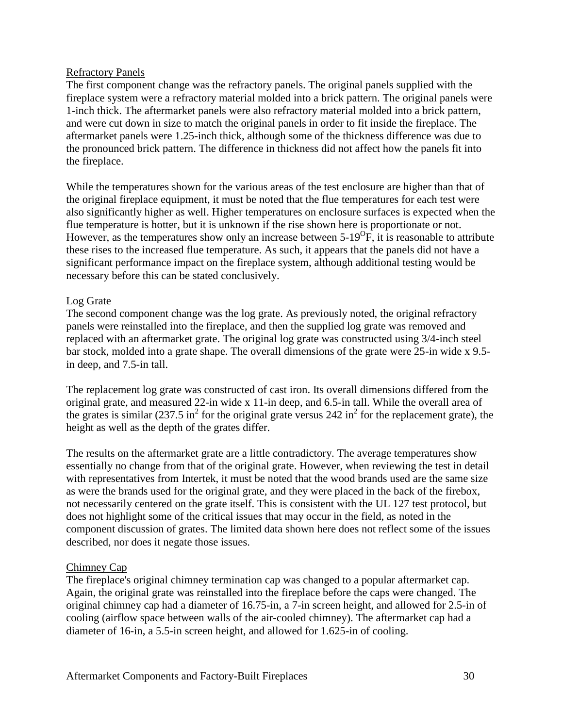### Refractory Panels

The first component change was the refractory panels. The original panels supplied with the fireplace system were a refractory material molded into a brick pattern. The original panels were 1-inch thick. The aftermarket panels were also refractory material molded into a brick pattern, and were cut down in size to match the original panels in order to fit inside the fireplace. The aftermarket panels were 1.25-inch thick, although some of the thickness difference was due to the pronounced brick pattern. The difference in thickness did not affect how the panels fit into the fireplace.

While the temperatures shown for the various areas of the test enclosure are higher than that of the original fireplace equipment, it must be noted that the flue temperatures for each test were also significantly higher as well. Higher temperatures on enclosure surfaces is expected when the flue temperature is hotter, but it is unknown if the rise shown here is proportionate or not. However, as the temperatures show only an increase between 5-19$^{O}$F, it is reasonable to attribute these rises to the increased flue temperature. As such, it appears that the panels did not have a significant performance impact on the fireplace system, although additional testing would be necessary before this can be stated conclusively.

### Log Grate

The second component change was the log grate. As previously noted, the original refractory panels were reinstalled into the fireplace, and then the supplied log grate was removed and replaced with an aftermarket grate. The original log grate was constructed using 3/4-inch steel bar stock, molded into a grate shape. The overall dimensions of the grate were 25-in wide x 9.5-in deep, and 7.5-in tall.

The replacement log grate was constructed of cast iron. Its overall dimensions differed from the original grate, and measured 22-in wide x 11-in deep, and 6.5-in tall. While the overall area of the grates is similar (237.5 in$^2$ for the original grate versus 242 in$^2$ for the replacement grate), the height as well as the depth of the grates differ.

The results on the aftermarket grate are a little contradictory. The average temperatures show essentially no change from that of the original grate. However, when reviewing the test in detail with representatives from Intertek, it must be noted that the wood brands used are the same size as were the brands used for the original grate, and they were placed in the back of the firebox, not necessarily centered on the grate itself. This is consistent with the UL 127 test protocol, but does not highlight some of the critical issues that may occur in the field, as noted in the component discussion of grates. The limited data shown here does not reflect some of the issues described, nor does it negate those issues.

### Chimney Cap

The fireplace's original chimney termination cap was changed to a popular aftermarket cap. Again, the original grate was reinstalled into the fireplace before the caps were changed. The original chimney cap had a diameter of 16.75-in, a 7-in screen height, and allowed for 2.5-in of cooling (airflow space between walls of the air-cooled chimney). The aftermarket cap had a diameter of 16-in, a 5.5-in screen height, and allowed for 1.625-in of cooling.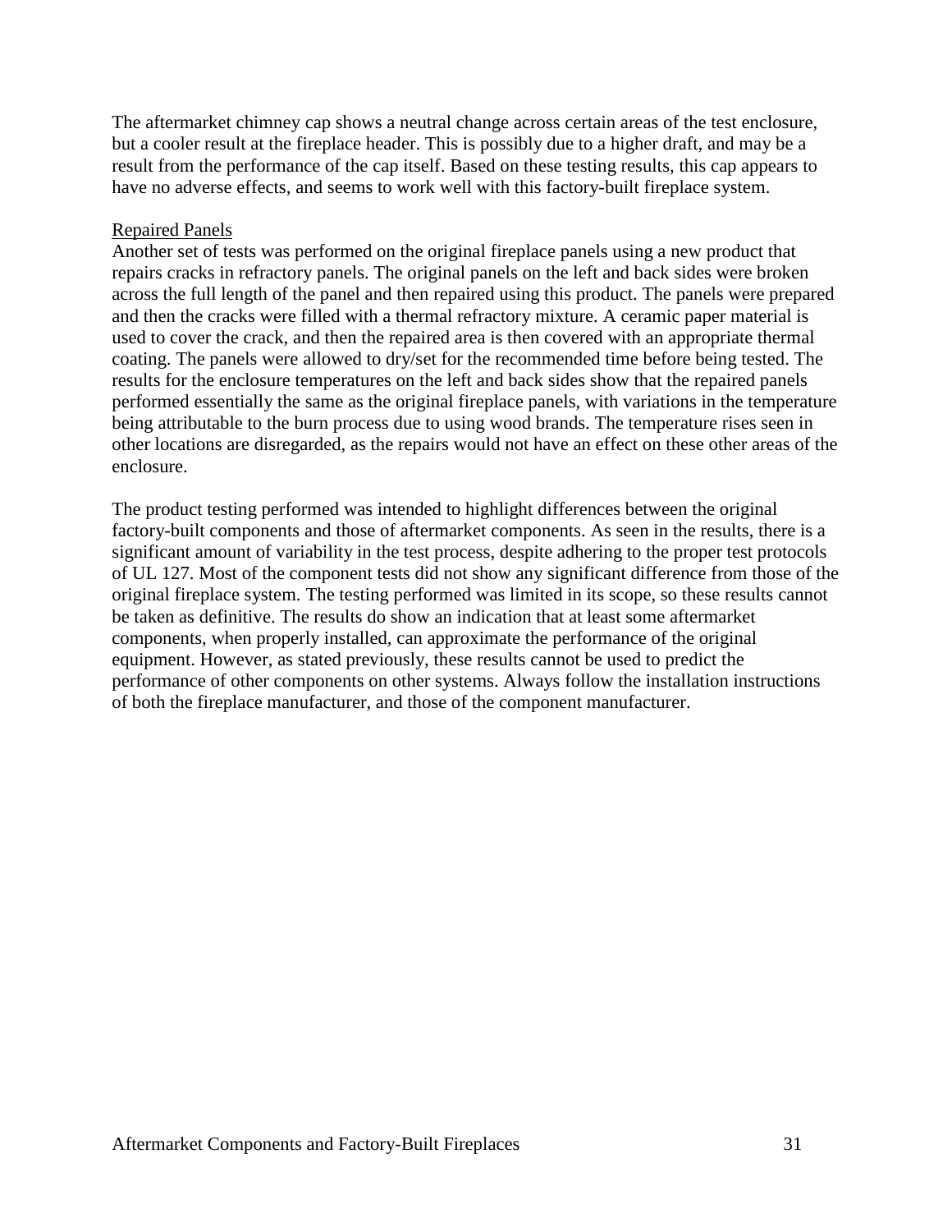The aftermarket chimney cap shows a neutral change across certain areas of the test enclosure, but a cooler result at the fireplace header. This is possibly due to a higher draft, and may be a result from the performance of the cap itself. Based on these testing results, this cap appears to have no adverse effects, and seems to work well with this factory-built fireplace system.

Repaired Panels

Another set of tests was performed on the original fireplace panels using a new product that repairs cracks in refractory panels. The original panels on the left and back sides were broken across the full length of the panel and then repaired using this product. The panels were prepared and then the cracks were filled with a thermal refractory mixture. A ceramic paper material is used to cover the crack, and then the repaired area is then covered with an appropriate thermal coating. The panels were allowed to dry/set for the recommended time before being tested. The results for the enclosure temperatures on the left and back sides show that the repaired panels performed essentially the same as the original fireplace panels, with variations in the temperature being attributable to the burn process due to using wood brands. The temperature rises seen in other locations are disregarded, as the repairs would not have an effect on these other areas of the enclosure.

The product testing performed was intended to highlight differences between the original factory-built components and those of aftermarket components. As seen in the results, there is a significant amount of variability in the test process, despite adhering to the proper test protocols of UL 127. Most of the component tests did not show any significant difference from those of the original fireplace system. The testing performed was limited in its scope, so these results cannot be taken as definitive. The results do show an indication that at least some aftermarket components, when properly installed, can approximate the performance of the original equipment. However, as stated previously, these results cannot be used to predict the performance of other components on other systems. Always follow the installation instructions of both the fireplace manufacturer, and those of the component manufacturer.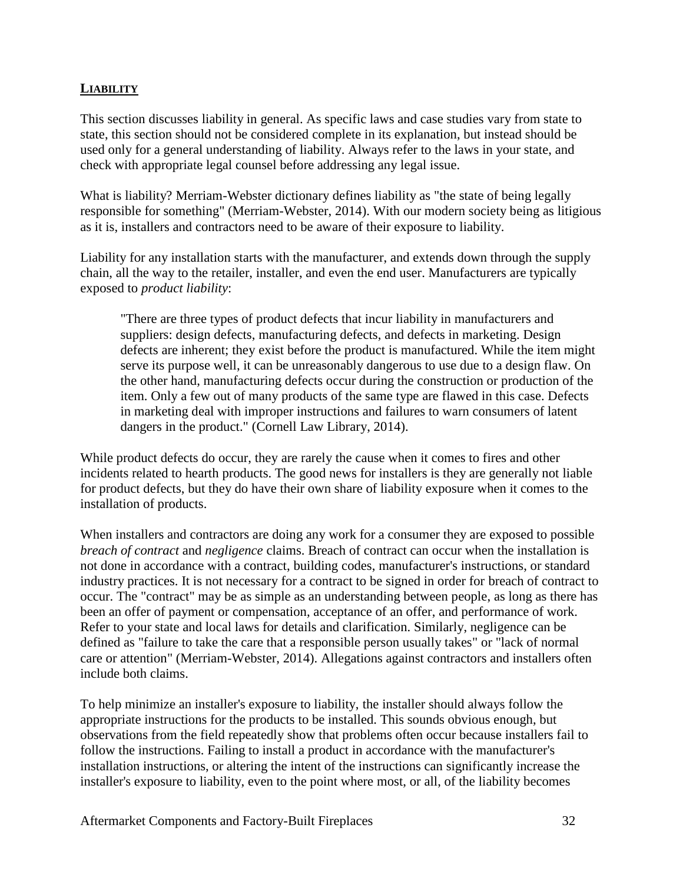## **LIABILITY**

This section discusses liability in general. As specific laws and case studies vary from state to state, this section should not be considered complete in its explanation, but instead should be used only for a general understanding of liability. Always refer to the laws in your state, and check with appropriate legal counsel before addressing any legal issue.

What is liability? Merriam-Webster dictionary defines liability as "the state of being legally responsible for something" (Merriam-Webster, 2014). With our modern society being as litigious as it is, installers and contractors need to be aware of their exposure to liability.

Liability for any installation starts with the manufacturer, and extends down through the supply chain, all the way to the retailer, installer, and even the end user. Manufacturers are typically exposed to *product liability*:

> "There are three types of product defects that incur liability in manufacturers and suppliers: design defects, manufacturing defects, and defects in marketing. Design defects are inherent; they exist before the product is manufactured. While the item might serve its purpose well, it can be unreasonably dangerous to use due to a design flaw. On the other hand, manufacturing defects occur during the construction or production of the item. Only a few out of many products of the same type are flawed in this case. Defects in marketing deal with improper instructions and failures to warn consumers of latent dangers in the product." (Cornell Law Library, 2014).

While product defects do occur, they are rarely the cause when it comes to fires and other incidents related to hearth products. The good news for installers is they are generally not liable for product defects, but they do have their own share of liability exposure when it comes to the installation of products.

When installers and contractors are doing any work for a consumer they are exposed to possible *breach of contract* and *negligence* claims. Breach of contract can occur when the installation is not done in accordance with a contract, building codes, manufacturer's instructions, or standard industry practices. It is not necessary for a contract to be signed in order for breach of contract to occur. The "contract" may be as simple as an understanding between people, as long as there has been an offer of payment or compensation, acceptance of an offer, and performance of work. Refer to your state and local laws for details and clarification. Similarly, negligence can be defined as "failure to take the care that a responsible person usually takes" or "lack of normal care or attention" (Merriam-Webster, 2014). Allegations against contractors and installers often include both claims.

To help minimize an installer's exposure to liability, the installer should always follow the appropriate instructions for the products to be installed. This sounds obvious enough, but observations from the field repeatedly show that problems often occur because installers fail to follow the instructions. Failing to install a product in accordance with the manufacturer's installation instructions, or altering the intent of the instructions can significantly increase the installer's exposure to liability, even to the point where most, or all, of the liability becomes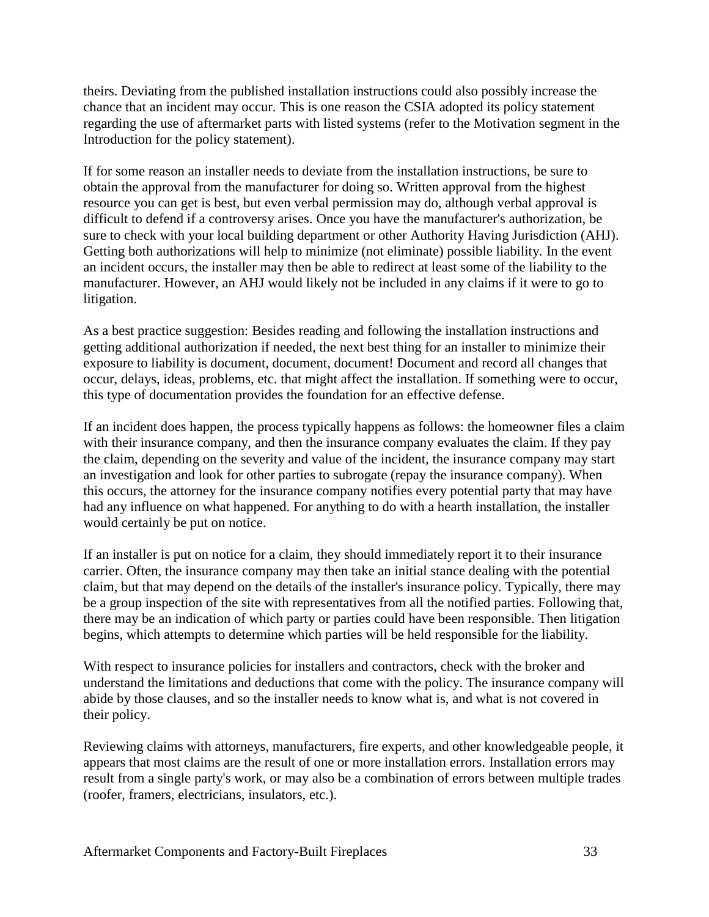theirs. Deviating from the published installation instructions could also possibly increase the chance that an incident may occur. This is one reason the CSIA adopted its policy statement regarding the use of aftermarket parts with listed systems (refer to the Motivation segment in the Introduction for the policy statement).

If for some reason an installer needs to deviate from the installation instructions, be sure to obtain the approval from the manufacturer for doing so. Written approval from the highest resource you can get is best, but even verbal permission may do, although verbal approval is difficult to defend if a controversy arises. Once you have the manufacturer's authorization, be sure to check with your local building department or other Authority Having Jurisdiction (AHJ). Getting both authorizations will help to minimize (not eliminate) possible liability. In the event an incident occurs, the installer may then be able to redirect at least some of the liability to the manufacturer. However, an AHJ would likely not be included in any claims if it were to go to litigation.

As a best practice suggestion: Besides reading and following the installation instructions and getting additional authorization if needed, the next best thing for an installer to minimize their exposure to liability is document, document, document! Document and record all changes that occur, delays, ideas, problems, etc. that might affect the installation. If something were to occur, this type of documentation provides the foundation for an effective defense.

If an incident does happen, the process typically happens as follows: the homeowner files a claim with their insurance company, and then the insurance company evaluates the claim. If they pay the claim, depending on the severity and value of the incident, the insurance company may start an investigation and look for other parties to subrogate (repay the insurance company). When this occurs, the attorney for the insurance company notifies every potential party that may have had any influence on what happened. For anything to do with a hearth installation, the installer would certainly be put on notice.

If an installer is put on notice for a claim, they should immediately report it to their insurance carrier. Often, the insurance company may then take an initial stance dealing with the potential claim, but that may depend on the details of the installer's insurance policy. Typically, there may be a group inspection of the site with representatives from all the notified parties. Following that, there may be an indication of which party or parties could have been responsible. Then litigation begins, which attempts to determine which parties will be held responsible for the liability.

With respect to insurance policies for installers and contractors, check with the broker and understand the limitations and deductions that come with the policy. The insurance company will abide by those clauses, and so the installer needs to know what is, and what is not covered in their policy.

Reviewing claims with attorneys, manufacturers, fire experts, and other knowledgeable people, it appears that most claims are the result of one or more installation errors. Installation errors may result from a single party's work, or may also be a combination of errors between multiple trades (roofer, framers, electricians, insulators, etc.).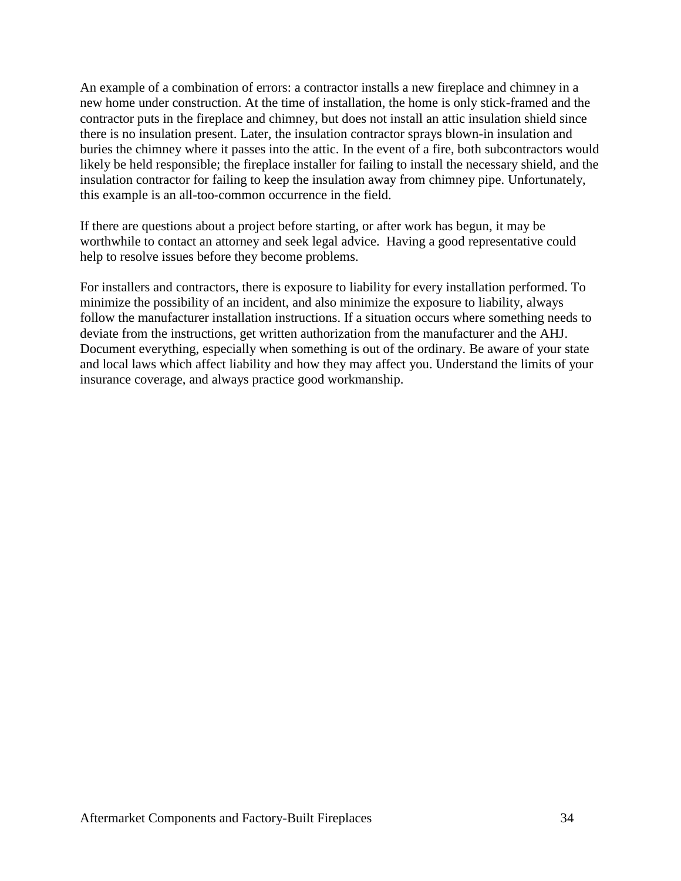An example of a combination of errors: a contractor installs a new fireplace and chimney in a new home under construction. At the time of installation, the home is only stick-framed and the contractor puts in the fireplace and chimney, but does not install an attic insulation shield since there is no insulation present. Later, the insulation contractor sprays blown-in insulation and buries the chimney where it passes into the attic. In the event of a fire, both subcontractors would likely be held responsible; the fireplace installer for failing to install the necessary shield, and the insulation contractor for failing to keep the insulation away from chimney pipe. Unfortunately, this example is an all-too-common occurrence in the field.

If there are questions about a project before starting, or after work has begun, it may be worthwhile to contact an attorney and seek legal advice. Having a good representative could help to resolve issues before they become problems.

For installers and contractors, there is exposure to liability for every installation performed. To minimize the possibility of an incident, and also minimize the exposure to liability, always follow the manufacturer installation instructions. If a situation occurs where something needs to deviate from the instructions, get written authorization from the manufacturer and the AHJ. Document everything, especially when something is out of the ordinary. Be aware of your state and local laws which affect liability and how they may affect you. Understand the limits of your insurance coverage, and always practice good workmanship.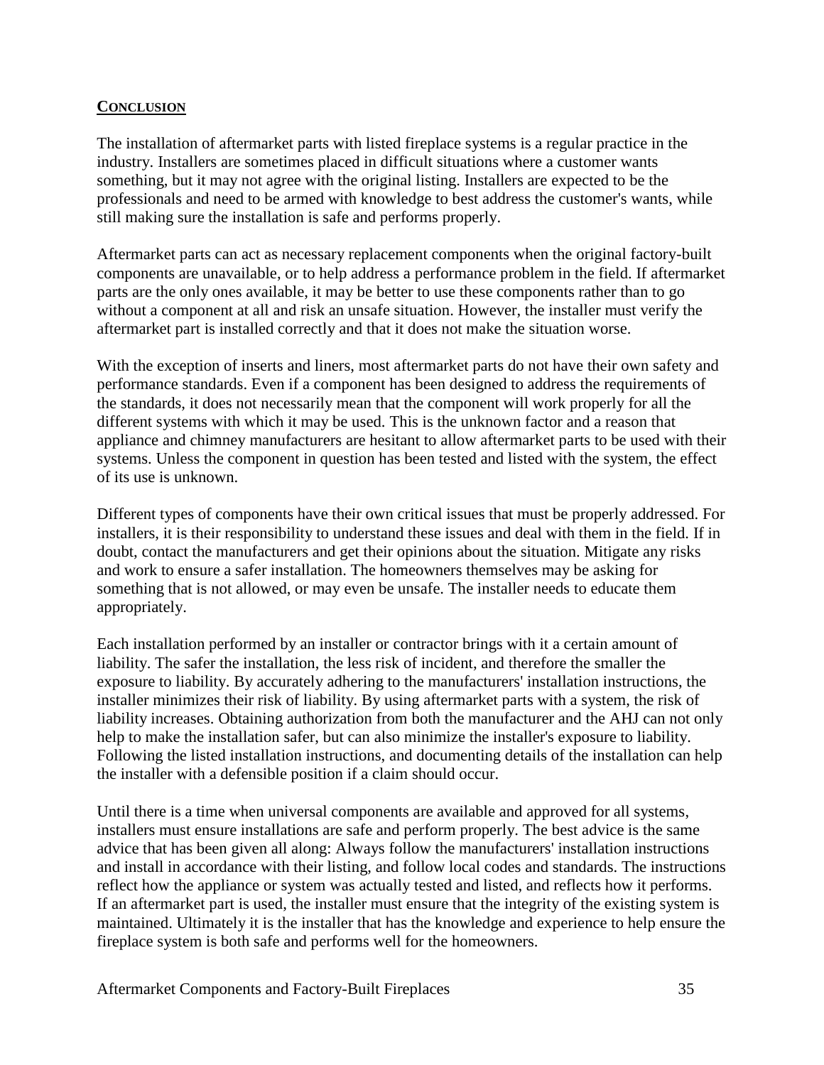## CONCLUSION

The installation of aftermarket parts with listed fireplace systems is a regular practice in the industry. Installers are sometimes placed in difficult situations where a customer wants something, but it may not agree with the original listing. Installers are expected to be the professionals and need to be armed with knowledge to best address the customer's wants, while still making sure the installation is safe and performs properly.

Aftermarket parts can act as necessary replacement components when the original factory-built components are unavailable, or to help address a performance problem in the field. If aftermarket parts are the only ones available, it may be better to use these components rather than to go without a component at all and risk an unsafe situation. However, the installer must verify the aftermarket part is installed correctly and that it does not make the situation worse.

With the exception of inserts and liners, most aftermarket parts do not have their own safety and performance standards. Even if a component has been designed to address the requirements of the standards, it does not necessarily mean that the component will work properly for all the different systems with which it may be used. This is the unknown factor and a reason that appliance and chimney manufacturers are hesitant to allow aftermarket parts to be used with their systems. Unless the component in question has been tested and listed with the system, the effect of its use is unknown.

Different types of components have their own critical issues that must be properly addressed. For installers, it is their responsibility to understand these issues and deal with them in the field. If in doubt, contact the manufacturers and get their opinions about the situation. Mitigate any risks and work to ensure a safer installation. The homeowners themselves may be asking for something that is not allowed, or may even be unsafe. The installer needs to educate them appropriately.

Each installation performed by an installer or contractor brings with it a certain amount of liability. The safer the installation, the less risk of incident, and therefore the smaller the exposure to liability. By accurately adhering to the manufacturers' installation instructions, the installer minimizes their risk of liability. By using aftermarket parts with a system, the risk of liability increases. Obtaining authorization from both the manufacturer and the AHJ can not only help to make the installation safer, but can also minimize the installer's exposure to liability. Following the listed installation instructions, and documenting details of the installation can help the installer with a defensible position if a claim should occur.

Until there is a time when universal components are available and approved for all systems, installers must ensure installations are safe and perform properly. The best advice is the same advice that has been given all along: Always follow the manufacturers' installation instructions and install in accordance with their listing, and follow local codes and standards. The instructions reflect how the appliance or system was actually tested and listed, and reflects how it performs. If an aftermarket part is used, the installer must ensure that the integrity of the existing system is maintained. Ultimately it is the installer that has the knowledge and experience to help ensure the fireplace system is both safe and performs well for the homeowners.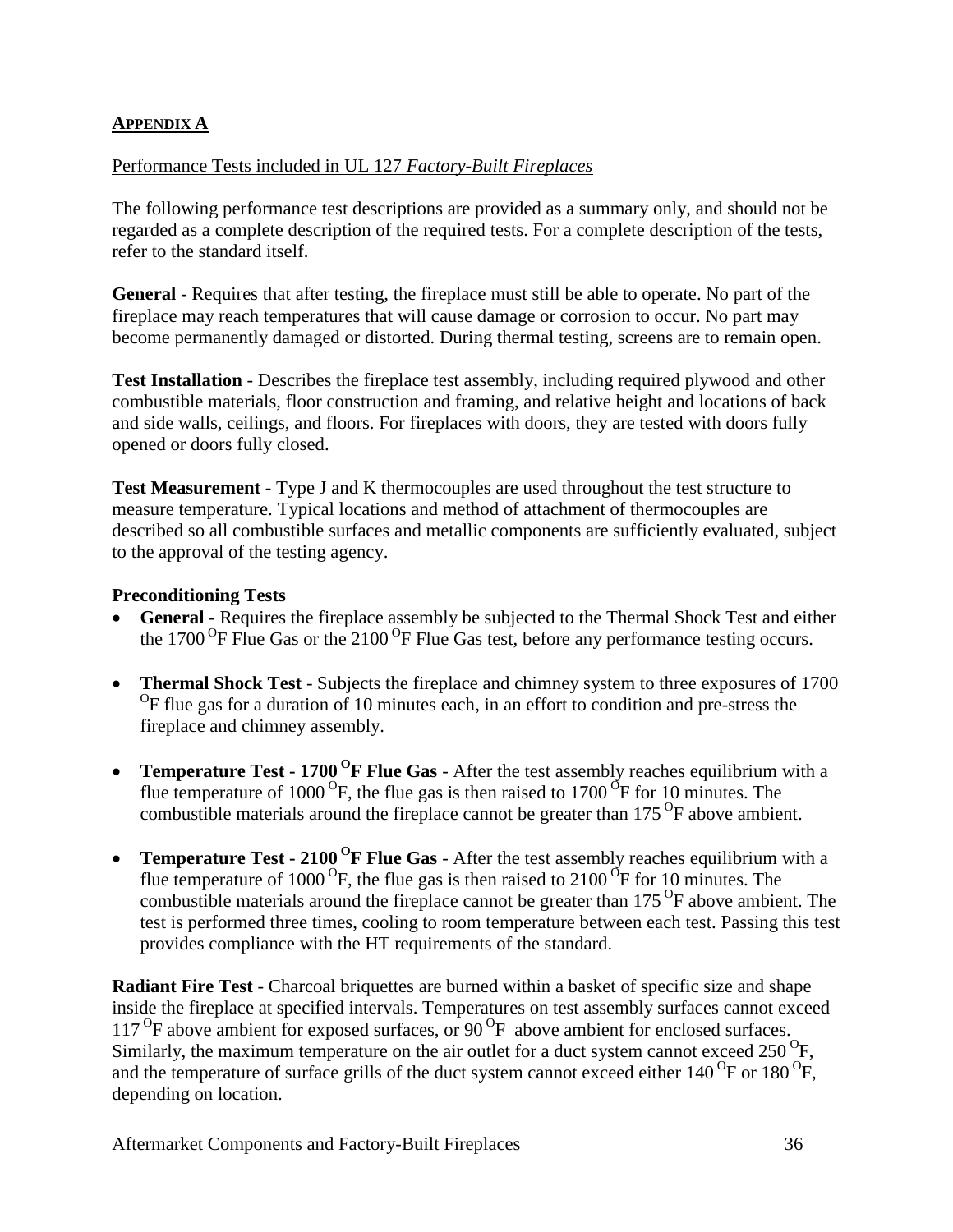## APPENDIX A

Performance Tests included in UL 127 *Factory-Built Fireplaces*

The following performance test descriptions are provided as a summary only, and should not be regarded as a complete description of the required tests. For a complete description of the tests, refer to the standard itself.

**General** - Requires that after testing, the fireplace must still be able to operate. No part of the fireplace may reach temperatures that will cause damage or corrosion to occur. No part may become permanently damaged or distorted. During thermal testing, screens are to remain open.

**Test Installation** - Describes the fireplace test assembly, including required plywood and other combustible materials, floor construction and framing, and relative height and locations of back and side walls, ceilings, and floors. For fireplaces with doors, they are tested with doors fully opened or doors fully closed.

**Test Measurement** - Type J and K thermocouples are used throughout the test structure to measure temperature. Typical locations and method of attachment of thermocouples are described so all combustible surfaces and metallic components are sufficiently evaluated, subject to the approval of the testing agency.

**Preconditioning Tests**

- **General** - Requires the fireplace assembly be subjected to the Thermal Shock Test and either the 1700 $^{O}$F Flue Gas or the 2100 $^{O}$F Flue Gas test, before any performance testing occurs.
- **Thermal Shock Test** - Subjects the fireplace and chimney system to three exposures of 1700 $^{O}$F flue gas for a duration of 10 minutes each, in an effort to condition and pre-stress the fireplace and chimney assembly.
- **Temperature Test - 1700 $^{O}$F Flue Gas** - After the test assembly reaches equilibrium with a flue temperature of 1000 $^{O}$F, the flue gas is then raised to 1700 $^{O}$F for 10 minutes. The combustible materials around the fireplace cannot be greater than 175 $^{O}$F above ambient.
- **Temperature Test - 2100 $^{O}$F Flue Gas** - After the test assembly reaches equilibrium with a flue temperature of 1000 $^{O}$F, the flue gas is then raised to 2100 $^{O}$F for 10 minutes. The combustible materials around the fireplace cannot be greater than 175 $^{O}$F above ambient. The test is performed three times, cooling to room temperature between each test. Passing this test provides compliance with the HT requirements of the standard.

**Radiant Fire Test** - Charcoal briquettes are burned within a basket of specific size and shape inside the fireplace at specified intervals. Temperatures on test assembly surfaces cannot exceed 117 $^{O}$F above ambient for exposed surfaces, or 90 $^{O}$F above ambient for enclosed surfaces. Similarly, the maximum temperature on the air outlet for a duct system cannot exceed 250 $^{O}$F, and the temperature of surface grills of the duct system cannot exceed either 140 $^{O}$F or 180 $^{O}$F, depending on location.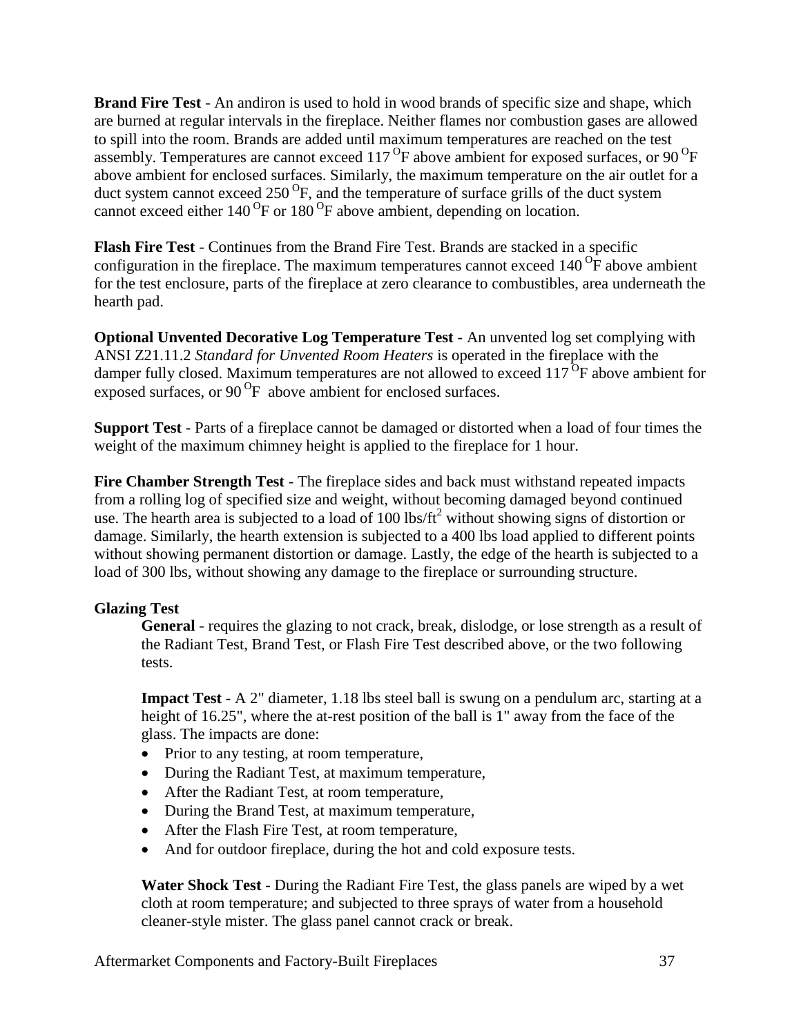**Brand Fire Test** - An andiron is used to hold in wood brands of specific size and shape, which are burned at regular intervals in the fireplace. Neither flames nor combustion gases are allowed to spill into the room. Brands are added until maximum temperatures are reached on the test assembly. Temperatures are cannot exceed 117 $^{O}$F above ambient for exposed surfaces, or 90 $^{O}$F above ambient for enclosed surfaces. Similarly, the maximum temperature on the air outlet for a duct system cannot exceed 250 $^{O}$F, and the temperature of surface grills of the duct system cannot exceed either 140 $^{O}$F or 180 $^{O}$F above ambient, depending on location.

**Flash Fire Test** - Continues from the Brand Fire Test. Brands are stacked in a specific configuration in the fireplace. The maximum temperatures cannot exceed 140 $^{O}$F above ambient for the test enclosure, parts of the fireplace at zero clearance to combustibles, area underneath the hearth pad.

**Optional Unvented Decorative Log Temperature Test** - An unvented log set complying with ANSI Z21.11.2 *Standard for Unvented Room Heaters* is operated in the fireplace with the damper fully closed. Maximum temperatures are not allowed to exceed 117 $^{O}$F above ambient for exposed surfaces, or 90 $^{O}$F above ambient for enclosed surfaces.

**Support Test** - Parts of a fireplace cannot be damaged or distorted when a load of four times the weight of the maximum chimney height is applied to the fireplace for 1 hour.

**Fire Chamber Strength Test** - The fireplace sides and back must withstand repeated impacts from a rolling log of specified size and weight, without becoming damaged beyond continued use. The hearth area is subjected to a load of 100 lbs/ft$^2$ without showing signs of distortion or damage. Similarly, the hearth extension is subjected to a 400 lbs load applied to different points without showing permanent distortion or damage. Lastly, the edge of the hearth is subjected to a load of 300 lbs, without showing any damage to the fireplace or surrounding structure.

**Glazing Test**

**General** - requires the glazing to not crack, break, dislodge, or lose strength as a result of the Radiant Test, Brand Test, or Flash Fire Test described above, or the two following tests.

**Impact Test** - A 2" diameter, 1.18 lbs steel ball is swung on a pendulum arc, starting at a height of 16.25", where the at-rest position of the ball is 1" away from the face of the glass. The impacts are done:

- Prior to any testing, at room temperature,
- During the Radiant Test, at maximum temperature,
- After the Radiant Test, at room temperature,
- During the Brand Test, at maximum temperature,
- After the Flash Fire Test, at room temperature,
- And for outdoor fireplace, during the hot and cold exposure tests.

**Water Shock Test** - During the Radiant Fire Test, the glass panels are wiped by a wet cloth at room temperature; and subjected to three sprays of water from a household cleaner-style mister. The glass panel cannot crack or break.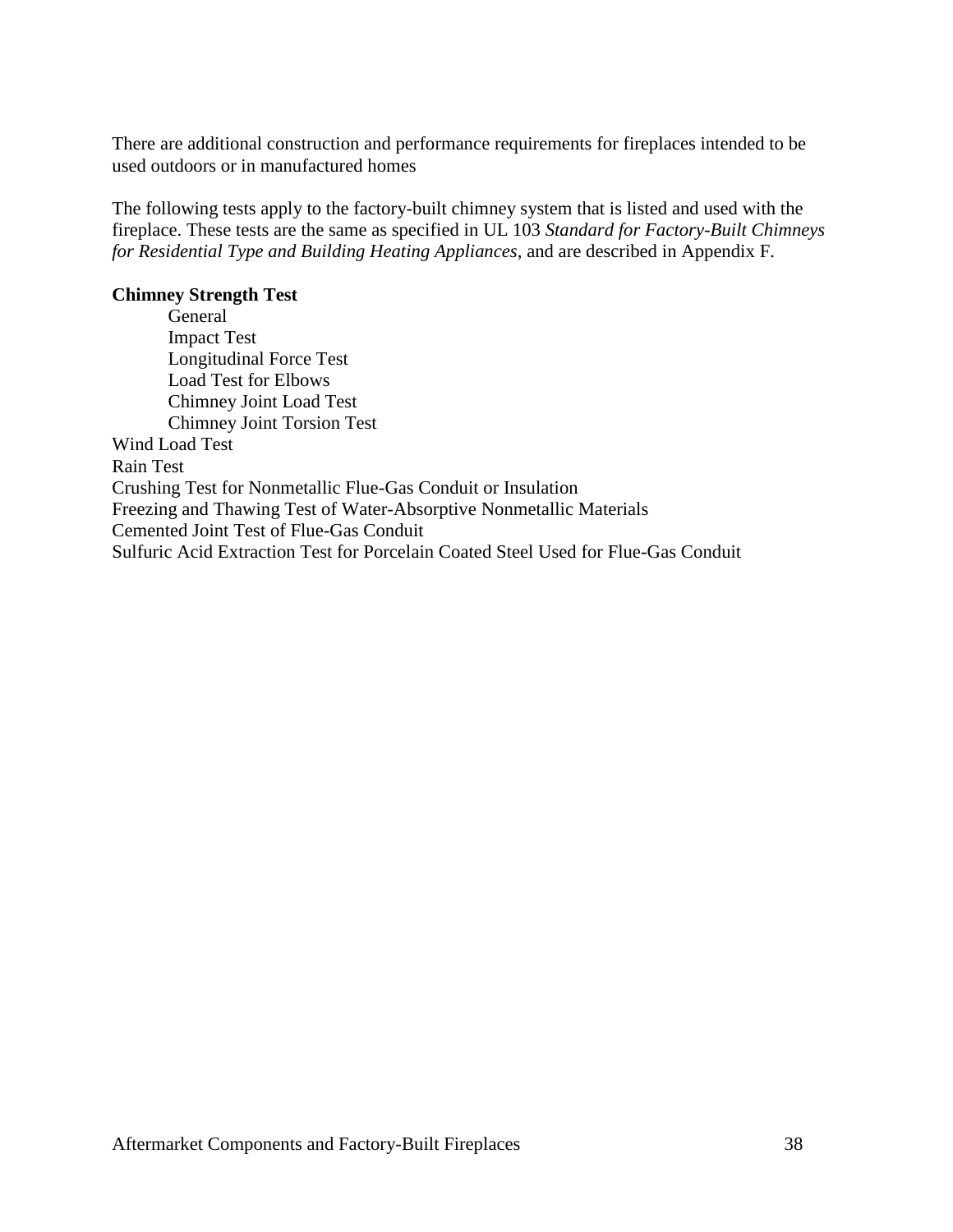There are additional construction and performance requirements for fireplaces intended to be used outdoors or in manufactured homes

The following tests apply to the factory-built chimney system that is listed and used with the fireplace. These tests are the same as specified in UL 103 *Standard for Factory-Built Chimneys for Residential Type and Building Heating Appliances*, and are described in Appendix F.

**Chimney Strength Test**

- General
- Impact Test
- Longitudinal Force Test
- Load Test for Elbows
- Chimney Joint Load Test
- Chimney Joint Torsion Test

Wind Load Test

Rain Test

Crushing Test for Nonmetallic Flue-Gas Conduit or Insulation

Freezing and Thawing Test of Water-Absorptive Nonmetallic Materials

Cemented Joint Test of Flue-Gas Conduit

Sulfuric Acid Extraction Test for Porcelain Coated Steel Used for Flue-Gas Conduit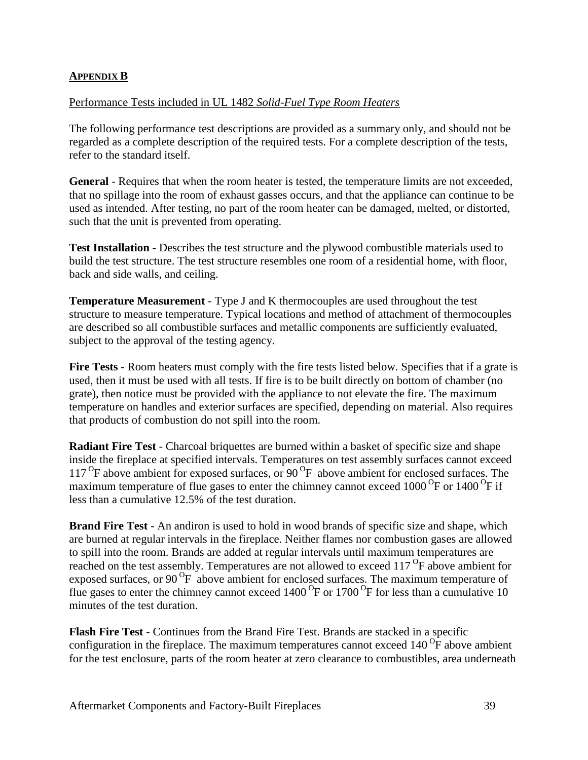## **APPENDIX B**

Performance Tests included in UL 1482 *Solid-Fuel Type Room Heaters*

The following performance test descriptions are provided as a summary only, and should not be regarded as a complete description of the required tests. For a complete description of the tests, refer to the standard itself.

**General** - Requires that when the room heater is tested, the temperature limits are not exceeded, that no spillage into the room of exhaust gasses occurs, and that the appliance can continue to be used as intended. After testing, no part of the room heater can be damaged, melted, or distorted, such that the unit is prevented from operating.

**Test Installation** - Describes the test structure and the plywood combustible materials used to build the test structure. The test structure resembles one room of a residential home, with floor, back and side walls, and ceiling.

**Temperature Measurement** - Type J and K thermocouples are used throughout the test structure to measure temperature. Typical locations and method of attachment of thermocouples are described so all combustible surfaces and metallic components are sufficiently evaluated, subject to the approval of the testing agency.

**Fire Tests** - Room heaters must comply with the fire tests listed below. Specifies that if a grate is used, then it must be used with all tests. If fire is to be built directly on bottom of chamber (no grate), then notice must be provided with the appliance to not elevate the fire. The maximum temperature on handles and exterior surfaces are specified, depending on material. Also requires that products of combustion do not spill into the room.

**Radiant Fire Test** - Charcoal briquettes are burned within a basket of specific size and shape inside the fireplace at specified intervals. Temperatures on test assembly surfaces cannot exceed 117 $^{O}$F above ambient for exposed surfaces, or 90 $^{O}$F above ambient for enclosed surfaces. The maximum temperature of flue gases to enter the chimney cannot exceed 1000 $^{O}$F or 1400 $^{O}$F if less than a cumulative 12.5% of the test duration.

**Brand Fire Test** - An andiron is used to hold in wood brands of specific size and shape, which are burned at regular intervals in the fireplace. Neither flames nor combustion gases are allowed to spill into the room. Brands are added at regular intervals until maximum temperatures are reached on the test assembly. Temperatures are not allowed to exceed 117 $^{O}$F above ambient for exposed surfaces, or 90 $^{O}$F above ambient for enclosed surfaces. The maximum temperature of flue gases to enter the chimney cannot exceed 1400 $^{O}$F or 1700 $^{O}$F for less than a cumulative 10 minutes of the test duration.

**Flash Fire Test** - Continues from the Brand Fire Test. Brands are stacked in a specific configuration in the fireplace. The maximum temperatures cannot exceed 140 $^{O}$F above ambient for the test enclosure, parts of the room heater at zero clearance to combustibles, area underneath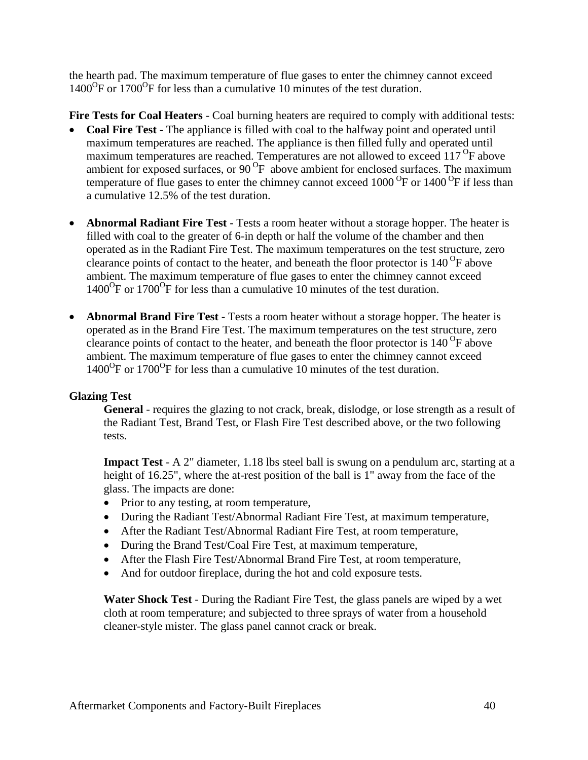the hearth pad. The maximum temperature of flue gases to enter the chimney cannot exceed $1400^{O}$F or $1700^{O}$F for less than a cumulative 10 minutes of the test duration.

**Fire Tests for Coal Heaters** - Coal burning heaters are required to comply with additional tests:

- **Coal Fire Test** - The appliance is filled with coal to the halfway point and operated until maximum temperatures are reached. The appliance is then filled fully and operated until maximum temperatures are reached. Temperatures are not allowed to exceed 117 $^{O}$F above ambient for exposed surfaces, or 90 $^{O}$F above ambient for enclosed surfaces. The maximum temperature of flue gases to enter the chimney cannot exceed 1000 $^{O}$F or 1400 $^{O}$F if less than a cumulative 12.5% of the test duration.

- **Abnormal Radiant Fire Test** - Tests a room heater without a storage hopper. The heater is filled with coal to the greater of 6-in depth or half the volume of the chamber and then operated as in the Radiant Fire Test. The maximum temperatures on the test structure, zero clearance points of contact to the heater, and beneath the floor protector is 140 $^{O}$F above ambient. The maximum temperature of flue gases to enter the chimney cannot exceed $1400^{O}$F or $1700^{O}$F for less than a cumulative 10 minutes of the test duration.

- **Abnormal Brand Fire Test** - Tests a room heater without a storage hopper. The heater is operated as in the Brand Fire Test. The maximum temperatures on the test structure, zero clearance points of contact to the heater, and beneath the floor protector is 140 $^{O}$F above ambient. The maximum temperature of flue gases to enter the chimney cannot exceed $1400^{O}$F or $1700^{O}$F for less than a cumulative 10 minutes of the test duration.

**Glazing Test**

**General** - requires the glazing to not crack, break, dislodge, or lose strength as a result of the Radiant Test, Brand Test, or Flash Fire Test described above, or the two following tests.

**Impact Test** - A 2" diameter, 1.18 lbs steel ball is swung on a pendulum arc, starting at a height of 16.25", where the at-rest position of the ball is 1" away from the face of the glass. The impacts are done:

- Prior to any testing, at room temperature,
- During the Radiant Test/Abnormal Radiant Fire Test, at maximum temperature,
- After the Radiant Test/Abnormal Radiant Fire Test, at room temperature,
- During the Brand Test/Coal Fire Test, at maximum temperature,
- After the Flash Fire Test/Abnormal Brand Fire Test, at room temperature,
- And for outdoor fireplace, during the hot and cold exposure tests.

**Water Shock Test** - During the Radiant Fire Test, the glass panels are wiped by a wet cloth at room temperature; and subjected to three sprays of water from a household cleaner-style mister. The glass panel cannot crack or break.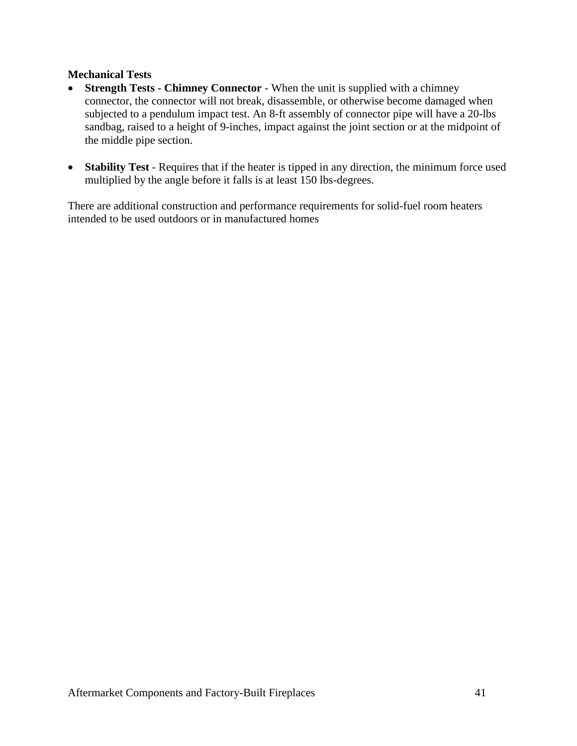**Mechanical Tests**

- **Strength Tests - Chimney Connector** - When the unit is supplied with a chimney connector, the connector will not break, disassemble, or otherwise become damaged when subjected to a pendulum impact test. An 8-ft assembly of connector pipe will have a 20-lbs sandbag, raised to a height of 9-inches, impact against the joint section or at the midpoint of the middle pipe section.

- **Stability Test** - Requires that if the heater is tipped in any direction, the minimum force used multiplied by the angle before it falls is at least 150 lbs-degrees.

There are additional construction and performance requirements for solid-fuel room heaters intended to be used outdoors or in manufactured homes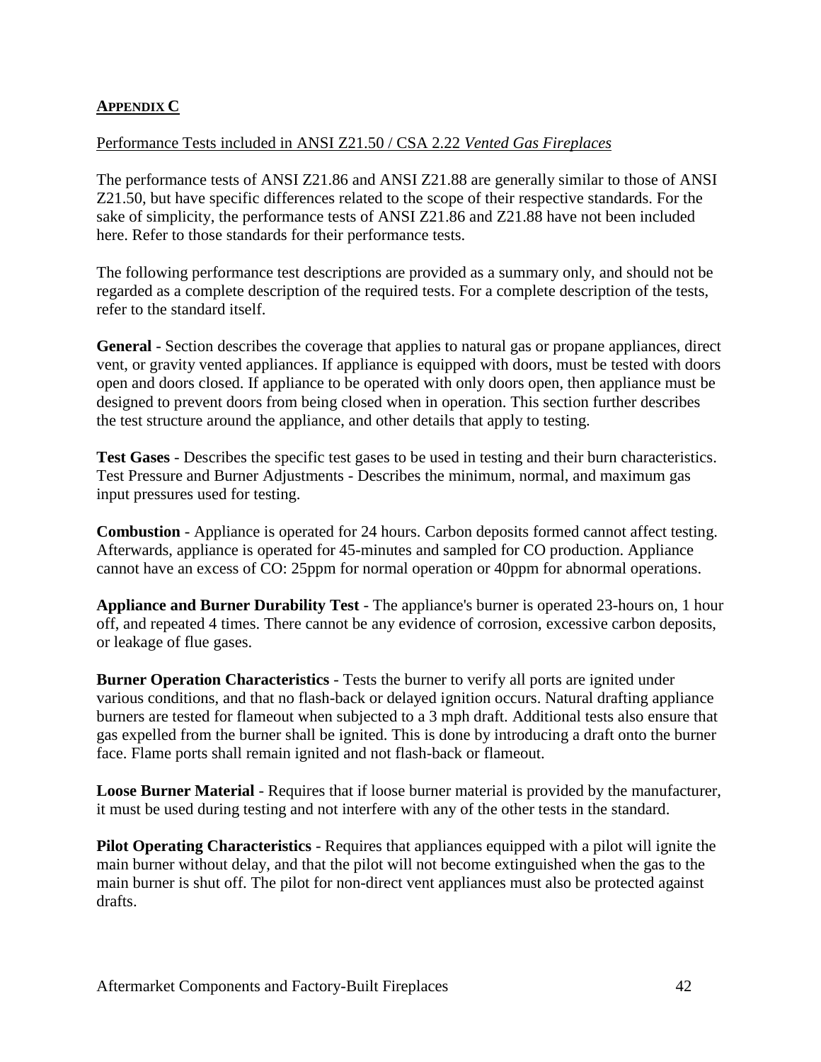## APPENDIX C

Performance Tests included in ANSI Z21.50 / CSA 2.22 *Vented Gas Fireplaces*

The performance tests of ANSI Z21.86 and ANSI Z21.88 are generally similar to those of ANSI Z21.50, but have specific differences related to the scope of their respective standards. For the sake of simplicity, the performance tests of ANSI Z21.86 and Z21.88 have not been included here. Refer to those standards for their performance tests.

The following performance test descriptions are provided as a summary only, and should not be regarded as a complete description of the required tests. For a complete description of the tests, refer to the standard itself.

**General** - Section describes the coverage that applies to natural gas or propane appliances, direct vent, or gravity vented appliances. If appliance is equipped with doors, must be tested with doors open and doors closed. If appliance to be operated with only doors open, then appliance must be designed to prevent doors from being closed when in operation. This section further describes the test structure around the appliance, and other details that apply to testing.

**Test Gases** - Describes the specific test gases to be used in testing and their burn characteristics. Test Pressure and Burner Adjustments - Describes the minimum, normal, and maximum gas input pressures used for testing.

**Combustion** - Appliance is operated for 24 hours. Carbon deposits formed cannot affect testing. Afterwards, appliance is operated for 45-minutes and sampled for CO production. Appliance cannot have an excess of CO: 25ppm for normal operation or 40ppm for abnormal operations.

**Appliance and Burner Durability Test** - The appliance's burner is operated 23-hours on, 1 hour off, and repeated 4 times. There cannot be any evidence of corrosion, excessive carbon deposits, or leakage of flue gases.

**Burner Operation Characteristics** - Tests the burner to verify all ports are ignited under various conditions, and that no flash-back or delayed ignition occurs. Natural drafting appliance burners are tested for flameout when subjected to a 3 mph draft. Additional tests also ensure that gas expelled from the burner shall be ignited. This is done by introducing a draft onto the burner face. Flame ports shall remain ignited and not flash-back or flameout.

**Loose Burner Material** - Requires that if loose burner material is provided by the manufacturer, it must be used during testing and not interfere with any of the other tests in the standard.

**Pilot Operating Characteristics** - Requires that appliances equipped with a pilot will ignite the main burner without delay, and that the pilot will not become extinguished when the gas to the main burner is shut off. The pilot for non-direct vent appliances must also be protected against drafts.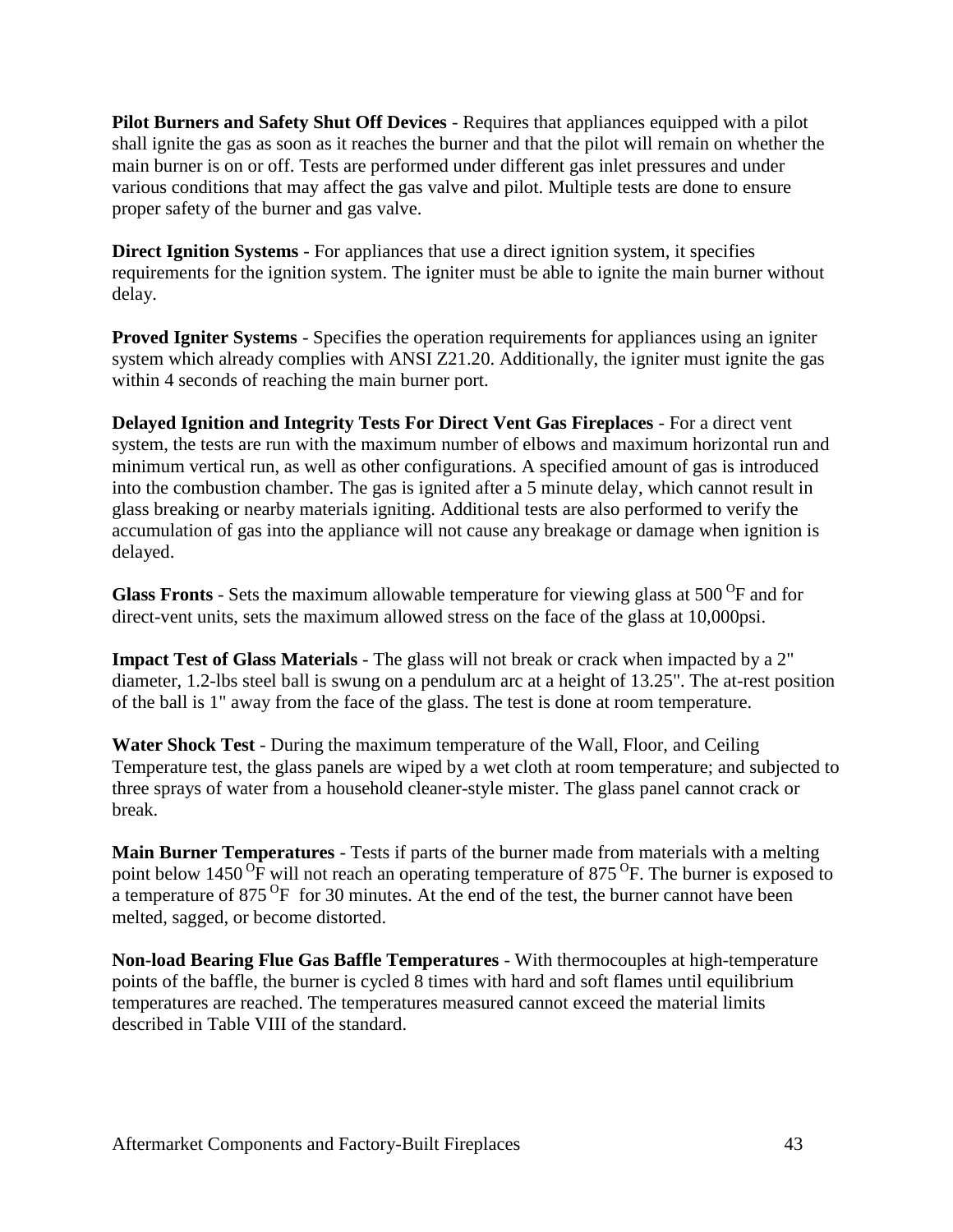**Pilot Burners and Safety Shut Off Devices** - Requires that appliances equipped with a pilot shall ignite the gas as soon as it reaches the burner and that the pilot will remain on whether the main burner is on or off. Tests are performed under different gas inlet pressures and under various conditions that may affect the gas valve and pilot. Multiple tests are done to ensure proper safety of the burner and gas valve.

**Direct Ignition Systems** - For appliances that use a direct ignition system, it specifies requirements for the ignition system. The igniter must be able to ignite the main burner without delay.

**Proved Igniter Systems** - Specifies the operation requirements for appliances using an igniter system which already complies with ANSI Z21.20. Additionally, the igniter must ignite the gas within 4 seconds of reaching the main burner port.

**Delayed Ignition and Integrity Tests For Direct Vent Gas Fireplaces** - For a direct vent system, the tests are run with the maximum number of elbows and maximum horizontal run and minimum vertical run, as well as other configurations. A specified amount of gas is introduced into the combustion chamber. The gas is ignited after a 5 minute delay, which cannot result in glass breaking or nearby materials igniting. Additional tests are also performed to verify the accumulation of gas into the appliance will not cause any breakage or damage when ignition is delayed.

**Glass Fronts** - Sets the maximum allowable temperature for viewing glass at 500 $^{O}$F and for direct-vent units, sets the maximum allowed stress on the face of the glass at 10,000psi.

**Impact Test of Glass Materials** - The glass will not break or crack when impacted by a 2" diameter, 1.2-lbs steel ball is swung on a pendulum arc at a height of 13.25". The at-rest position of the ball is 1" away from the face of the glass. The test is done at room temperature.

**Water Shock Test** - During the maximum temperature of the Wall, Floor, and Ceiling Temperature test, the glass panels are wiped by a wet cloth at room temperature; and subjected to three sprays of water from a household cleaner-style mister. The glass panel cannot crack or break.

**Main Burner Temperatures** - Tests if parts of the burner made from materials with a melting point below 1450 $^{O}$F will not reach an operating temperature of 875 $^{O}$F. The burner is exposed to a temperature of 875 $^{O}$F for 30 minutes. At the end of the test, the burner cannot have been melted, sagged, or become distorted.

**Non-load Bearing Flue Gas Baffle Temperatures** - With thermocouples at high-temperature points of the baffle, the burner is cycled 8 times with hard and soft flames until equilibrium temperatures are reached. The temperatures measured cannot exceed the material limits described in Table VIII of the standard.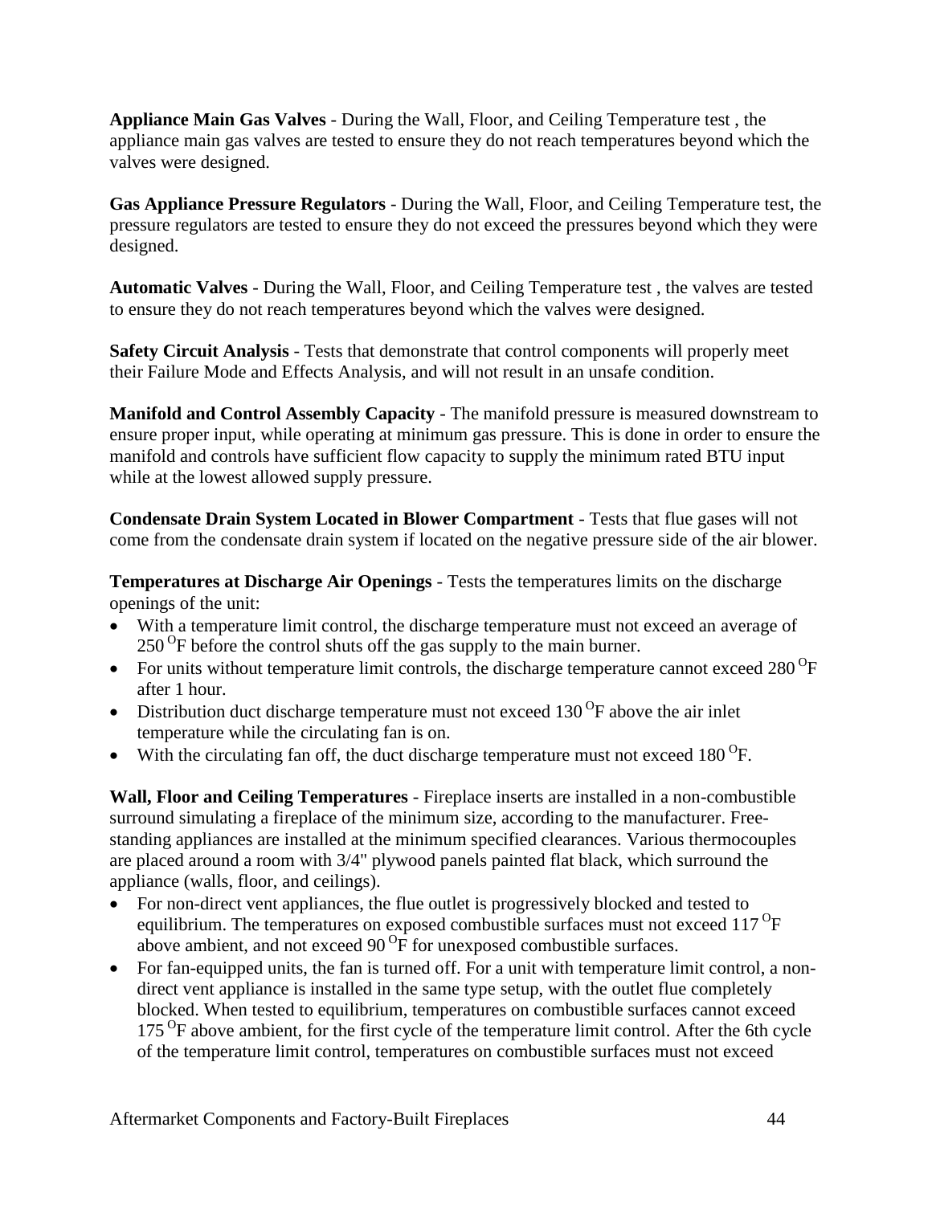**Appliance Main Gas Valves** - During the Wall, Floor, and Ceiling Temperature test , the appliance main gas valves are tested to ensure they do not reach temperatures beyond which the valves were designed.

**Gas Appliance Pressure Regulators** - During the Wall, Floor, and Ceiling Temperature test, the pressure regulators are tested to ensure they do not exceed the pressures beyond which they were designed.

**Automatic Valves** - During the Wall, Floor, and Ceiling Temperature test , the valves are tested to ensure they do not reach temperatures beyond which the valves were designed.

**Safety Circuit Analysis** - Tests that demonstrate that control components will properly meet their Failure Mode and Effects Analysis, and will not result in an unsafe condition.

**Manifold and Control Assembly Capacity** - The manifold pressure is measured downstream to ensure proper input, while operating at minimum gas pressure. This is done in order to ensure the manifold and controls have sufficient flow capacity to supply the minimum rated BTU input while at the lowest allowed supply pressure.

**Condensate Drain System Located in Blower Compartment** - Tests that flue gases will not come from the condensate drain system if located on the negative pressure side of the air blower.

**Temperatures at Discharge Air Openings** - Tests the temperatures limits on the discharge openings of the unit:

- With a temperature limit control, the discharge temperature must not exceed an average of 250 $^{O}$F before the control shuts off the gas supply to the main burner.
- For units without temperature limit controls, the discharge temperature cannot exceed 280 $^{O}$F after 1 hour.
- Distribution duct discharge temperature must not exceed 130 $^{O}$F above the air inlet temperature while the circulating fan is on.
- With the circulating fan off, the duct discharge temperature must not exceed 180 $^{O}$F.

**Wall, Floor and Ceiling Temperatures** - Fireplace inserts are installed in a non-combustible surround simulating a fireplace of the minimum size, according to the manufacturer. Free-standing appliances are installed at the minimum specified clearances. Various thermocouples are placed around a room with 3/4" plywood panels painted flat black, which surround the appliance (walls, floor, and ceilings).

- For non-direct vent appliances, the flue outlet is progressively blocked and tested to equilibrium. The temperatures on exposed combustible surfaces must not exceed 117 $^{O}$F above ambient, and not exceed 90 $^{O}$F for unexposed combustible surfaces.
- For fan-equipped units, the fan is turned off. For a unit with temperature limit control, a non-direct vent appliance is installed in the same type setup, with the outlet flue completely blocked. When tested to equilibrium, temperatures on combustible surfaces cannot exceed 175 $^{O}$F above ambient, for the first cycle of the temperature limit control. After the 6th cycle of the temperature limit control, temperatures on combustible surfaces must not exceed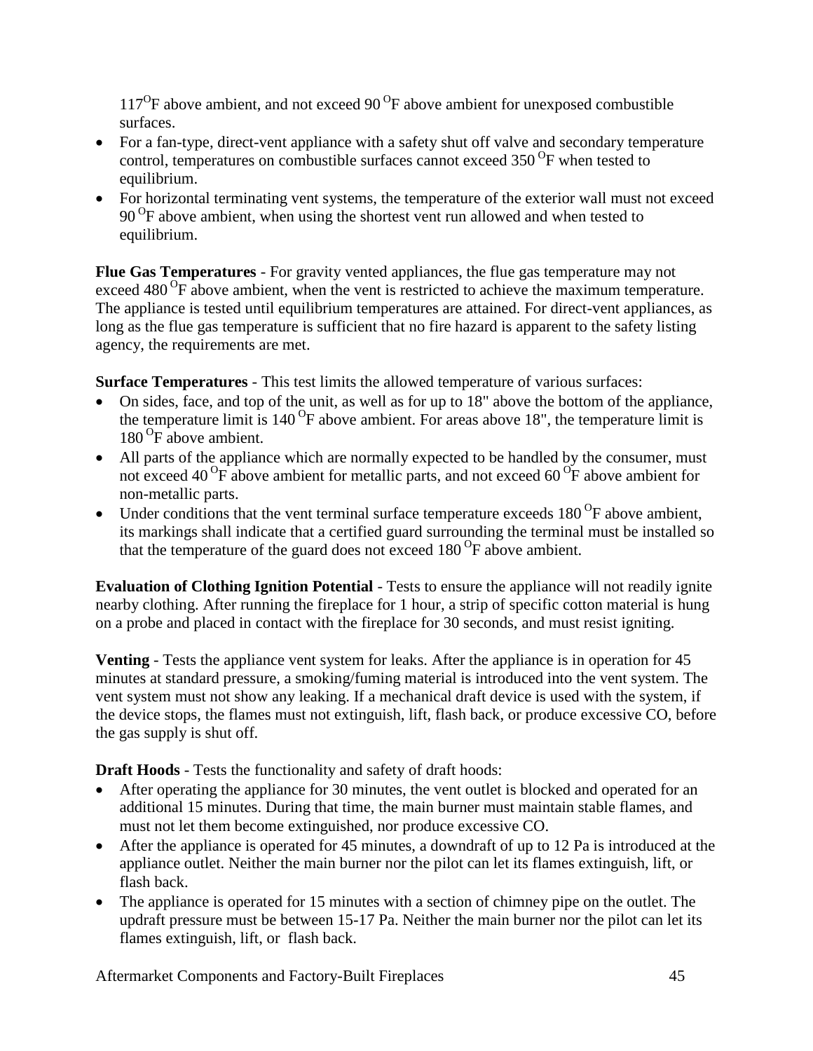$117^{O}$F above ambient, and not exceed 90 $^{O}$F above ambient for unexposed combustible surfaces.

- For a fan-type, direct-vent appliance with a safety shut off valve and secondary temperature control, temperatures on combustible surfaces cannot exceed 350 $^{O}$F when tested to equilibrium.
- For horizontal terminating vent systems, the temperature of the exterior wall must not exceed 90 $^{O}$F above ambient, when using the shortest vent run allowed and when tested to equilibrium.

**Flue Gas Temperatures** - For gravity vented appliances, the flue gas temperature may not exceed 480 $^{O}$F above ambient, when the vent is restricted to achieve the maximum temperature. The appliance is tested until equilibrium temperatures are attained. For direct-vent appliances, as long as the flue gas temperature is sufficient that no fire hazard is apparent to the safety listing agency, the requirements are met.

**Surface Temperatures** - This test limits the allowed temperature of various surfaces:

- On sides, face, and top of the unit, as well as for up to 18" above the bottom of the appliance, the temperature limit is 140 $^{O}$F above ambient. For areas above 18", the temperature limit is 180 $^{O}$F above ambient.
- All parts of the appliance which are normally expected to be handled by the consumer, must not exceed 40 $^{O}$F above ambient for metallic parts, and not exceed 60 $^{O}$F above ambient for non-metallic parts.
- Under conditions that the vent terminal surface temperature exceeds 180 $^{O}$F above ambient, its markings shall indicate that a certified guard surrounding the terminal must be installed so that the temperature of the guard does not exceed 180 $^{O}$F above ambient.

**Evaluation of Clothing Ignition Potential** - Tests to ensure the appliance will not readily ignite nearby clothing. After running the fireplace for 1 hour, a strip of specific cotton material is hung on a probe and placed in contact with the fireplace for 30 seconds, and must resist igniting.

**Venting** - Tests the appliance vent system for leaks. After the appliance is in operation for 45 minutes at standard pressure, a smoking/fuming material is introduced into the vent system. The vent system must not show any leaking. If a mechanical draft device is used with the system, if the device stops, the flames must not extinguish, lift, flash back, or produce excessive CO, before the gas supply is shut off.

**Draft Hoods** - Tests the functionality and safety of draft hoods:

- After operating the appliance for 30 minutes, the vent outlet is blocked and operated for an additional 15 minutes. During that time, the main burner must maintain stable flames, and must not let them become extinguished, nor produce excessive CO.
- After the appliance is operated for 45 minutes, a downdraft of up to 12 Pa is introduced at the appliance outlet. Neither the main burner nor the pilot can let its flames extinguish, lift, or flash back.
- The appliance is operated for 15 minutes with a section of chimney pipe on the outlet. The updraft pressure must be between 15-17 Pa. Neither the main burner nor the pilot can let its flames extinguish, lift, or flash back.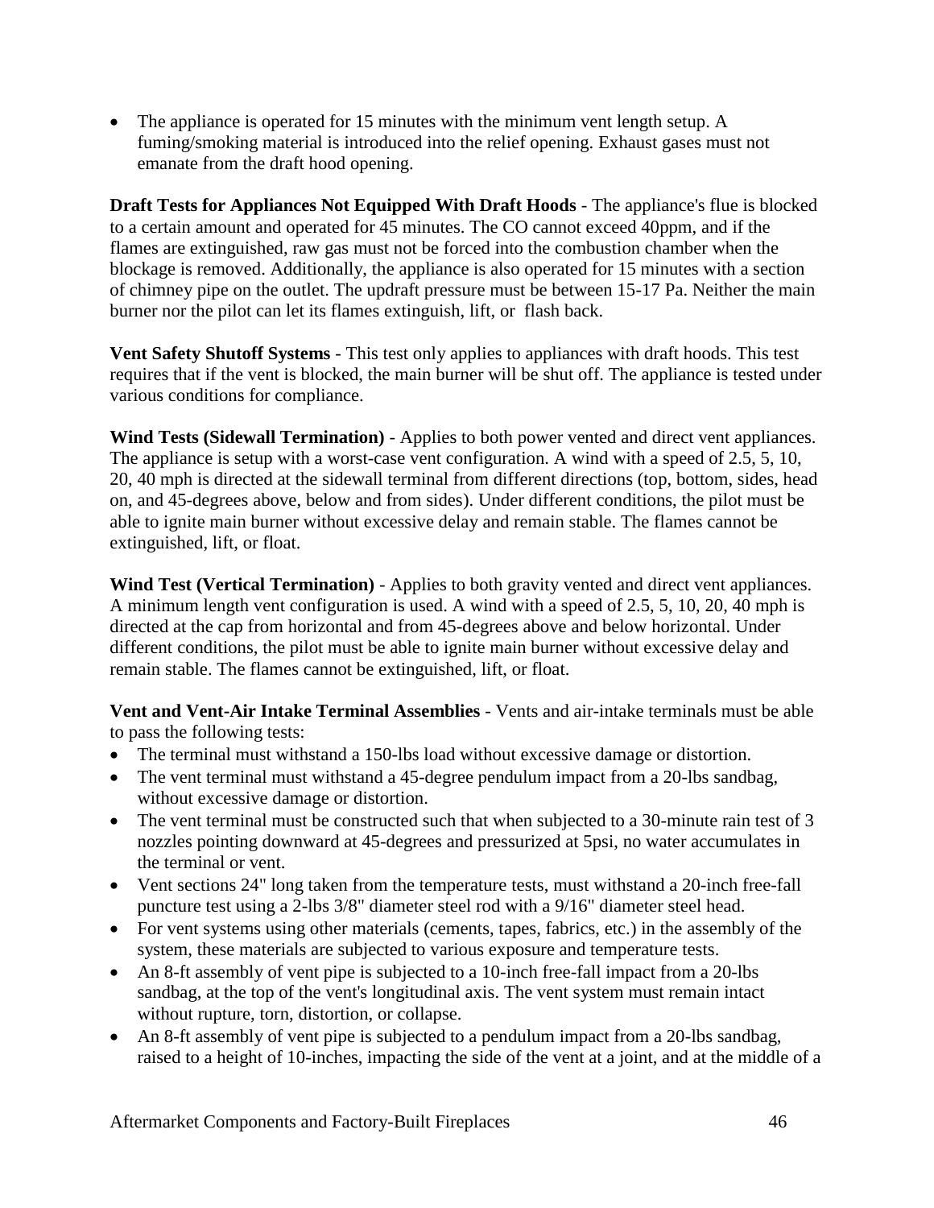- The appliance is operated for 15 minutes with the minimum vent length setup. A fuming/smoking material is introduced into the relief opening. Exhaust gases must not emanate from the draft hood opening.

**Draft Tests for Appliances Not Equipped With Draft Hoods** - The appliance's flue is blocked to a certain amount and operated for 45 minutes. The CO cannot exceed 40ppm, and if the flames are extinguished, raw gas must not be forced into the combustion chamber when the blockage is removed. Additionally, the appliance is also operated for 15 minutes with a section of chimney pipe on the outlet. The updraft pressure must be between 15-17 Pa. Neither the main burner nor the pilot can let its flames extinguish, lift, or flash back.

**Vent Safety Shutoff Systems** - This test only applies to appliances with draft hoods. This test requires that if the vent is blocked, the main burner will be shut off. The appliance is tested under various conditions for compliance.

**Wind Tests (Sidewall Termination)** - Applies to both power vented and direct vent appliances. The appliance is setup with a worst-case vent configuration. A wind with a speed of 2.5, 5, 10, 20, 40 mph is directed at the sidewall terminal from different directions (top, bottom, sides, head on, and 45-degrees above, below and from sides). Under different conditions, the pilot must be able to ignite main burner without excessive delay and remain stable. The flames cannot be extinguished, lift, or float.

**Wind Test (Vertical Termination)** - Applies to both gravity vented and direct vent appliances. A minimum length vent configuration is used. A wind with a speed of 2.5, 5, 10, 20, 40 mph is directed at the cap from horizontal and from 45-degrees above and below horizontal. Under different conditions, the pilot must be able to ignite main burner without excessive delay and remain stable. The flames cannot be extinguished, lift, or float.

**Vent and Vent-Air Intake Terminal Assemblies** - Vents and air-intake terminals must be able to pass the following tests:

- The terminal must withstand a 150-lbs load without excessive damage or distortion.
- The vent terminal must withstand a 45-degree pendulum impact from a 20-lbs sandbag, without excessive damage or distortion.
- The vent terminal must be constructed such that when subjected to a 30-minute rain test of 3 nozzles pointing downward at 45-degrees and pressurized at 5psi, no water accumulates in the terminal or vent.
- Vent sections 24" long taken from the temperature tests, must withstand a 20-inch free-fall puncture test using a 2-lbs 3/8" diameter steel rod with a 9/16" diameter steel head.
- For vent systems using other materials (cements, tapes, fabrics, etc.) in the assembly of the system, these materials are subjected to various exposure and temperature tests.
- An 8-ft assembly of vent pipe is subjected to a 10-inch free-fall impact from a 20-lbs sandbag, at the top of the vent's longitudinal axis. The vent system must remain intact without rupture, torn, distortion, or collapse.
- An 8-ft assembly of vent pipe is subjected to a pendulum impact from a 20-lbs sandbag, raised to a height of 10-inches, impacting the side of the vent at a joint, and at the middle of a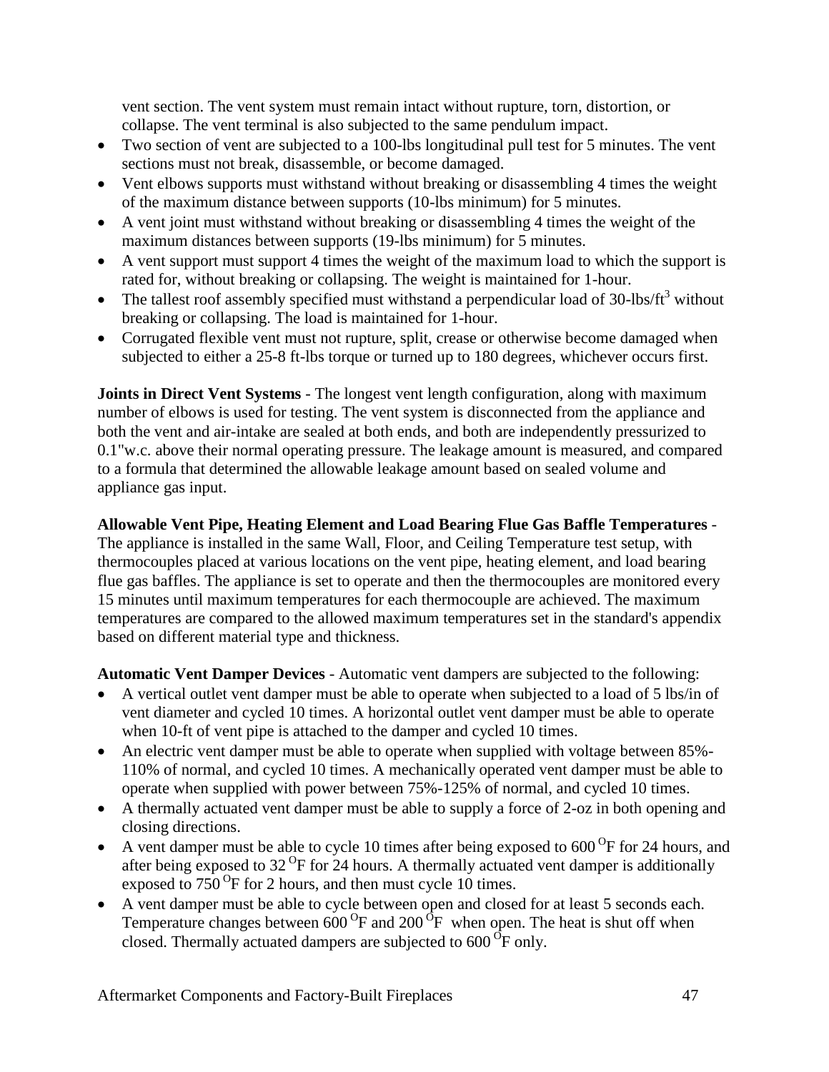vent section. The vent system must remain intact without rupture, torn, distortion, or collapse. The vent terminal is also subjected to the same pendulum impact.

- Two section of vent are subjected to a 100-lbs longitudinal pull test for 5 minutes. The vent sections must not break, disassemble, or become damaged.
- Vent elbows supports must withstand without breaking or disassembling 4 times the weight of the maximum distance between supports (10-lbs minimum) for 5 minutes.
- A vent joint must withstand without breaking or disassembling 4 times the weight of the maximum distances between supports (19-lbs minimum) for 5 minutes.
- A vent support must support 4 times the weight of the maximum load to which the support is rated for, without breaking or collapsing. The weight is maintained for 1-hour.
- The tallest roof assembly specified must withstand a perpendicular load of 30-lbs/ft$^3$ without breaking or collapsing. The load is maintained for 1-hour.
- Corrugated flexible vent must not rupture, split, crease or otherwise become damaged when subjected to either a 25-8 ft-lbs torque or turned up to 180 degrees, whichever occurs first.

**Joints in Direct Vent Systems** - The longest vent length configuration, along with maximum number of elbows is used for testing. The vent system is disconnected from the appliance and both the vent and air-intake are sealed at both ends, and both are independently pressurized to 0.1"w.c. above their normal operating pressure. The leakage amount is measured, and compared to a formula that determined the allowable leakage amount based on sealed volume and appliance gas input.

**Allowable Vent Pipe, Heating Element and Load Bearing Flue Gas Baffle Temperatures** - The appliance is installed in the same Wall, Floor, and Ceiling Temperature test setup, with thermocouples placed at various locations on the vent pipe, heating element, and load bearing flue gas baffles. The appliance is set to operate and then the thermocouples are monitored every 15 minutes until maximum temperatures for each thermocouple are achieved. The maximum temperatures are compared to the allowed maximum temperatures set in the standard's appendix based on different material type and thickness.

**Automatic Vent Damper Devices** - Automatic vent dampers are subjected to the following:

- A vertical outlet vent damper must be able to operate when subjected to a load of 5 lbs/in of vent diameter and cycled 10 times. A horizontal outlet vent damper must be able to operate when 10-ft of vent pipe is attached to the damper and cycled 10 times.
- An electric vent damper must be able to operate when supplied with voltage between 85%-110% of normal, and cycled 10 times. A mechanically operated vent damper must be able to operate when supplied with power between 75%-125% of normal, and cycled 10 times.
- A thermally actuated vent damper must be able to supply a force of 2-oz in both opening and closing directions.
- A vent damper must be able to cycle 10 times after being exposed to 600 $^{O}$F for 24 hours, and after being exposed to 32 $^{O}$F for 24 hours. A thermally actuated vent damper is additionally exposed to 750 $^{O}$F for 2 hours, and then must cycle 10 times.
- A vent damper must be able to cycle between open and closed for at least 5 seconds each. Temperature changes between 600 $^{O}$F and 200 $^{O}$F when open. The heat is shut off when closed. Thermally actuated dampers are subjected to 600 $^{O}$F only.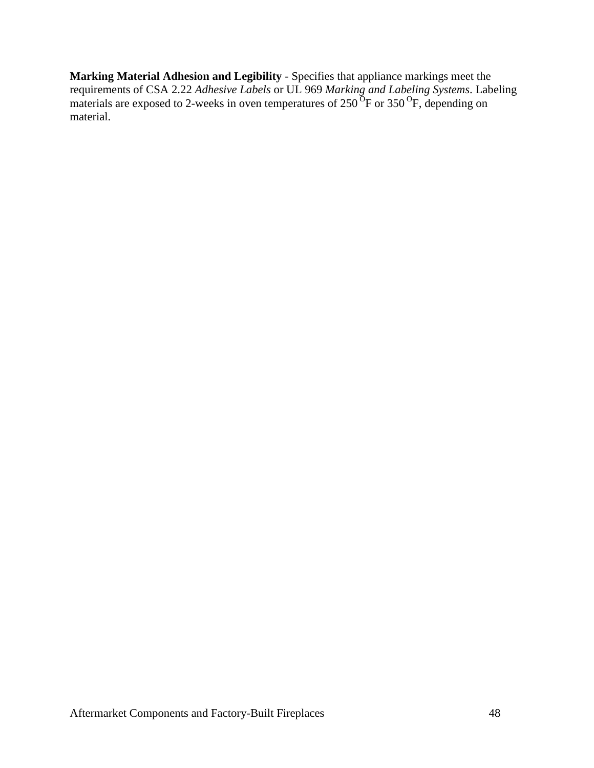**Marking Material Adhesion and Legibility** - Specifies that appliance markings meet the requirements of CSA 2.22 *Adhesive Labels* or UL 969 *Marking and Labeling Systems*. Labeling materials are exposed to 2-weeks in oven temperatures of 250 $^{O}$F or 350 $^{O}$F, depending on material.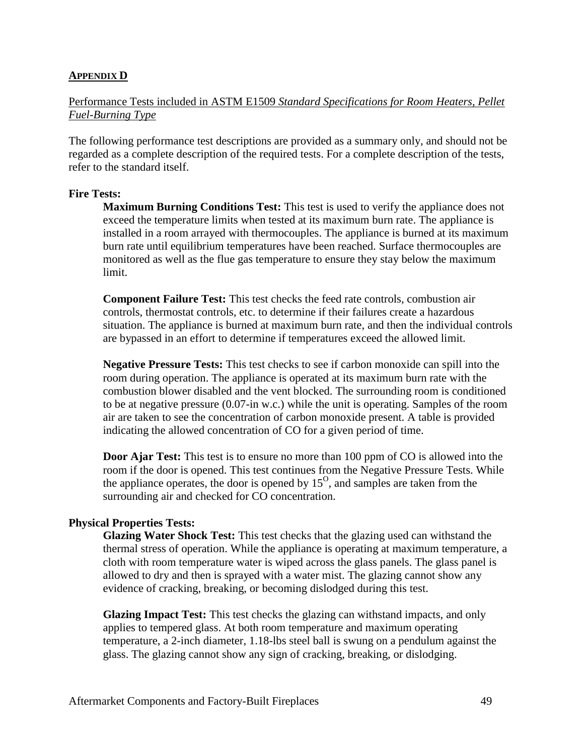## APPENDIX D

Performance Tests included in ASTM E1509 *Standard Specifications for Room Heaters, Pellet Fuel-Burning Type*

The following performance test descriptions are provided as a summary only, and should not be regarded as a complete description of the required tests. For a complete description of the tests, refer to the standard itself.

**Fire Tests:**

**Maximum Burning Conditions Test:** This test is used to verify the appliance does not exceed the temperature limits when tested at its maximum burn rate. The appliance is installed in a room arrayed with thermocouples. The appliance is burned at its maximum burn rate until equilibrium temperatures have been reached. Surface thermocouples are monitored as well as the flue gas temperature to ensure they stay below the maximum limit.

**Component Failure Test:** This test checks the feed rate controls, combustion air controls, thermostat controls, etc. to determine if their failures create a hazardous situation. The appliance is burned at maximum burn rate, and then the individual controls are bypassed in an effort to determine if temperatures exceed the allowed limit.

**Negative Pressure Tests:** This test checks to see if carbon monoxide can spill into the room during operation. The appliance is operated at its maximum burn rate with the combustion blower disabled and the vent blocked. The surrounding room is conditioned to be at negative pressure (0.07-in w.c.) while the unit is operating. Samples of the room air are taken to see the concentration of carbon monoxide present. A table is provided indicating the allowed concentration of CO for a given period of time.

**Door Ajar Test:** This test is to ensure no more than 100 ppm of CO is allowed into the room if the door is opened. This test continues from the Negative Pressure Tests. While the appliance operates, the door is opened by $15^{O}$, and samples are taken from the surrounding air and checked for CO concentration.

**Physical Properties Tests:**

**Glazing Water Shock Test:** This test checks that the glazing used can withstand the thermal stress of operation. While the appliance is operating at maximum temperature, a cloth with room temperature water is wiped across the glass panels. The glass panel is allowed to dry and then is sprayed with a water mist. The glazing cannot show any evidence of cracking, breaking, or becoming dislodged during this test.

**Glazing Impact Test:** This test checks the glazing can withstand impacts, and only applies to tempered glass. At both room temperature and maximum operating temperature, a 2-inch diameter, 1.18-lbs steel ball is swung on a pendulum against the glass. The glazing cannot show any sign of cracking, breaking, or dislodging.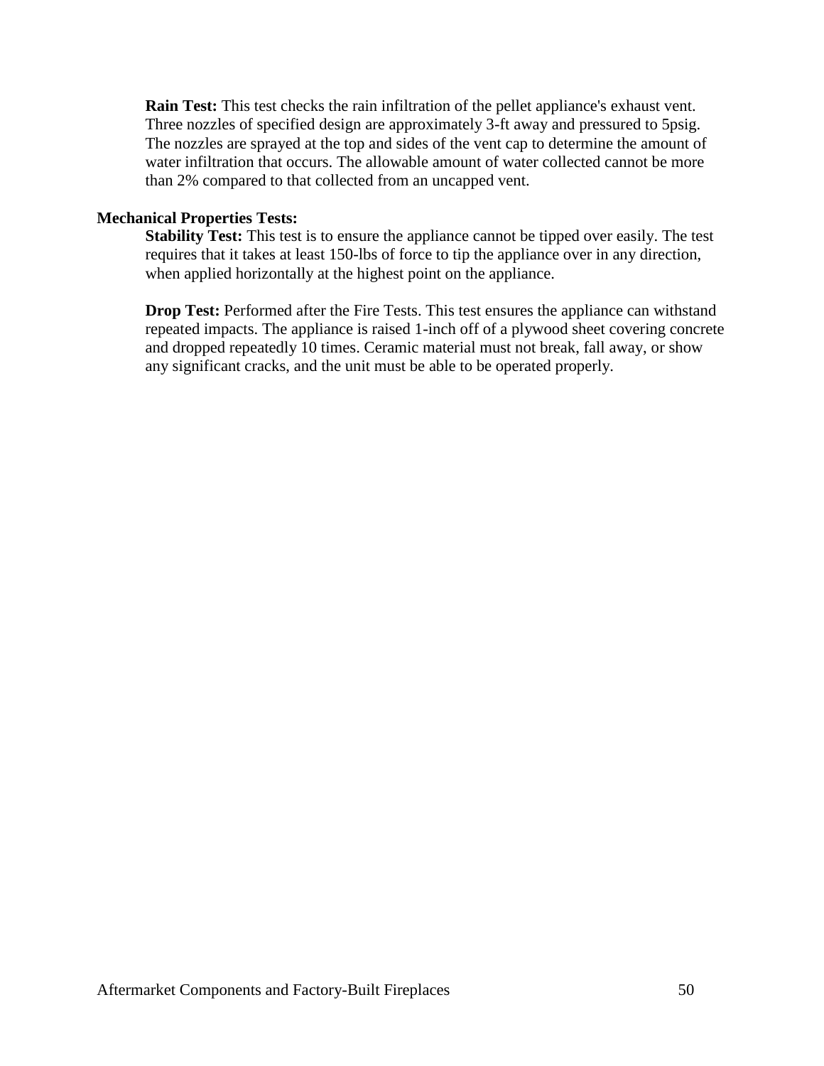**Rain Test:** This test checks the rain infiltration of the pellet appliance's exhaust vent. Three nozzles of specified design are approximately 3-ft away and pressured to 5psig. The nozzles are sprayed at the top and sides of the vent cap to determine the amount of water infiltration that occurs. The allowable amount of water collected cannot be more than 2% compared to that collected from an uncapped vent.

**Mechanical Properties Tests:**

**Stability Test:** This test is to ensure the appliance cannot be tipped over easily. The test requires that it takes at least 150-lbs of force to tip the appliance over in any direction, when applied horizontally at the highest point on the appliance.

**Drop Test:** Performed after the Fire Tests. This test ensures the appliance can withstand repeated impacts. The appliance is raised 1-inch off of a plywood sheet covering concrete and dropped repeatedly 10 times. Ceramic material must not break, fall away, or show any significant cracks, and the unit must be able to be operated properly.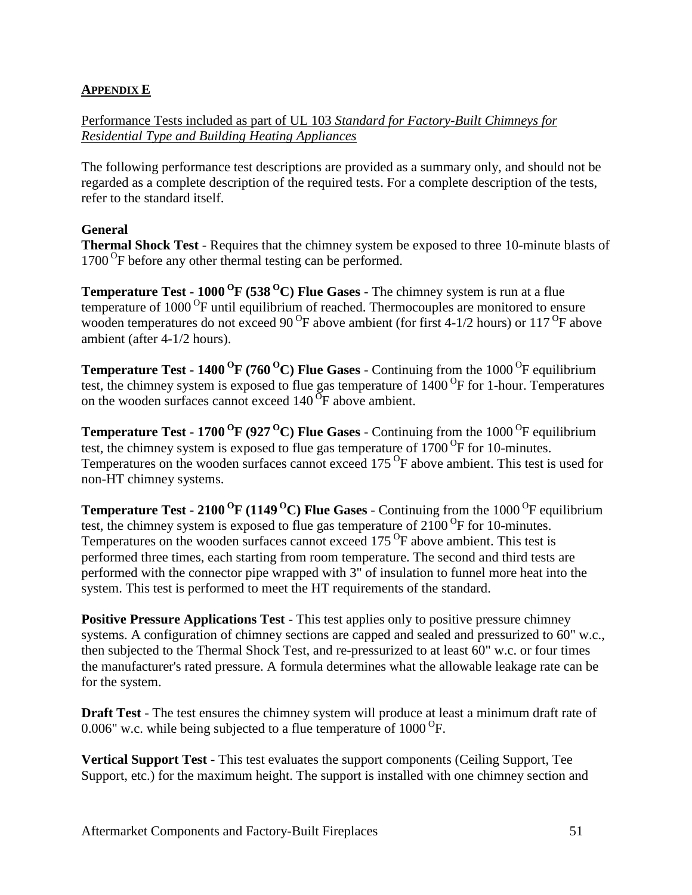## **APPENDIX E**

Performance Tests included as part of UL 103 *Standard for Factory-Built Chimneys for Residential Type and Building Heating Appliances*

The following performance test descriptions are provided as a summary only, and should not be regarded as a complete description of the required tests. For a complete description of the tests, refer to the standard itself.

**General**

**Thermal Shock Test** - Requires that the chimney system be exposed to three 10-minute blasts of 1700 $^{O}$F before any other thermal testing can be performed.

**Temperature Test - 1000 $^{O}$F (538 $^{O}$C) Flue Gases** - The chimney system is run at a flue temperature of 1000 $^{O}$F until equilibrium of reached. Thermocouples are monitored to ensure wooden temperatures do not exceed 90 $^{O}$F above ambient (for first 4-1/2 hours) or 117 $^{O}$F above ambient (after 4-1/2 hours).

**Temperature Test - 1400 $^{O}$F (760 $^{O}$C) Flue Gases** - Continuing from the 1000 $^{O}$F equilibrium test, the chimney system is exposed to flue gas temperature of 1400 $^{O}$F for 1-hour. Temperatures on the wooden surfaces cannot exceed 140 $^{O}$F above ambient.

**Temperature Test - 1700 $^{O}$F (927 $^{O}$C) Flue Gases** - Continuing from the 1000 $^{O}$F equilibrium test, the chimney system is exposed to flue gas temperature of 1700 $^{O}$F for 10-minutes. Temperatures on the wooden surfaces cannot exceed 175 $^{O}$F above ambient. This test is used for non-HT chimney systems.

**Temperature Test - 2100 $^{O}$F (1149 $^{O}$C) Flue Gases** - Continuing from the 1000 $^{O}$F equilibrium test, the chimney system is exposed to flue gas temperature of 2100 $^{O}$F for 10-minutes. Temperatures on the wooden surfaces cannot exceed 175 $^{O}$F above ambient. This test is performed three times, each starting from room temperature. The second and third tests are performed with the connector pipe wrapped with 3" of insulation to funnel more heat into the system. This test is performed to meet the HT requirements of the standard.

**Positive Pressure Applications Test** - This test applies only to positive pressure chimney systems. A configuration of chimney sections are capped and sealed and pressurized to 60" w.c., then subjected to the Thermal Shock Test, and re-pressurized to at least 60" w.c. or four times the manufacturer's rated pressure. A formula determines what the allowable leakage rate can be for the system.

**Draft Test** - The test ensures the chimney system will produce at least a minimum draft rate of 0.006" w.c. while being subjected to a flue temperature of 1000 $^{O}$F.

**Vertical Support Test** - This test evaluates the support components (Ceiling Support, Tee Support, etc.) for the maximum height. The support is installed with one chimney section and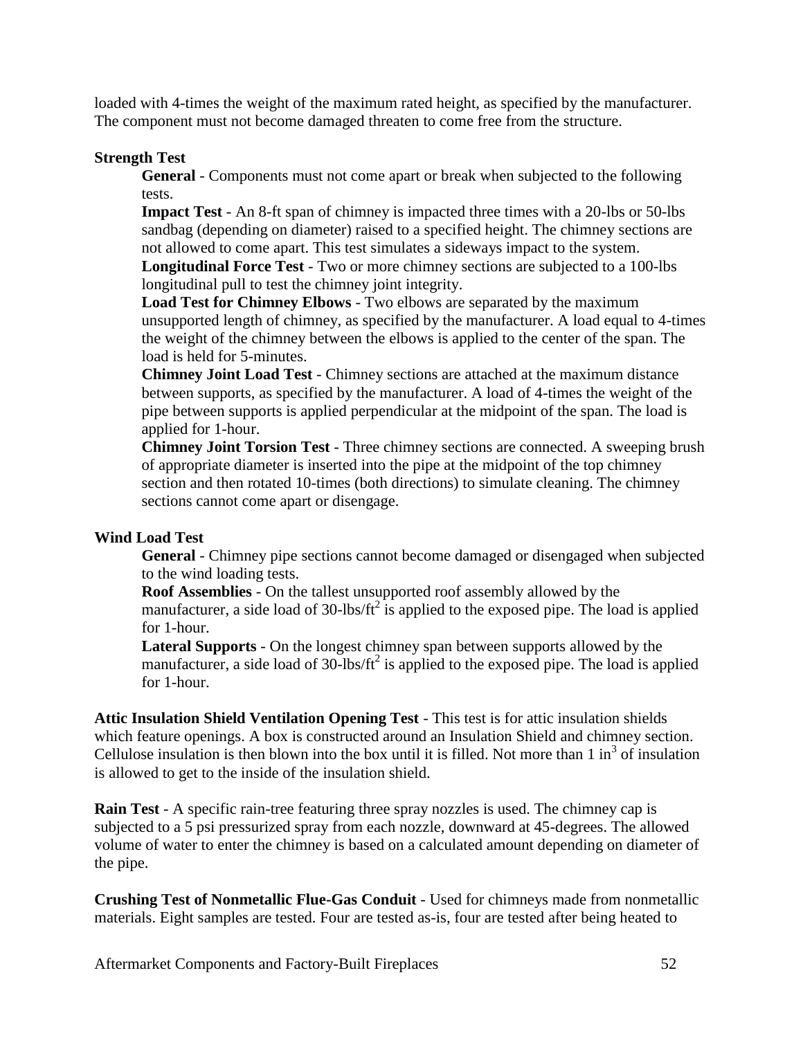loaded with 4-times the weight of the maximum rated height, as specified by the manufacturer. The component must not become damaged threaten to come free from the structure.

**Strength Test**

**General** - Components must not come apart or break when subjected to the following tests.

**Impact Test** - An 8-ft span of chimney is impacted three times with a 20-lbs or 50-lbs sandbag (depending on diameter) raised to a specified height. The chimney sections are not allowed to come apart. This test simulates a sideways impact to the system.

**Longitudinal Force Test** - Two or more chimney sections are subjected to a 100-lbs longitudinal pull to test the chimney joint integrity.

**Load Test for Chimney Elbows** - Two elbows are separated by the maximum unsupported length of chimney, as specified by the manufacturer. A load equal to 4-times the weight of the chimney between the elbows is applied to the center of the span. The load is held for 5-minutes.

**Chimney Joint Load Test** - Chimney sections are attached at the maximum distance between supports, as specified by the manufacturer. A load of 4-times the weight of the pipe between supports is applied perpendicular at the midpoint of the span. The load is applied for 1-hour.

**Chimney Joint Torsion Test** - Three chimney sections are connected. A sweeping brush of appropriate diameter is inserted into the pipe at the midpoint of the top chimney section and then rotated 10-times (both directions) to simulate cleaning. The chimney sections cannot come apart or disengage.

**Wind Load Test**

**General** - Chimney pipe sections cannot become damaged or disengaged when subjected to the wind loading tests.

**Roof Assemblies** - On the tallest unsupported roof assembly allowed by the manufacturer, a side load of 30-lbs/ft$^2$ is applied to the exposed pipe. The load is applied for 1-hour.

**Lateral Supports** - On the longest chimney span between supports allowed by the manufacturer, a side load of 30-lbs/ft$^2$ is applied to the exposed pipe. The load is applied for 1-hour.

**Attic Insulation Shield Ventilation Opening Test** - This test is for attic insulation shields which feature openings. A box is constructed around an Insulation Shield and chimney section. Cellulose insulation is then blown into the box until it is filled. Not more than 1 in$^3$ of insulation is allowed to get to the inside of the insulation shield.

**Rain Test** - A specific rain-tree featuring three spray nozzles is used. The chimney cap is subjected to a 5 psi pressurized spray from each nozzle, downward at 45-degrees. The allowed volume of water to enter the chimney is based on a calculated amount depending on diameter of the pipe.

**Crushing Test of Nonmetallic Flue-Gas Conduit** - Used for chimneys made from nonmetallic materials. Eight samples are tested. Four are tested as-is, four are tested after being heated to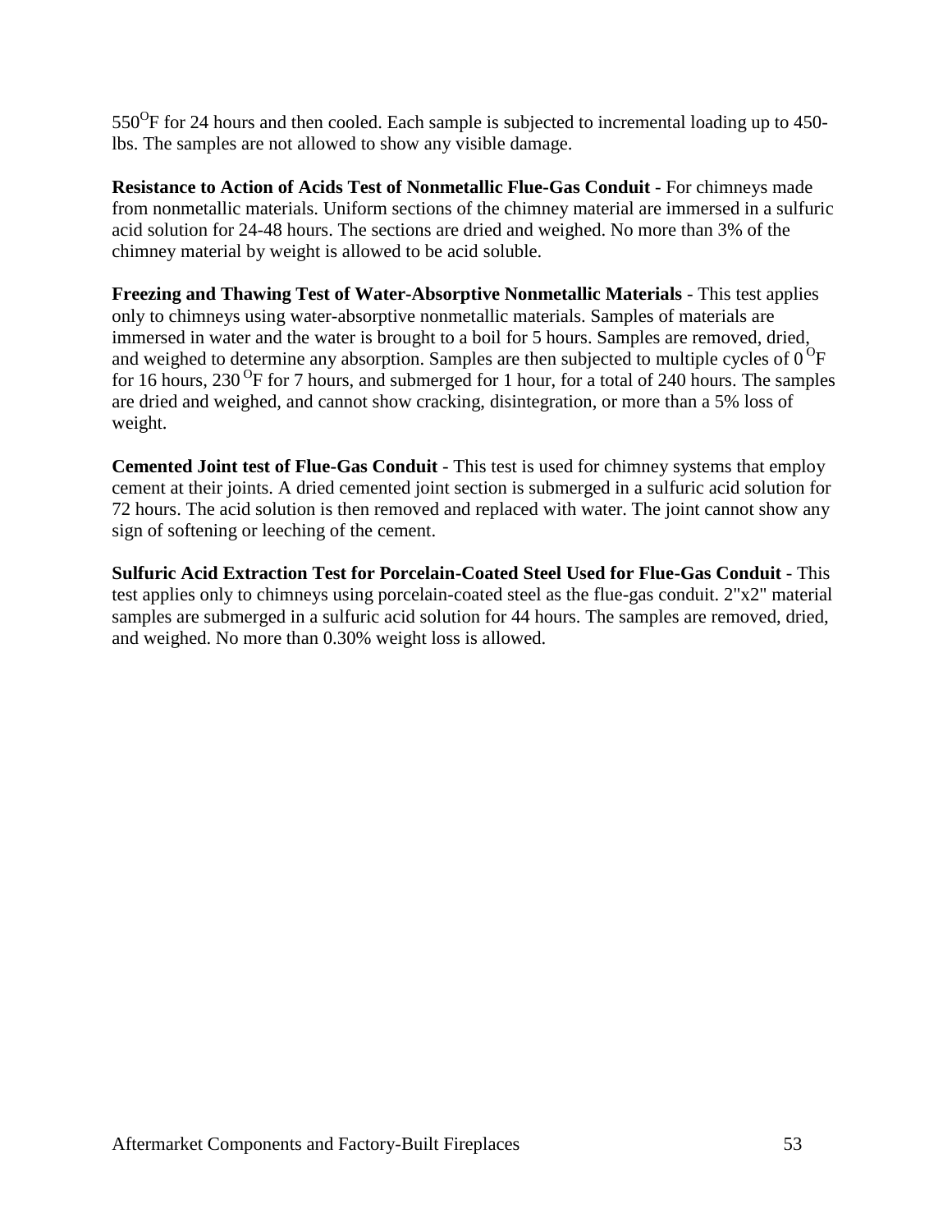550$^{O}$F for 24 hours and then cooled. Each sample is subjected to incremental loading up to 450-lbs. The samples are not allowed to show any visible damage.

**Resistance to Action of Acids Test of Nonmetallic Flue-Gas Conduit** - For chimneys made from nonmetallic materials. Uniform sections of the chimney material are immersed in a sulfuric acid solution for 24-48 hours. The sections are dried and weighed. No more than 3% of the chimney material by weight is allowed to be acid soluble.

**Freezing and Thawing Test of Water-Absorptive Nonmetallic Materials** - This test applies only to chimneys using water-absorptive nonmetallic materials. Samples of materials are immersed in water and the water is brought to a boil for 5 hours. Samples are removed, dried, and weighed to determine any absorption. Samples are then subjected to multiple cycles of 0 $^{O}$F for 16 hours, 230 $^{O}$F for 7 hours, and submerged for 1 hour, for a total of 240 hours. The samples are dried and weighed, and cannot show cracking, disintegration, or more than a 5% loss of weight.

**Cemented Joint test of Flue-Gas Conduit** - This test is used for chimney systems that employ cement at their joints. A dried cemented joint section is submerged in a sulfuric acid solution for 72 hours. The acid solution is then removed and replaced with water. The joint cannot show any sign of softening or leeching of the cement.

**Sulfuric Acid Extraction Test for Porcelain-Coated Steel Used for Flue-Gas Conduit** - This test applies only to chimneys using porcelain-coated steel as the flue-gas conduit. 2"x2" material samples are submerged in a sulfuric acid solution for 44 hours. The samples are removed, dried, and weighed. No more than 0.30% weight loss is allowed.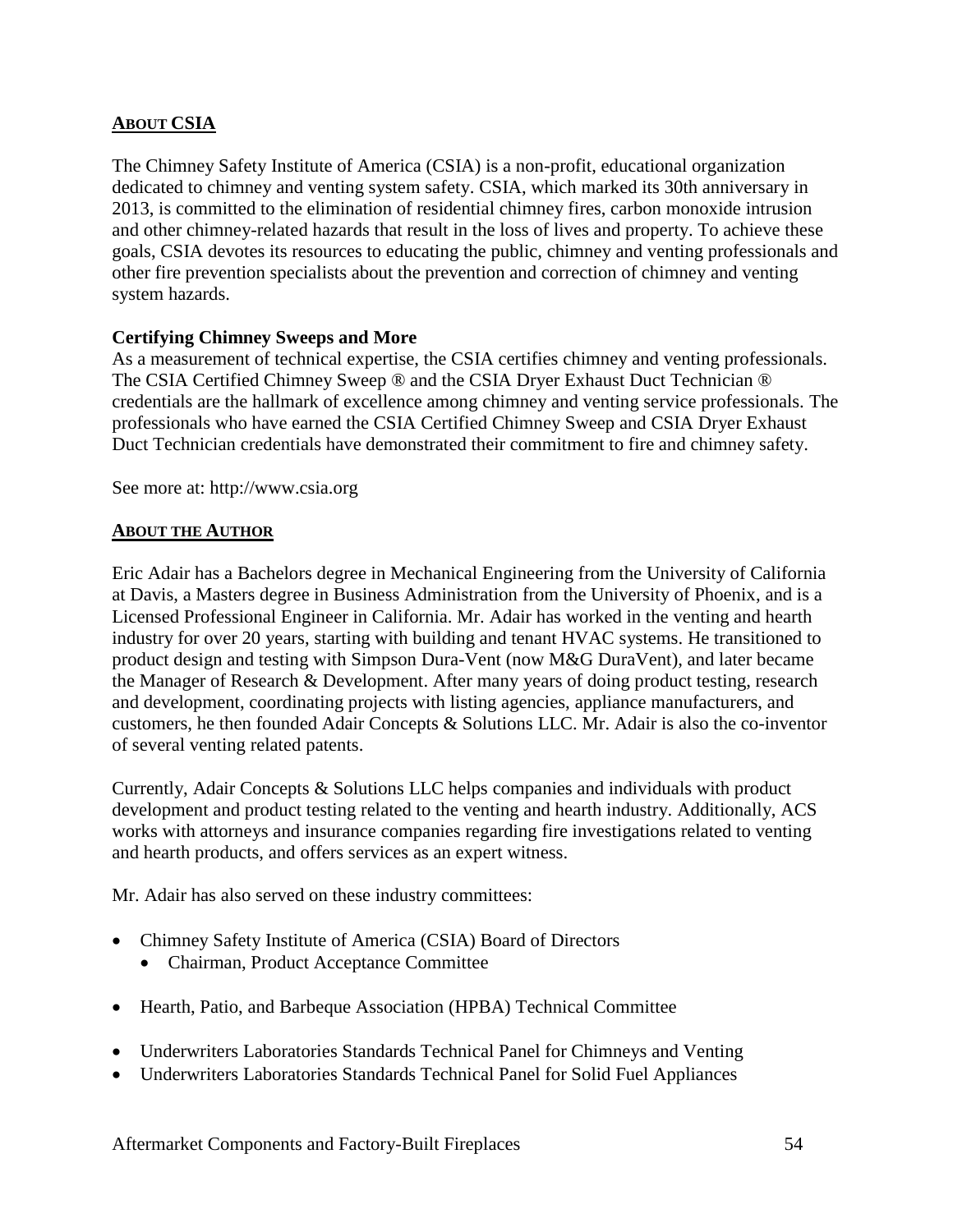## ABOUT CSIA

The Chimney Safety Institute of America (CSIA) is a non-profit, educational organization dedicated to chimney and venting system safety. CSIA, which marked its 30th anniversary in 2013, is committed to the elimination of residential chimney fires, carbon monoxide intrusion and other chimney-related hazards that result in the loss of lives and property. To achieve these goals, CSIA devotes its resources to educating the public, chimney and venting professionals and other fire prevention specialists about the prevention and correction of chimney and venting system hazards.

**Certifying Chimney Sweeps and More**

As a measurement of technical expertise, the CSIA certifies chimney and venting professionals. The CSIA Certified Chimney Sweep ® and the CSIA Dryer Exhaust Duct Technician ® credentials are the hallmark of excellence among chimney and venting service professionals. The professionals who have earned the CSIA Certified Chimney Sweep and CSIA Dryer Exhaust Duct Technician credentials have demonstrated their commitment to fire and chimney safety.

See more at: http://www.csia.org

## ABOUT THE AUTHOR

Eric Adair has a Bachelors degree in Mechanical Engineering from the University of California at Davis, a Masters degree in Business Administration from the University of Phoenix, and is a Licensed Professional Engineer in California. Mr. Adair has worked in the venting and hearth industry for over 20 years, starting with building and tenant HVAC systems. He transitioned to product design and testing with Simpson Dura-Vent (now M&G DuraVent), and later became the Manager of Research & Development. After many years of doing product testing, research and development, coordinating projects with listing agencies, appliance manufacturers, and customers, he then founded Adair Concepts & Solutions LLC. Mr. Adair is also the co-inventor of several venting related patents.

Currently, Adair Concepts & Solutions LLC helps companies and individuals with product development and product testing related to the venting and hearth industry. Additionally, ACS works with attorneys and insurance companies regarding fire investigations related to venting and hearth products, and offers services as an expert witness.

Mr. Adair has also served on these industry committees:

- Chimney Safety Institute of America (CSIA) Board of Directors
  - Chairman, Product Acceptance Committee
- Hearth, Patio, and Barbeque Association (HPBA) Technical Committee
- Underwriters Laboratories Standards Technical Panel for Chimneys and Venting
- Underwriters Laboratories Standards Technical Panel for Solid Fuel Appliances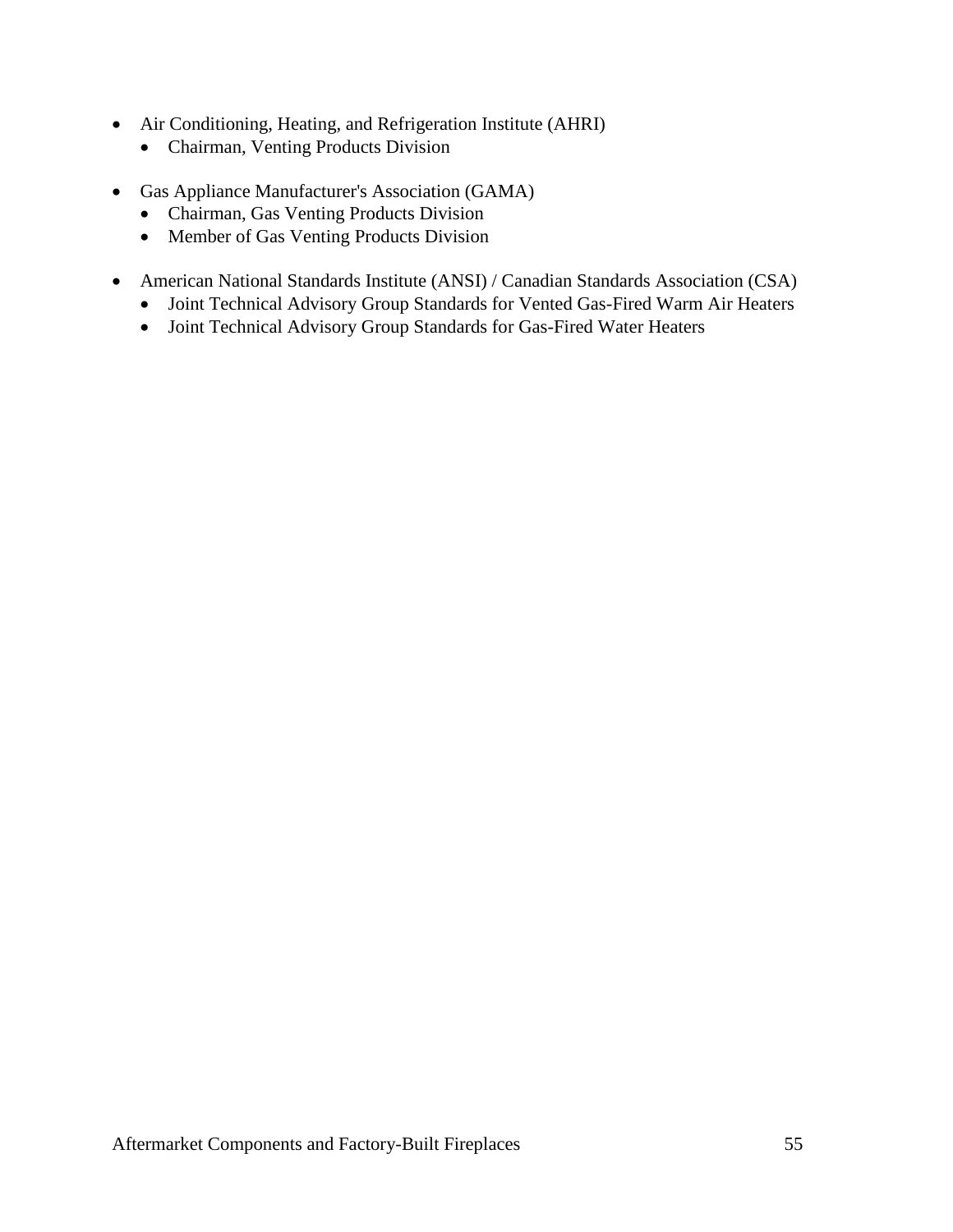- Air Conditioning, Heating, and Refrigeration Institute (AHRI)
  - Chairman, Venting Products Division

- Gas Appliance Manufacturer's Association (GAMA)
  - Chairman, Gas Venting Products Division
  - Member of Gas Venting Products Division

- American National Standards Institute (ANSI) / Canadian Standards Association (CSA)
  - Joint Technical Advisory Group Standards for Vented Gas-Fired Warm Air Heaters
  - Joint Technical Advisory Group Standards for Gas-Fired Water Heaters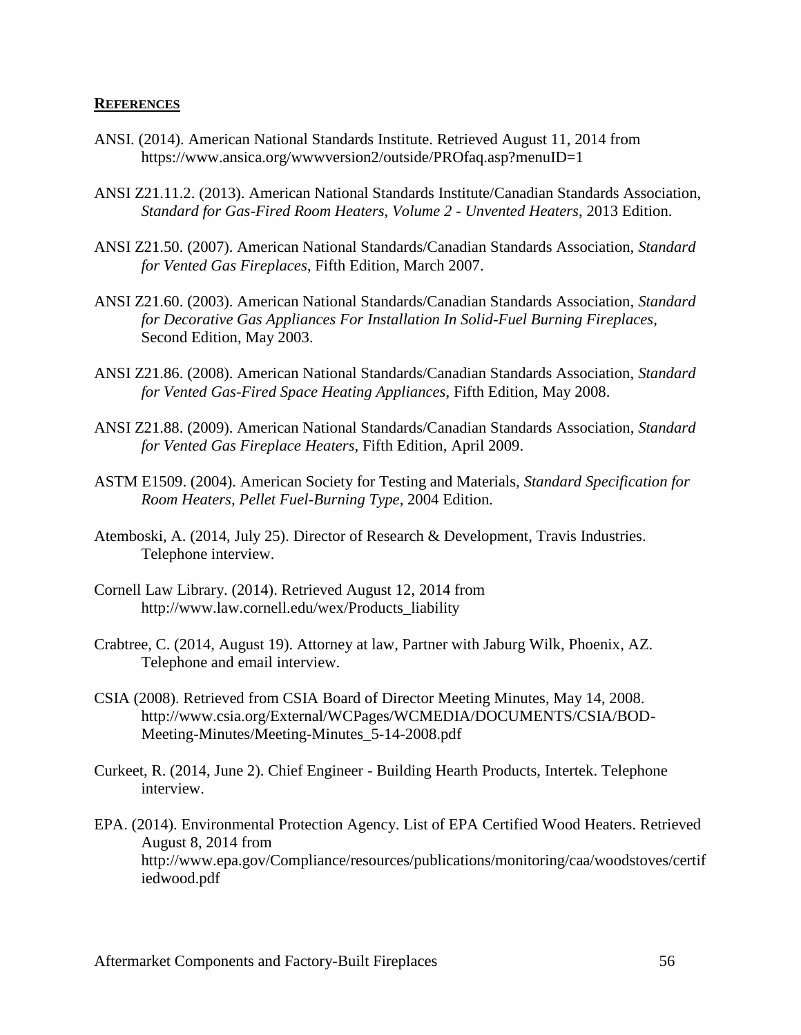## **REFERENCES**

ANSI. (2014). American National Standards Institute. Retrieved August 11, 2014 from https://www.ansica.org/wwwversion2/outside/PROfaq.asp?menuID=1

ANSI Z21.11.2. (2013). American National Standards Institute/Canadian Standards Association, *Standard for Gas-Fired Room Heaters, Volume 2 - Unvented Heaters*, 2013 Edition.

ANSI Z21.50. (2007). American National Standards/Canadian Standards Association, *Standard for Vented Gas Fireplaces*, Fifth Edition, March 2007.

ANSI Z21.60. (2003). American National Standards/Canadian Standards Association, *Standard for Decorative Gas Appliances For Installation In Solid-Fuel Burning Fireplaces*, Second Edition, May 2003.

ANSI Z21.86. (2008). American National Standards/Canadian Standards Association, *Standard for Vented Gas-Fired Space Heating Appliances*, Fifth Edition, May 2008.

ANSI Z21.88. (2009). American National Standards/Canadian Standards Association, *Standard for Vented Gas Fireplace Heaters*, Fifth Edition, April 2009.

ASTM E1509. (2004). American Society for Testing and Materials, *Standard Specification for Room Heaters, Pellet Fuel-Burning Type*, 2004 Edition.

Atemboski, A. (2014, July 25). Director of Research & Development, Travis Industries. Telephone interview.

Cornell Law Library. (2014). Retrieved August 12, 2014 from http://www.law.cornell.edu/wex/Products_liability

Crabtree, C. (2014, August 19). Attorney at law, Partner with Jaburg Wilk, Phoenix, AZ. Telephone and email interview.

CSIA (2008). Retrieved from CSIA Board of Director Meeting Minutes, May 14, 2008. http://www.csia.org/External/WCPages/WCMEDIA/DOCUMENTS/CSIA/BOD-Meeting-Minutes/Meeting-Minutes_5-14-2008.pdf

Curkeet, R. (2014, June 2). Chief Engineer - Building Hearth Products, Intertek. Telephone interview.

EPA. (2014). Environmental Protection Agency. List of EPA Certified Wood Heaters. Retrieved August 8, 2014 from http://www.epa.gov/Compliance/resources/publications/monitoring/caa/woodstoves/certifiedwood.pdf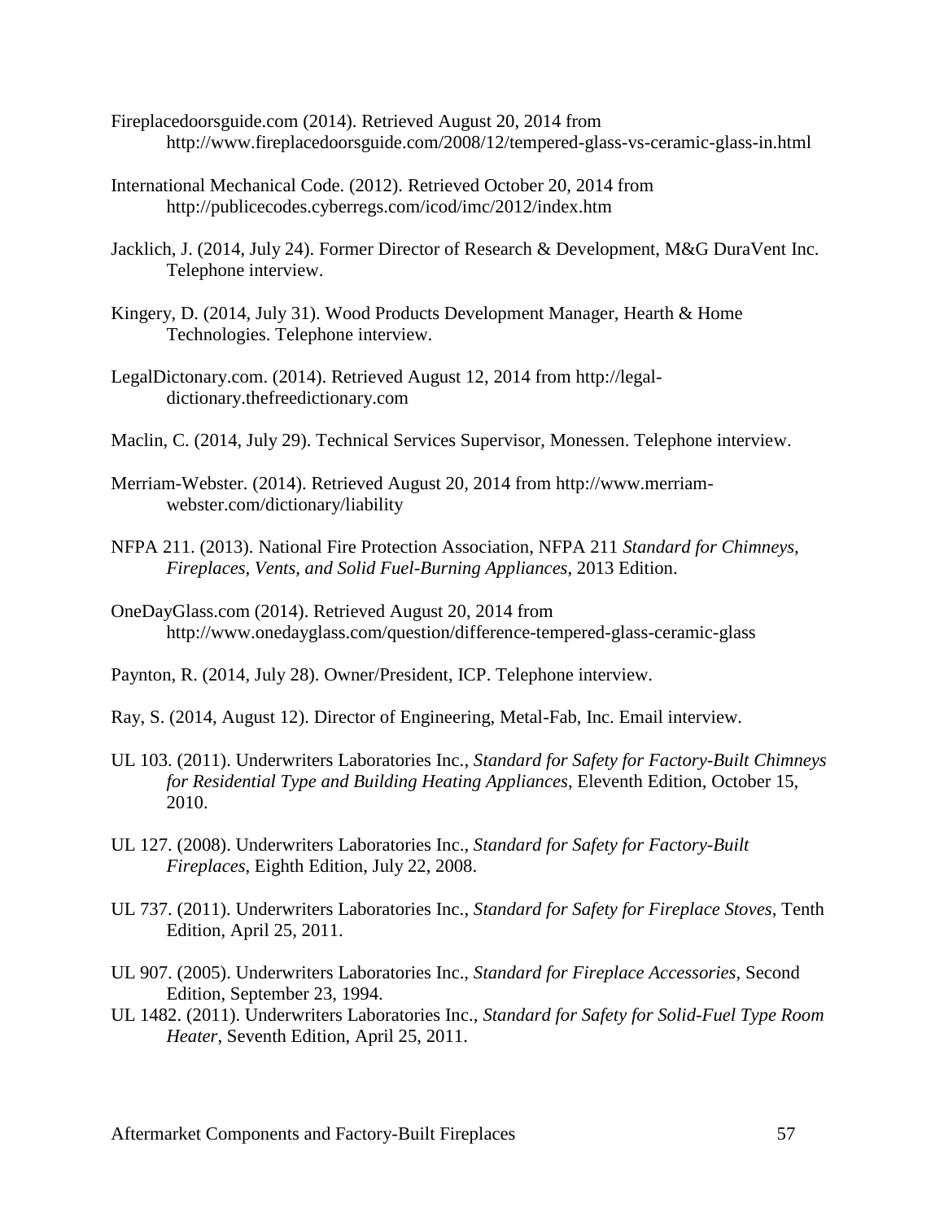Fireplacedoorsguide.com (2014). Retrieved August 20, 2014 from http://www.fireplacedoorsguide.com/2008/12/tempered-glass-vs-ceramic-glass-in.html

International Mechanical Code. (2012). Retrieved October 20, 2014 from http://publicecodes.cyberregs.com/icod/imc/2012/index.htm

Jacklich, J. (2014, July 24). Former Director of Research & Development, M&G DuraVent Inc. Telephone interview.

Kingery, D. (2014, July 31). Wood Products Development Manager, Hearth & Home Technologies. Telephone interview.

LegalDictonary.com. (2014). Retrieved August 12, 2014 from http://legal-dictionary.thefreedictionary.com

Maclin, C. (2014, July 29). Technical Services Supervisor, Monessen. Telephone interview.

Merriam-Webster. (2014). Retrieved August 20, 2014 from http://www.merriam-webster.com/dictionary/liability

NFPA 211. (2013). National Fire Protection Association, NFPA 211 *Standard for Chimneys, Fireplaces, Vents, and Solid Fuel-Burning Appliances*, 2013 Edition.

OneDayGlass.com (2014). Retrieved August 20, 2014 from http://www.onedayglass.com/question/difference-tempered-glass-ceramic-glass

Paynton, R. (2014, July 28). Owner/President, ICP. Telephone interview.

Ray, S. (2014, August 12). Director of Engineering, Metal-Fab, Inc. Email interview.

UL 103. (2011). Underwriters Laboratories Inc., *Standard for Safety for Factory-Built Chimneys for Residential Type and Building Heating Appliances*, Eleventh Edition, October 15, 2010.

UL 127. (2008). Underwriters Laboratories Inc., *Standard for Safety for Factory-Built Fireplaces*, Eighth Edition, July 22, 2008.

UL 737. (2011). Underwriters Laboratories Inc., *Standard for Safety for Fireplace Stoves*, Tenth Edition, April 25, 2011.

UL 907. (2005). Underwriters Laboratories Inc., *Standard for Fireplace Accessories*, Second Edition, September 23, 1994.

UL 1482. (2011). Underwriters Laboratories Inc., *Standard for Safety for Solid-Fuel Type Room Heater*, Seventh Edition, April 25, 2011.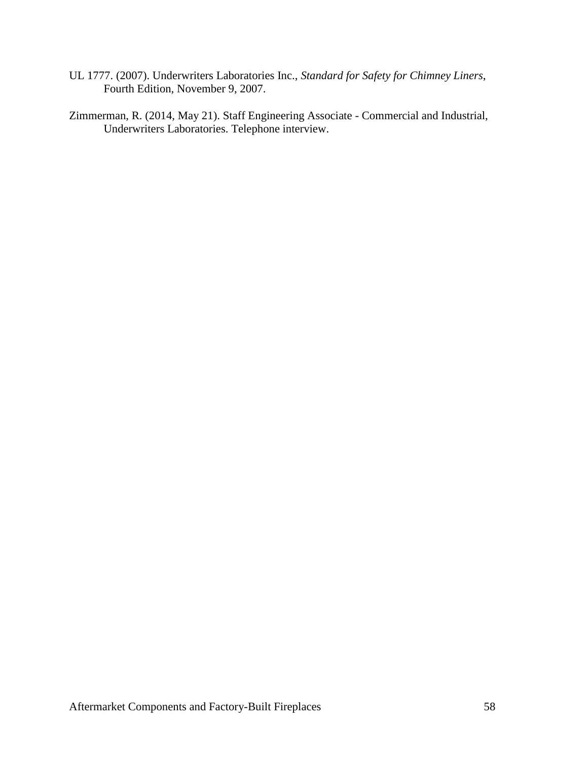UL 1777. (2007). Underwriters Laboratories Inc., *Standard for Safety for Chimney Liners*, Fourth Edition, November 9, 2007.

Zimmerman, R. (2014, May 21). Staff Engineering Associate - Commercial and Industrial, Underwriters Laboratories. Telephone interview.